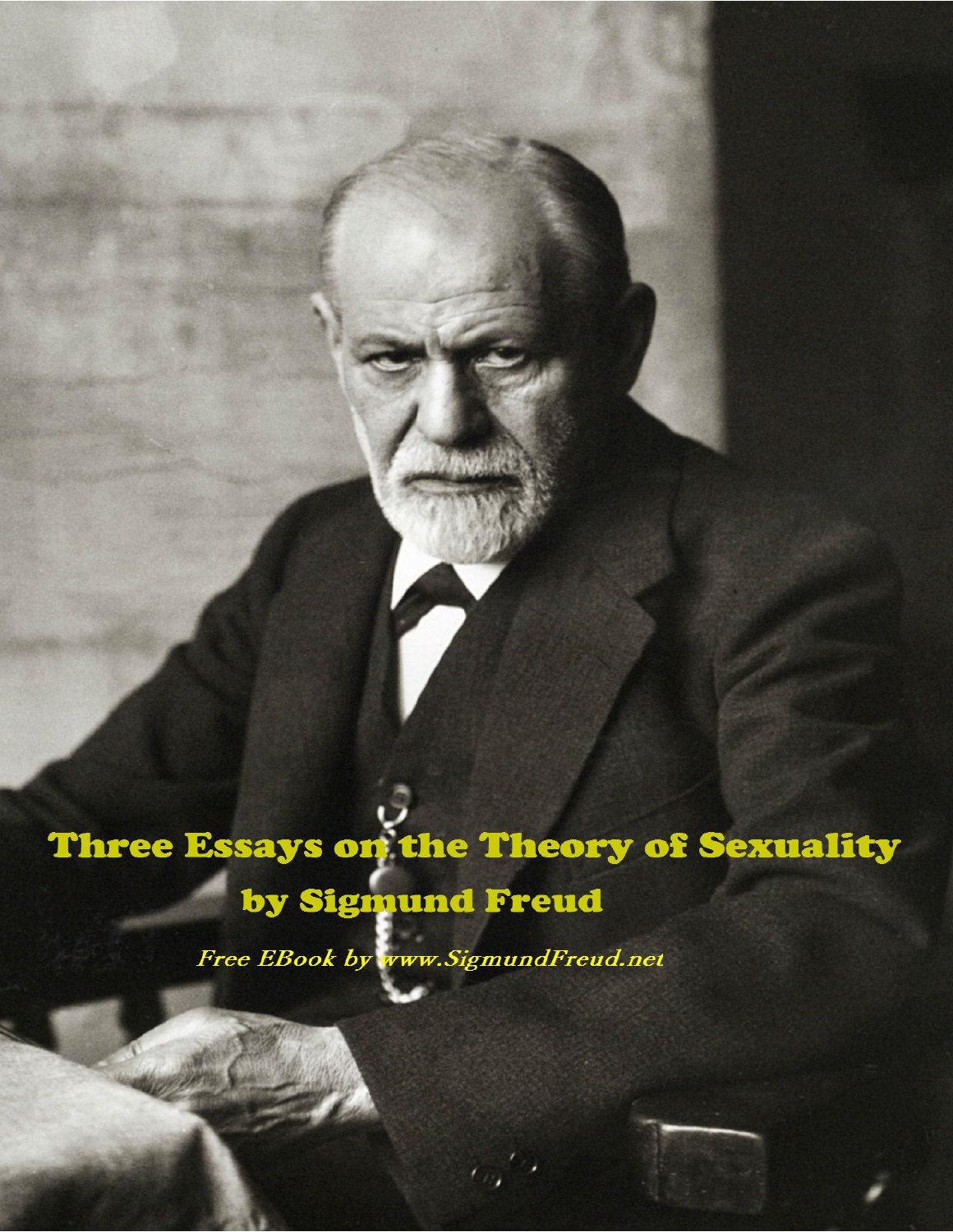# Three Essays on the Theory of Sexuality

## by Sigmund Freud

*Free EBook by www.SigmundFreud.net*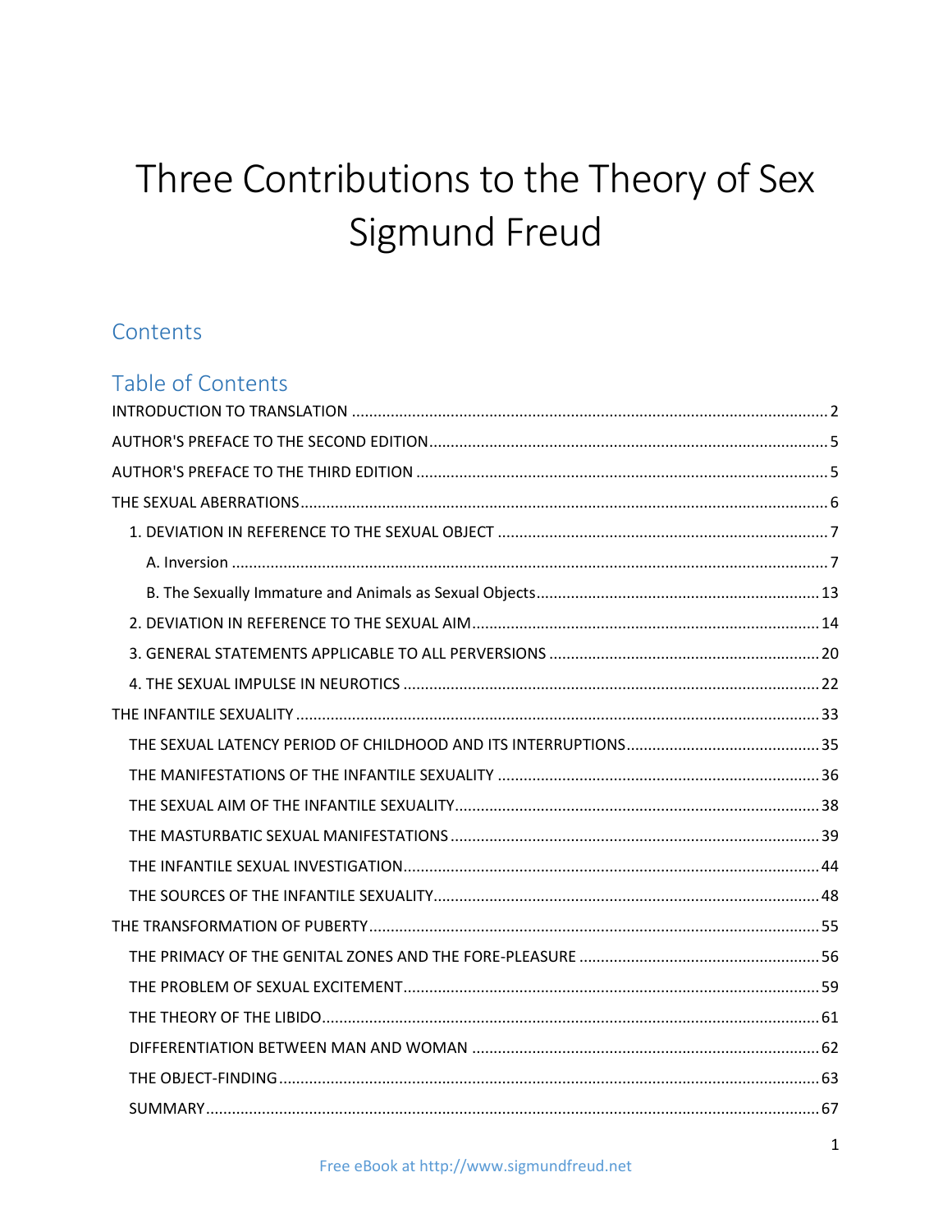# Three Contributions to the Theory of Sex
# Sigmund Freud

## Contents

## Table of Contents

INTRODUCTION TO TRANSLATION .......... 2

AUTHOR'S PREFACE TO THE SECOND EDITION .......... 5

AUTHOR'S PREFACE TO THE THIRD EDITION .......... 5

THE SEXUAL ABERRATIONS .......... 6

- 1. DEVIATION IN REFERENCE TO THE SEXUAL OBJECT .......... 7
  - A. Inversion .......... 7
  - B. The Sexually Immature and Animals as Sexual Objects .......... 13
- 2. DEVIATION IN REFERENCE TO THE SEXUAL AIM .......... 14
- 3. GENERAL STATEMENTS APPLICABLE TO ALL PERVERSIONS .......... 20
- 4. THE SEXUAL IMPULSE IN NEUROTICS .......... 22

THE INFANTILE SEXUALITY .......... 33

- THE SEXUAL LATENCY PERIOD OF CHILDHOOD AND ITS INTERRUPTIONS .......... 35
- THE MANIFESTATIONS OF THE INFANTILE SEXUALITY .......... 36
- THE SEXUAL AIM OF THE INFANTILE SEXUALITY .......... 38
- THE MASTURBATIC SEXUAL MANIFESTATIONS .......... 39
- THE INFANTILE SEXUAL INVESTIGATION .......... 44
- THE SOURCES OF THE INFANTILE SEXUALITY .......... 48

THE TRANSFORMATION OF PUBERTY .......... 55

- THE PRIMACY OF THE GENITAL ZONES AND THE FORE-PLEASURE .......... 56
- THE PROBLEM OF SEXUAL EXCITEMENT .......... 59
- THE THEORY OF THE LIBIDO .......... 61
- DIFFERENTIATION BETWEEN MAN AND WOMAN .......... 62
- THE OBJECT-FINDING .......... 63
- SUMMARY .......... 67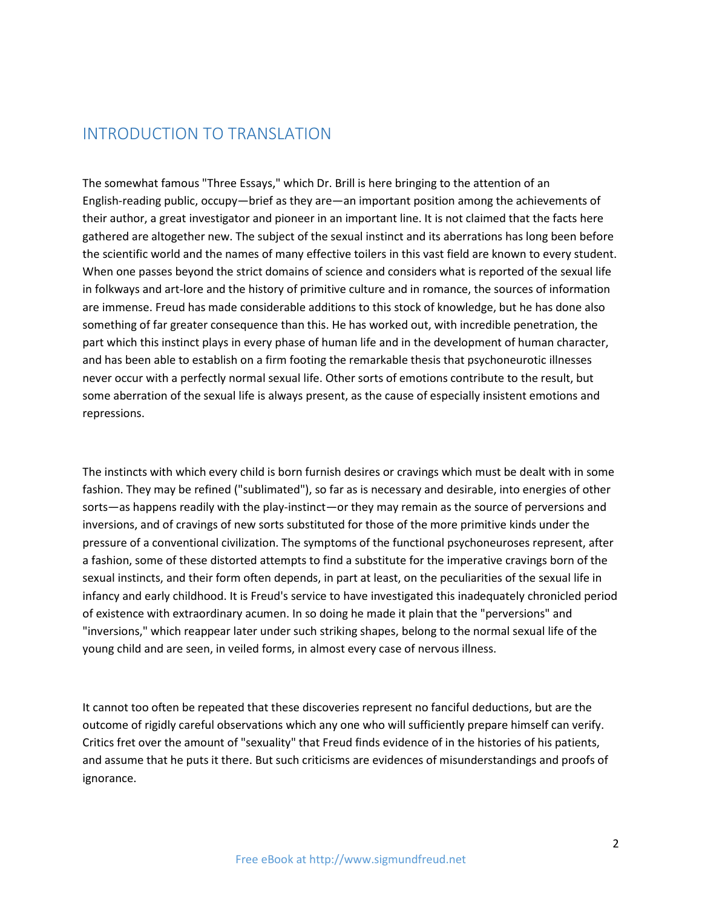## INTRODUCTION TO TRANSLATION

The somewhat famous "Three Essays," which Dr. Brill is here bringing to the attention of an English-reading public, occupy—brief as they are—an important position among the achievements of their author, a great investigator and pioneer in an important line. It is not claimed that the facts here gathered are altogether new. The subject of the sexual instinct and its aberrations has long been before the scientific world and the names of many effective toilers in this vast field are known to every student. When one passes beyond the strict domains of science and considers what is reported of the sexual life in folkways and art-lore and the history of primitive culture and in romance, the sources of information are immense. Freud has made considerable additions to this stock of knowledge, but he has done also something of far greater consequence than this. He has worked out, with incredible penetration, the part which this instinct plays in every phase of human life and in the development of human character, and has been able to establish on a firm footing the remarkable thesis that psychoneurotic illnesses never occur with a perfectly normal sexual life. Other sorts of emotions contribute to the result, but some aberration of the sexual life is always present, as the cause of especially insistent emotions and repressions.

The instincts with which every child is born furnish desires or cravings which must be dealt with in some fashion. They may be refined ("sublimated"), so far as is necessary and desirable, into energies of other sorts—as happens readily with the play-instinct—or they may remain as the source of perversions and inversions, and of cravings of new sorts substituted for those of the more primitive kinds under the pressure of a conventional civilization. The symptoms of the functional psychoneuroses represent, after a fashion, some of these distorted attempts to find a substitute for the imperative cravings born of the sexual instincts, and their form often depends, in part at least, on the peculiarities of the sexual life in infancy and early childhood. It is Freud's service to have investigated this inadequately chronicled period of existence with extraordinary acumen. In so doing he made it plain that the "perversions" and "inversions," which reappear later under such striking shapes, belong to the normal sexual life of the young child and are seen, in veiled forms, in almost every case of nervous illness.

It cannot too often be repeated that these discoveries represent no fanciful deductions, but are the outcome of rigidly careful observations which any one who will sufficiently prepare himself can verify. Critics fret over the amount of "sexuality" that Freud finds evidence of in the histories of his patients, and assume that he puts it there. But such criticisms are evidences of misunderstandings and proofs of ignorance.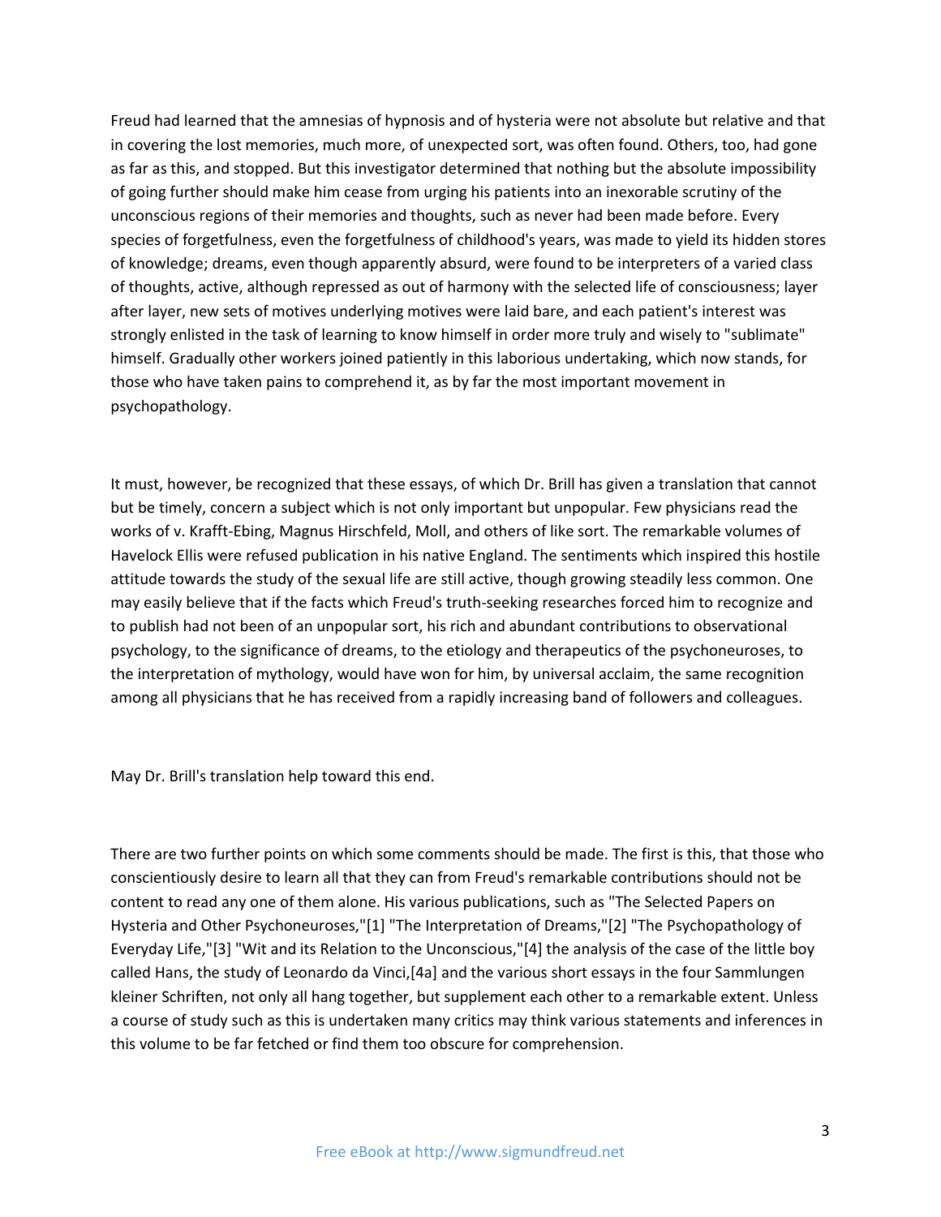Freud had learned that the amnesias of hypnosis and of hysteria were not absolute but relative and that in covering the lost memories, much more, of unexpected sort, was often found. Others, too, had gone as far as this, and stopped. But this investigator determined that nothing but the absolute impossibility of going further should make him cease from urging his patients into an inexorable scrutiny of the unconscious regions of their memories and thoughts, such as never had been made before. Every species of forgetfulness, even the forgetfulness of childhood's years, was made to yield its hidden stores of knowledge; dreams, even though apparently absurd, were found to be interpreters of a varied class of thoughts, active, although repressed as out of harmony with the selected life of consciousness; layer after layer, new sets of motives underlying motives were laid bare, and each patient's interest was strongly enlisted in the task of learning to know himself in order more truly and wisely to "sublimate" himself. Gradually other workers joined patiently in this laborious undertaking, which now stands, for those who have taken pains to comprehend it, as by far the most important movement in psychopathology.

It must, however, be recognized that these essays, of which Dr. Brill has given a translation that cannot but be timely, concern a subject which is not only important but unpopular. Few physicians read the works of v. Krafft-Ebing, Magnus Hirschfeld, Moll, and others of like sort. The remarkable volumes of Havelock Ellis were refused publication in his native England. The sentiments which inspired this hostile attitude towards the study of the sexual life are still active, though growing steadily less common. One may easily believe that if the facts which Freud's truth-seeking researches forced him to recognize and to publish had not been of an unpopular sort, his rich and abundant contributions to observational psychology, to the significance of dreams, to the etiology and therapeutics of the psychoneuroses, to the interpretation of mythology, would have won for him, by universal acclaim, the same recognition among all physicians that he has received from a rapidly increasing band of followers and colleagues.

May Dr. Brill's translation help toward this end.

There are two further points on which some comments should be made. The first is this, that those who conscientiously desire to learn all that they can from Freud's remarkable contributions should not be content to read any one of them alone. His various publications, such as "The Selected Papers on Hysteria and Other Psychoneuroses,"[1] "The Interpretation of Dreams,"[2] "The Psychopathology of Everyday Life,"[3] "Wit and its Relation to the Unconscious,"[4] the analysis of the case of the little boy called Hans, the study of Leonardo da Vinci,[4a] and the various short essays in the four Sammlungen kleiner Schriften, not only all hang together, but supplement each other to a remarkable extent. Unless a course of study such as this is undertaken many critics may think various statements and inferences in this volume to be far fetched or find them too obscure for comprehension.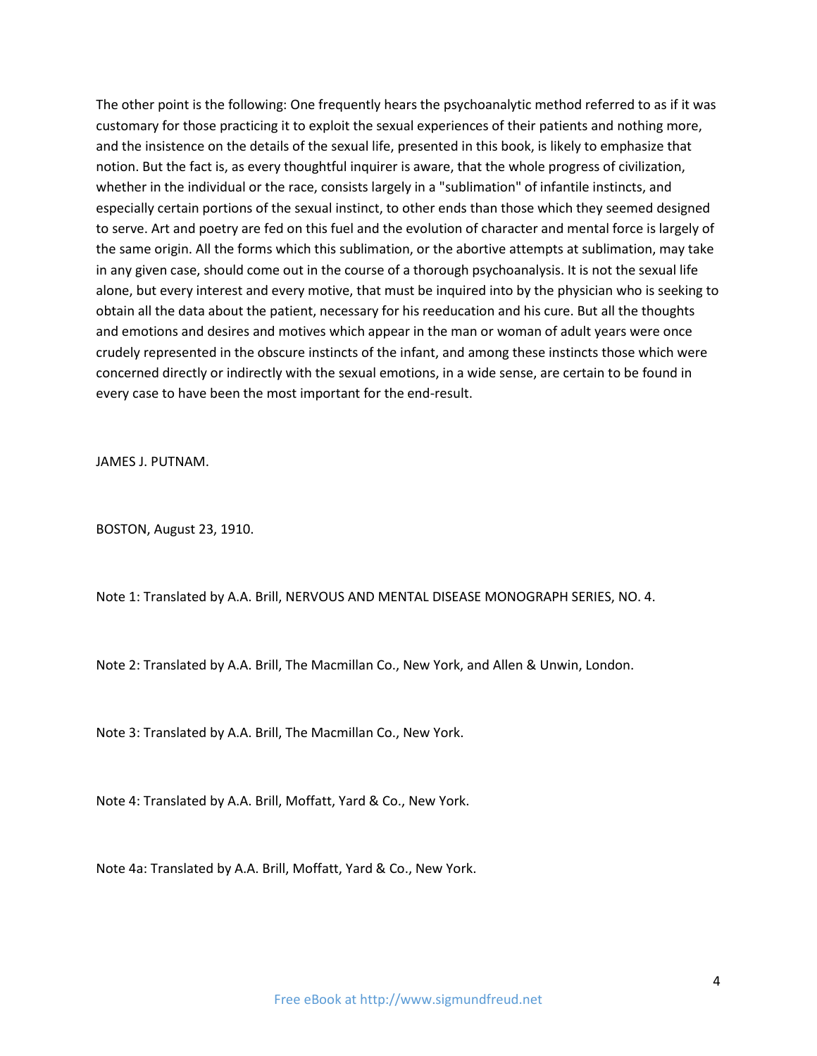The other point is the following: One frequently hears the psychoanalytic method referred to as if it was customary for those practicing it to exploit the sexual experiences of their patients and nothing more, and the insistence on the details of the sexual life, presented in this book, is likely to emphasize that notion. But the fact is, as every thoughtful inquirer is aware, that the whole progress of civilization, whether in the individual or the race, consists largely in a "sublimation" of infantile instincts, and especially certain portions of the sexual instinct, to other ends than those which they seemed designed to serve. Art and poetry are fed on this fuel and the evolution of character and mental force is largely of the same origin. All the forms which this sublimation, or the abortive attempts at sublimation, may take in any given case, should come out in the course of a thorough psychoanalysis. It is not the sexual life alone, but every interest and every motive, that must be inquired into by the physician who is seeking to obtain all the data about the patient, necessary for his reeducation and his cure. But all the thoughts and emotions and desires and motives which appear in the man or woman of adult years were once crudely represented in the obscure instincts of the infant, and among these instincts those which were concerned directly or indirectly with the sexual emotions, in a wide sense, are certain to be found in every case to have been the most important for the end-result.

JAMES J. PUTNAM.

BOSTON, August 23, 1910.

Note 1: Translated by A.A. Brill, NERVOUS AND MENTAL DISEASE MONOGRAPH SERIES, NO. 4.

Note 2: Translated by A.A. Brill, The Macmillan Co., New York, and Allen & Unwin, London.

Note 3: Translated by A.A. Brill, The Macmillan Co., New York.

Note 4: Translated by A.A. Brill, Moffatt, Yard & Co., New York.

Note 4a: Translated by A.A. Brill, Moffatt, Yard & Co., New York.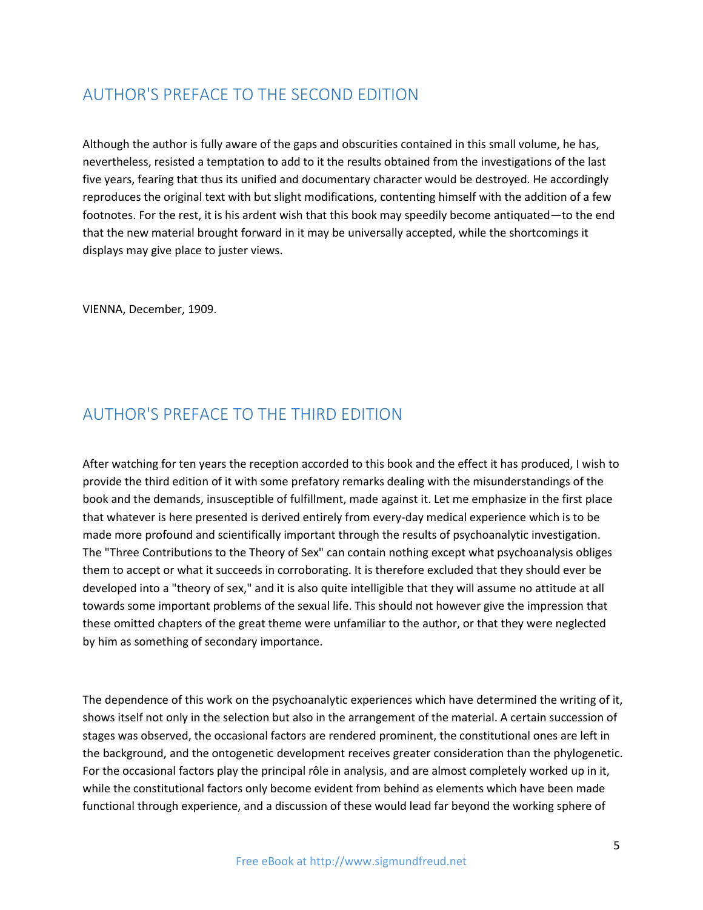## AUTHOR'S PREFACE TO THE SECOND EDITION

Although the author is fully aware of the gaps and obscurities contained in this small volume, he has, nevertheless, resisted a temptation to add to it the results obtained from the investigations of the last five years, fearing that thus its unified and documentary character would be destroyed. He accordingly reproduces the original text with but slight modifications, contenting himself with the addition of a few footnotes. For the rest, it is his ardent wish that this book may speedily become antiquated—to the end that the new material brought forward in it may be universally accepted, while the shortcomings it displays may give place to juster views.

VIENNA, December, 1909.

## AUTHOR'S PREFACE TO THE THIRD EDITION

After watching for ten years the reception accorded to this book and the effect it has produced, I wish to provide the third edition of it with some prefatory remarks dealing with the misunderstandings of the book and the demands, insusceptible of fulfillment, made against it. Let me emphasize in the first place that whatever is here presented is derived entirely from every-day medical experience which is to be made more profound and scientifically important through the results of psychoanalytic investigation. The "Three Contributions to the Theory of Sex" can contain nothing except what psychoanalysis obliges them to accept or what it succeeds in corroborating. It is therefore excluded that they should ever be developed into a "theory of sex," and it is also quite intelligible that they will assume no attitude at all towards some important problems of the sexual life. This should not however give the impression that these omitted chapters of the great theme were unfamiliar to the author, or that they were neglected by him as something of secondary importance.

The dependence of this work on the psychoanalytic experiences which have determined the writing of it, shows itself not only in the selection but also in the arrangement of the material. A certain succession of stages was observed, the occasional factors are rendered prominent, the constitutional ones are left in the background, and the ontogenetic development receives greater consideration than the phylogenetic. For the occasional factors play the principal rôle in analysis, and are almost completely worked up in it, while the constitutional factors only become evident from behind as elements which have been made functional through experience, and a discussion of these would lead far beyond the working sphere of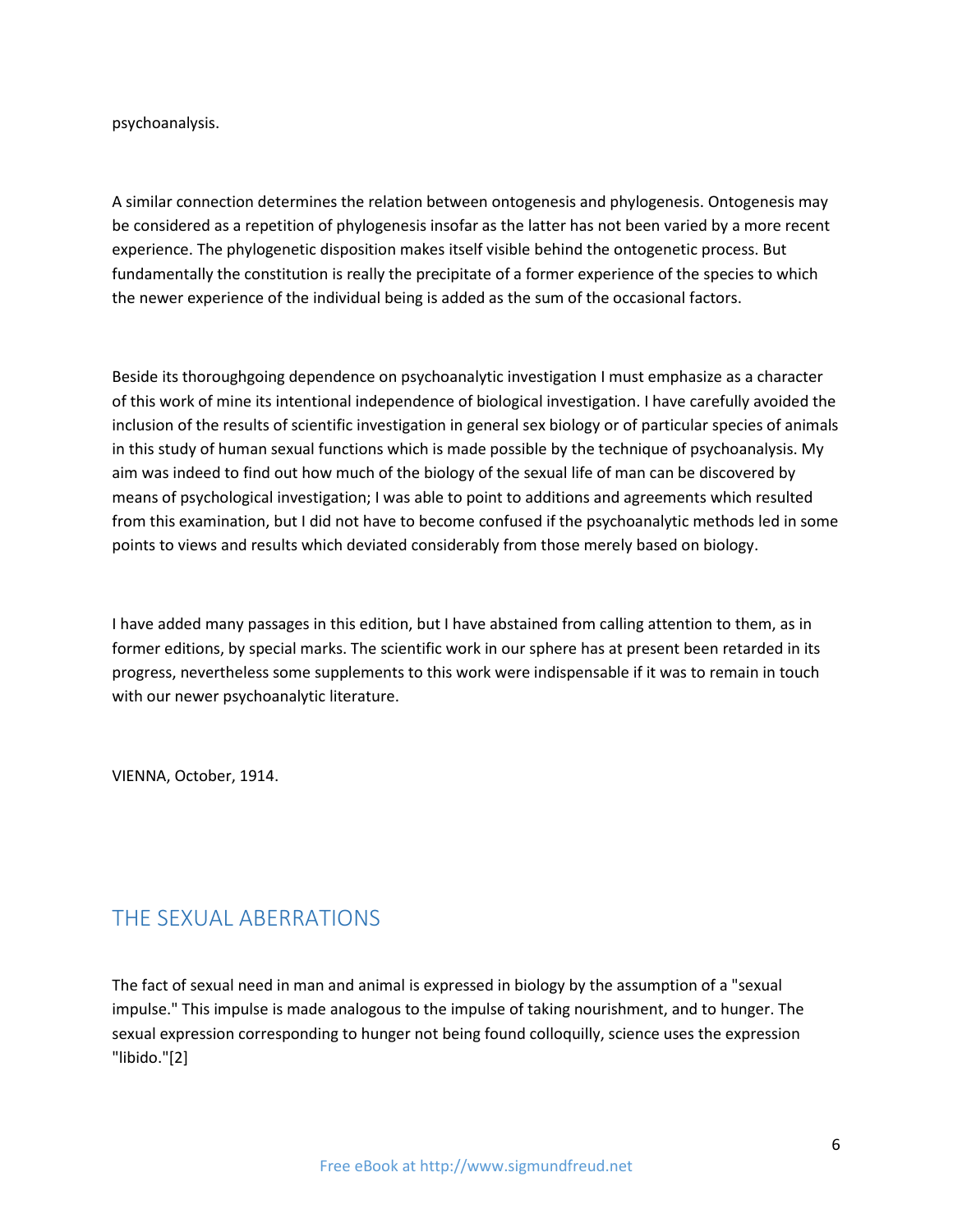psychoanalysis.

A similar connection determines the relation between ontogenesis and phylogenesis. Ontogenesis may be considered as a repetition of phylogenesis insofar as the latter has not been varied by a more recent experience. The phylogenetic disposition makes itself visible behind the ontogenetic process. But fundamentally the constitution is really the precipitate of a former experience of the species to which the newer experience of the individual being is added as the sum of the occasional factors.

Beside its thoroughgoing dependence on psychoanalytic investigation I must emphasize as a character of this work of mine its intentional independence of biological investigation. I have carefully avoided the inclusion of the results of scientific investigation in general sex biology or of particular species of animals in this study of human sexual functions which is made possible by the technique of psychoanalysis. My aim was indeed to find out how much of the biology of the sexual life of man can be discovered by means of psychological investigation; I was able to point to additions and agreements which resulted from this examination, but I did not have to become confused if the psychoanalytic methods led in some points to views and results which deviated considerably from those merely based on biology.

I have added many passages in this edition, but I have abstained from calling attention to them, as in former editions, by special marks. The scientific work in our sphere has at present been retarded in its progress, nevertheless some supplements to this work were indispensable if it was to remain in touch with our newer psychoanalytic literature.

VIENNA, October, 1914.

## THE SEXUAL ABERRATIONS

The fact of sexual need in man and animal is expressed in biology by the assumption of a "sexual impulse." This impulse is made analogous to the impulse of taking nourishment, and to hunger. The sexual expression corresponding to hunger not being found colloquilly, science uses the expression "libido."[2]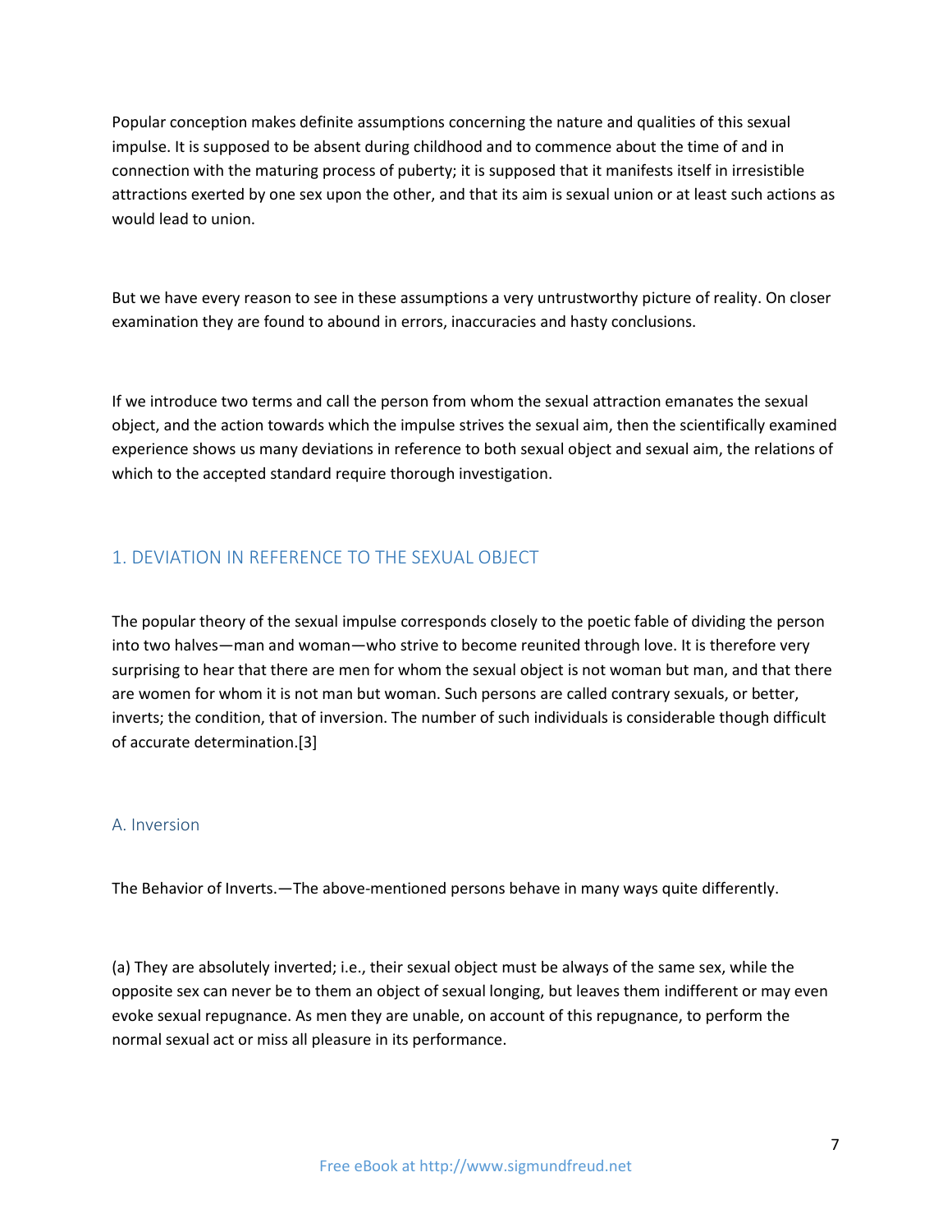Popular conception makes definite assumptions concerning the nature and qualities of this sexual impulse. It is supposed to be absent during childhood and to commence about the time of and in connection with the maturing process of puberty; it is supposed that it manifests itself in irresistible attractions exerted by one sex upon the other, and that its aim is sexual union or at least such actions as would lead to union.

But we have every reason to see in these assumptions a very untrustworthy picture of reality. On closer examination they are found to abound in errors, inaccuracies and hasty conclusions.

If we introduce two terms and call the person from whom the sexual attraction emanates the sexual object, and the action towards which the impulse strives the sexual aim, then the scientifically examined experience shows us many deviations in reference to both sexual object and sexual aim, the relations of which to the accepted standard require thorough investigation.

## 1. DEVIATION IN REFERENCE TO THE SEXUAL OBJECT

The popular theory of the sexual impulse corresponds closely to the poetic fable of dividing the person into two halves—man and woman—who strive to become reunited through love. It is therefore very surprising to hear that there are men for whom the sexual object is not woman but man, and that there are women for whom it is not man but woman. Such persons are called contrary sexuals, or better, inverts; the condition, that of inversion. The number of such individuals is considerable though difficult of accurate determination.[3]

### A. Inversion

The Behavior of Inverts.—The above-mentioned persons behave in many ways quite differently.

(a) They are absolutely inverted; i.e., their sexual object must be always of the same sex, while the opposite sex can never be to them an object of sexual longing, but leaves them indifferent or may even evoke sexual repugnance. As men they are unable, on account of this repugnance, to perform the normal sexual act or miss all pleasure in its performance.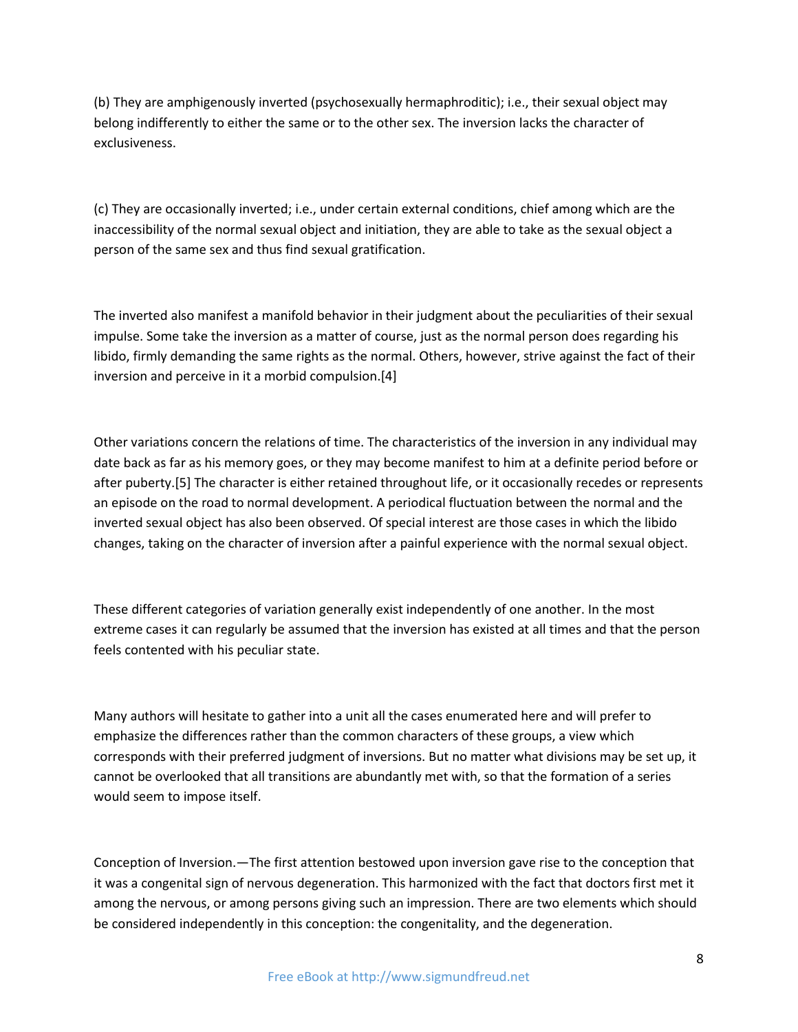(b) They are amphigenously inverted (psychosexually hermaphroditic); i.e., their sexual object may belong indifferently to either the same or to the other sex. The inversion lacks the character of exclusiveness.

(c) They are occasionally inverted; i.e., under certain external conditions, chief among which are the inaccessibility of the normal sexual object and initiation, they are able to take as the sexual object a person of the same sex and thus find sexual gratification.

The inverted also manifest a manifold behavior in their judgment about the peculiarities of their sexual impulse. Some take the inversion as a matter of course, just as the normal person does regarding his libido, firmly demanding the same rights as the normal. Others, however, strive against the fact of their inversion and perceive in it a morbid compulsion.[4]

Other variations concern the relations of time. The characteristics of the inversion in any individual may date back as far as his memory goes, or they may become manifest to him at a definite period before or after puberty.[5] The character is either retained throughout life, or it occasionally recedes or represents an episode on the road to normal development. A periodical fluctuation between the normal and the inverted sexual object has also been observed. Of special interest are those cases in which the libido changes, taking on the character of inversion after a painful experience with the normal sexual object.

These different categories of variation generally exist independently of one another. In the most extreme cases it can regularly be assumed that the inversion has existed at all times and that the person feels contented with his peculiar state.

Many authors will hesitate to gather into a unit all the cases enumerated here and will prefer to emphasize the differences rather than the common characters of these groups, a view which corresponds with their preferred judgment of inversions. But no matter what divisions may be set up, it cannot be overlooked that all transitions are abundantly met with, so that the formation of a series would seem to impose itself.

Conception of Inversion.—The first attention bestowed upon inversion gave rise to the conception that it was a congenital sign of nervous degeneration. This harmonized with the fact that doctors first met it among the nervous, or among persons giving such an impression. There are two elements which should be considered independently in this conception: the congenitality, and the degeneration.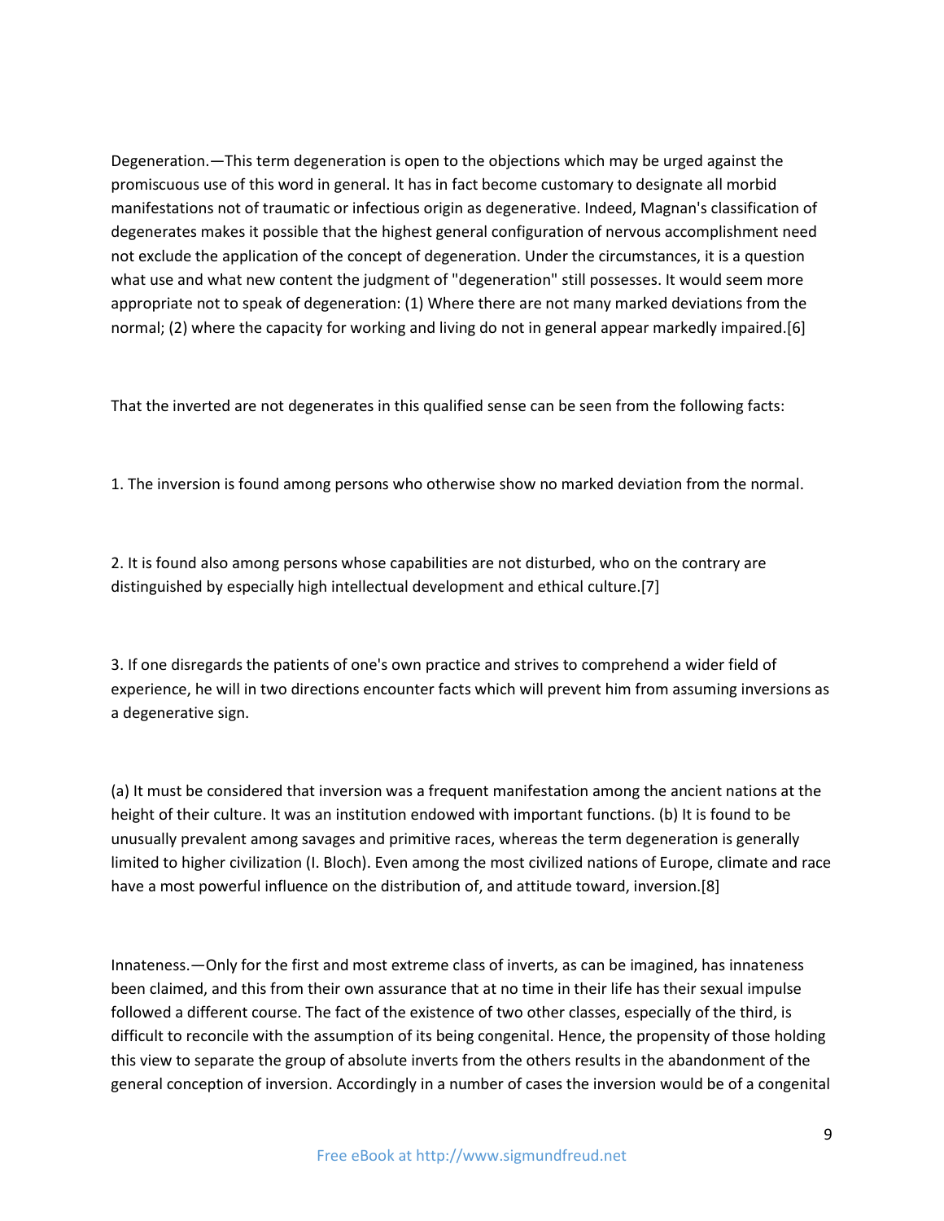Degeneration.—This term degeneration is open to the objections which may be urged against the promiscuous use of this word in general. It has in fact become customary to designate all morbid manifestations not of traumatic or infectious origin as degenerative. Indeed, Magnan's classification of degenerates makes it possible that the highest general configuration of nervous accomplishment need not exclude the application of the concept of degeneration. Under the circumstances, it is a question what use and what new content the judgment of "degeneration" still possesses. It would seem more appropriate not to speak of degeneration: (1) Where there are not many marked deviations from the normal; (2) where the capacity for working and living do not in general appear markedly impaired.[6]

That the inverted are not degenerates in this qualified sense can be seen from the following facts:

1. The inversion is found among persons who otherwise show no marked deviation from the normal.

2. It is found also among persons whose capabilities are not disturbed, who on the contrary are distinguished by especially high intellectual development and ethical culture.[7]

3. If one disregards the patients of one's own practice and strives to comprehend a wider field of experience, he will in two directions encounter facts which will prevent him from assuming inversions as a degenerative sign.

(a) It must be considered that inversion was a frequent manifestation among the ancient nations at the height of their culture. It was an institution endowed with important functions. (b) It is found to be unusually prevalent among savages and primitive races, whereas the term degeneration is generally limited to higher civilization (I. Bloch). Even among the most civilized nations of Europe, climate and race have a most powerful influence on the distribution of, and attitude toward, inversion.[8]

Innateness.—Only for the first and most extreme class of inverts, as can be imagined, has innateness been claimed, and this from their own assurance that at no time in their life has their sexual impulse followed a different course. The fact of the existence of two other classes, especially of the third, is difficult to reconcile with the assumption of its being congenital. Hence, the propensity of those holding this view to separate the group of absolute inverts from the others results in the abandonment of the general conception of inversion. Accordingly in a number of cases the inversion would be of a congenital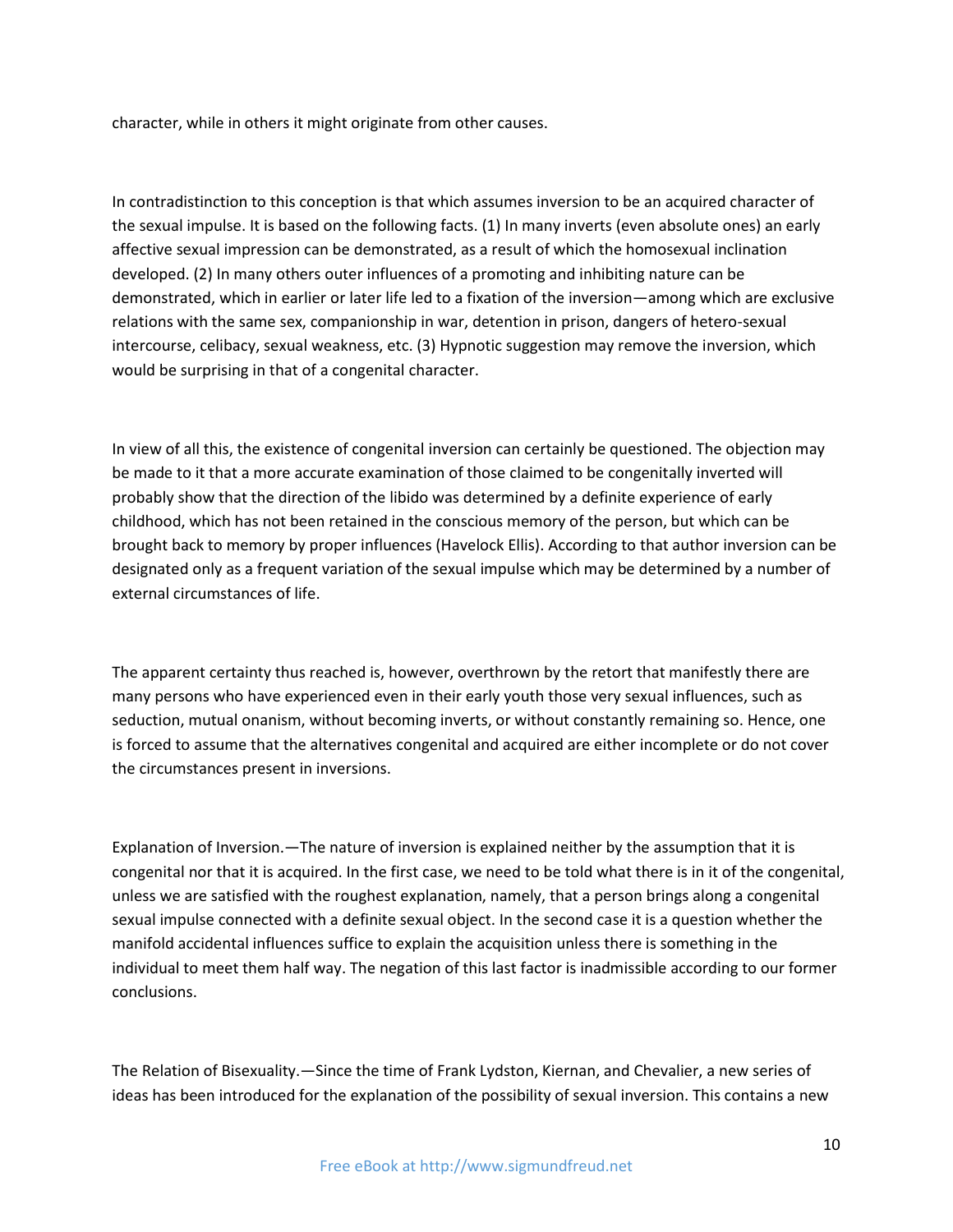character, while in others it might originate from other causes.

In contradistinction to this conception is that which assumes inversion to be an acquired character of the sexual impulse. It is based on the following facts. (1) In many inverts (even absolute ones) an early affective sexual impression can be demonstrated, as a result of which the homosexual inclination developed. (2) In many others outer influences of a promoting and inhibiting nature can be demonstrated, which in earlier or later life led to a fixation of the inversion—among which are exclusive relations with the same sex, companionship in war, detention in prison, dangers of hetero-sexual intercourse, celibacy, sexual weakness, etc. (3) Hypnotic suggestion may remove the inversion, which would be surprising in that of a congenital character.

In view of all this, the existence of congenital inversion can certainly be questioned. The objection may be made to it that a more accurate examination of those claimed to be congenitally inverted will probably show that the direction of the libido was determined by a definite experience of early childhood, which has not been retained in the conscious memory of the person, but which can be brought back to memory by proper influences (Havelock Ellis). According to that author inversion can be designated only as a frequent variation of the sexual impulse which may be determined by a number of external circumstances of life.

The apparent certainty thus reached is, however, overthrown by the retort that manifestly there are many persons who have experienced even in their early youth those very sexual influences, such as seduction, mutual onanism, without becoming inverts, or without constantly remaining so. Hence, one is forced to assume that the alternatives congenital and acquired are either incomplete or do not cover the circumstances present in inversions.

Explanation of Inversion.—The nature of inversion is explained neither by the assumption that it is congenital nor that it is acquired. In the first case, we need to be told what there is in it of the congenital, unless we are satisfied with the roughest explanation, namely, that a person brings along a congenital sexual impulse connected with a definite sexual object. In the second case it is a question whether the manifold accidental influences suffice to explain the acquisition unless there is something in the individual to meet them half way. The negation of this last factor is inadmissible according to our former conclusions.

The Relation of Bisexuality.—Since the time of Frank Lydston, Kiernan, and Chevalier, a new series of ideas has been introduced for the explanation of the possibility of sexual inversion. This contains a new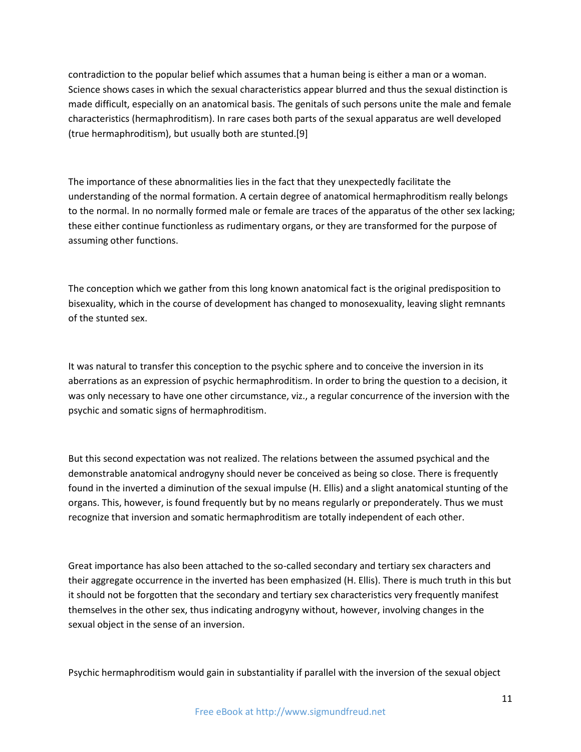contradiction to the popular belief which assumes that a human being is either a man or a woman. Science shows cases in which the sexual characteristics appear blurred and thus the sexual distinction is made difficult, especially on an anatomical basis. The genitals of such persons unite the male and female characteristics (hermaphroditism). In rare cases both parts of the sexual apparatus are well developed (true hermaphroditism), but usually both are stunted.[9]

The importance of these abnormalities lies in the fact that they unexpectedly facilitate the understanding of the normal formation. A certain degree of anatomical hermaphroditism really belongs to the normal. In no normally formed male or female are traces of the apparatus of the other sex lacking; these either continue functionless as rudimentary organs, or they are transformed for the purpose of assuming other functions.

The conception which we gather from this long known anatomical fact is the original predisposition to bisexuality, which in the course of development has changed to monosexuality, leaving slight remnants of the stunted sex.

It was natural to transfer this conception to the psychic sphere and to conceive the inversion in its aberrations as an expression of psychic hermaphroditism. In order to bring the question to a decision, it was only necessary to have one other circumstance, viz., a regular concurrence of the inversion with the psychic and somatic signs of hermaphroditism.

But this second expectation was not realized. The relations between the assumed psychical and the demonstrable anatomical androgyny should never be conceived as being so close. There is frequently found in the inverted a diminution of the sexual impulse (H. Ellis) and a slight anatomical stunting of the organs. This, however, is found frequently but by no means regularly or preponderately. Thus we must recognize that inversion and somatic hermaphroditism are totally independent of each other.

Great importance has also been attached to the so-called secondary and tertiary sex characters and their aggregate occurrence in the inverted has been emphasized (H. Ellis). There is much truth in this but it should not be forgotten that the secondary and tertiary sex characteristics very frequently manifest themselves in the other sex, thus indicating androgyny without, however, involving changes in the sexual object in the sense of an inversion.

Psychic hermaphroditism would gain in substantiality if parallel with the inversion of the sexual object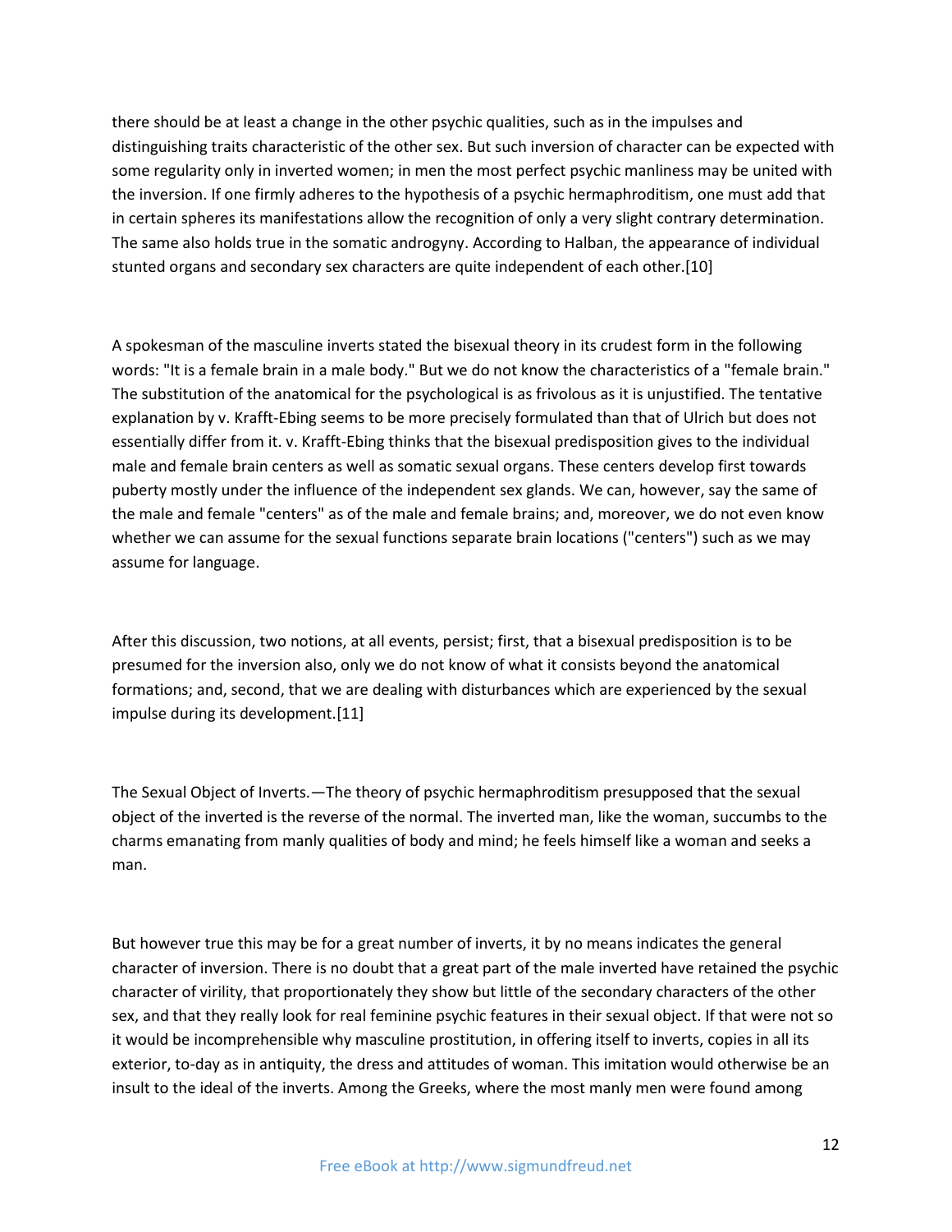there should be at least a change in the other psychic qualities, such as in the impulses and distinguishing traits characteristic of the other sex. But such inversion of character can be expected with some regularity only in inverted women; in men the most perfect psychic manliness may be united with the inversion. If one firmly adheres to the hypothesis of a psychic hermaphroditism, one must add that in certain spheres its manifestations allow the recognition of only a very slight contrary determination. The same also holds true in the somatic androgyny. According to Halban, the appearance of individual stunted organs and secondary sex characters are quite independent of each other.[10]

A spokesman of the masculine inverts stated the bisexual theory in its crudest form in the following words: "It is a female brain in a male body." But we do not know the characteristics of a "female brain." The substitution of the anatomical for the psychological is as frivolous as it is unjustified. The tentative explanation by v. Krafft-Ebing seems to be more precisely formulated than that of Ulrich but does not essentially differ from it. v. Krafft-Ebing thinks that the bisexual predisposition gives to the individual male and female brain centers as well as somatic sexual organs. These centers develop first towards puberty mostly under the influence of the independent sex glands. We can, however, say the same of the male and female "centers" as of the male and female brains; and, moreover, we do not even know whether we can assume for the sexual functions separate brain locations ("centers") such as we may assume for language.

After this discussion, two notions, at all events, persist; first, that a bisexual predisposition is to be presumed for the inversion also, only we do not know of what it consists beyond the anatomical formations; and, second, that we are dealing with disturbances which are experienced by the sexual impulse during its development.[11]

The Sexual Object of Inverts.—The theory of psychic hermaphroditism presupposed that the sexual object of the inverted is the reverse of the normal. The inverted man, like the woman, succumbs to the charms emanating from manly qualities of body and mind; he feels himself like a woman and seeks a man.

But however true this may be for a great number of inverts, it by no means indicates the general character of inversion. There is no doubt that a great part of the male inverted have retained the psychic character of virility, that proportionately they show but little of the secondary characters of the other sex, and that they really look for real feminine psychic features in their sexual object. If that were not so it would be incomprehensible why masculine prostitution, in offering itself to inverts, copies in all its exterior, to-day as in antiquity, the dress and attitudes of woman. This imitation would otherwise be an insult to the ideal of the inverts. Among the Greeks, where the most manly men were found among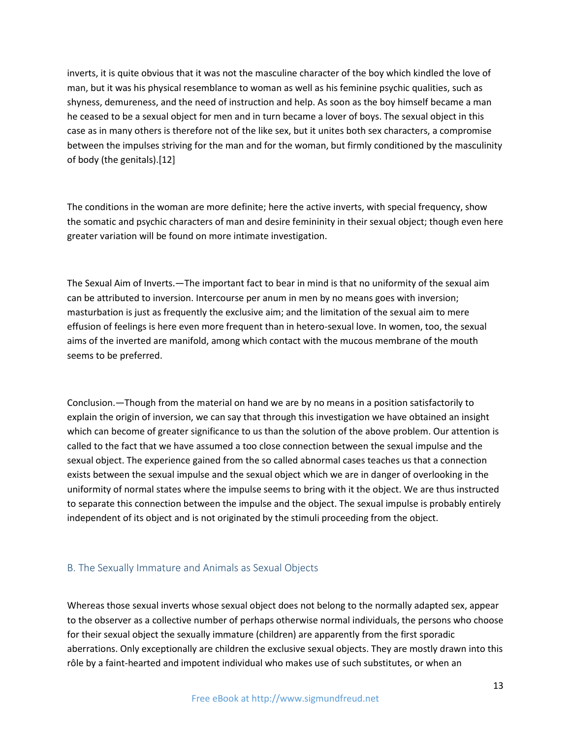inverts, it is quite obvious that it was not the masculine character of the boy which kindled the love of man, but it was his physical resemblance to woman as well as his feminine psychic qualities, such as shyness, demureness, and the need of instruction and help. As soon as the boy himself became a man he ceased to be a sexual object for men and in turn became a lover of boys. The sexual object in this case as in many others is therefore not of the like sex, but it unites both sex characters, a compromise between the impulses striving for the man and for the woman, but firmly conditioned by the masculinity of body (the genitals).[12]

The conditions in the woman are more definite; here the active inverts, with special frequency, show the somatic and psychic characters of man and desire femininity in their sexual object; though even here greater variation will be found on more intimate investigation.

The Sexual Aim of Inverts.—The important fact to bear in mind is that no uniformity of the sexual aim can be attributed to inversion. Intercourse per anum in men by no means goes with inversion; masturbation is just as frequently the exclusive aim; and the limitation of the sexual aim to mere effusion of feelings is here even more frequent than in hetero-sexual love. In women, too, the sexual aims of the inverted are manifold, among which contact with the mucous membrane of the mouth seems to be preferred.

Conclusion.—Though from the material on hand we are by no means in a position satisfactorily to explain the origin of inversion, we can say that through this investigation we have obtained an insight which can become of greater significance to us than the solution of the above problem. Our attention is called to the fact that we have assumed a too close connection between the sexual impulse and the sexual object. The experience gained from the so called abnormal cases teaches us that a connection exists between the sexual impulse and the sexual object which we are in danger of overlooking in the uniformity of normal states where the impulse seems to bring with it the object. We are thus instructed to separate this connection between the impulse and the object. The sexual impulse is probably entirely independent of its object and is not originated by the stimuli proceeding from the object.

## B. The Sexually Immature and Animals as Sexual Objects

Whereas those sexual inverts whose sexual object does not belong to the normally adapted sex, appear to the observer as a collective number of perhaps otherwise normal individuals, the persons who choose for their sexual object the sexually immature (children) are apparently from the first sporadic aberrations. Only exceptionally are children the exclusive sexual objects. They are mostly drawn into this rôle by a faint-hearted and impotent individual who makes use of such substitutes, or when an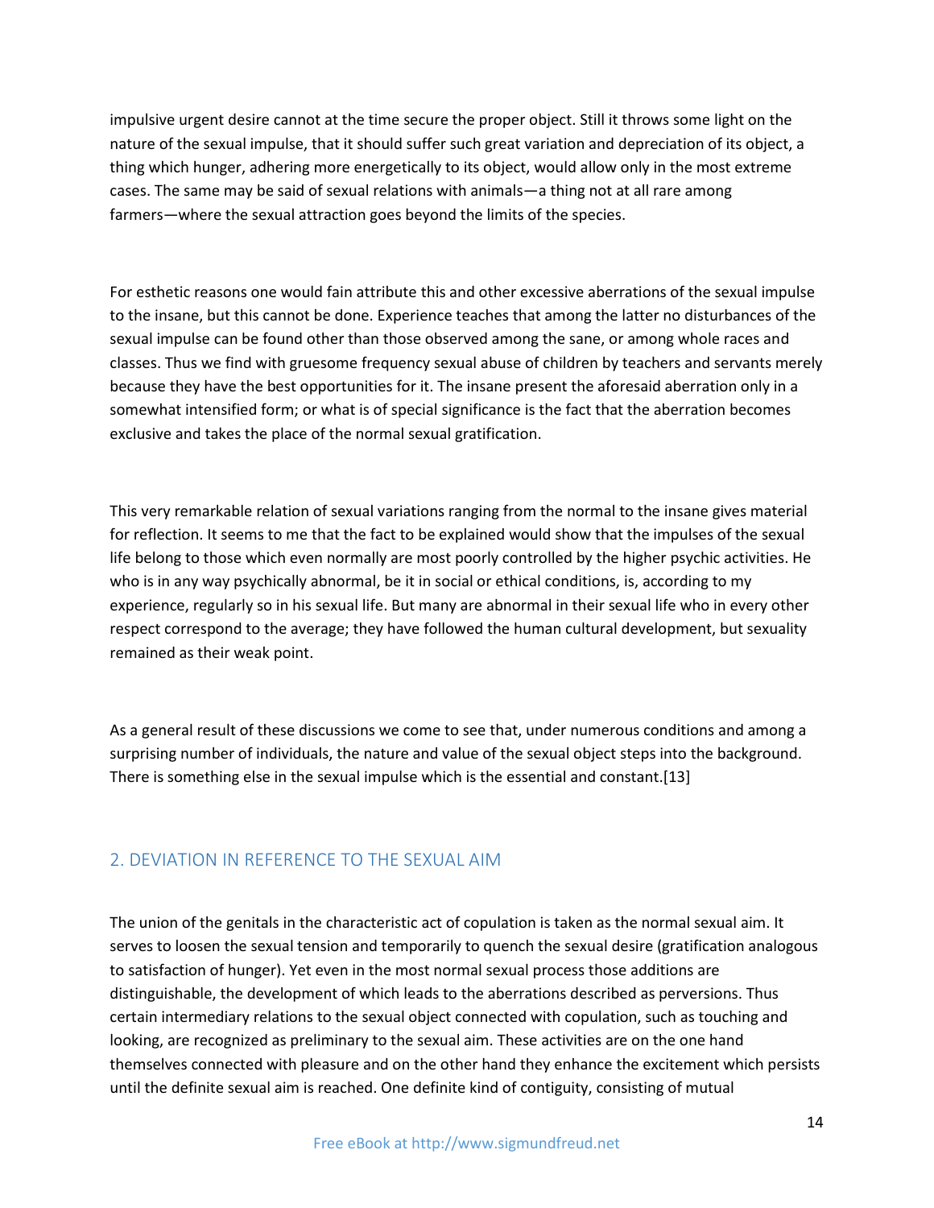impulsive urgent desire cannot at the time secure the proper object. Still it throws some light on the nature of the sexual impulse, that it should suffer such great variation and depreciation of its object, a thing which hunger, adhering more energetically to its object, would allow only in the most extreme cases. The same may be said of sexual relations with animals—a thing not at all rare among farmers—where the sexual attraction goes beyond the limits of the species.

For esthetic reasons one would fain attribute this and other excessive aberrations of the sexual impulse to the insane, but this cannot be done. Experience teaches that among the latter no disturbances of the sexual impulse can be found other than those observed among the sane, or among whole races and classes. Thus we find with gruesome frequency sexual abuse of children by teachers and servants merely because they have the best opportunities for it. The insane present the aforesaid aberration only in a somewhat intensified form; or what is of special significance is the fact that the aberration becomes exclusive and takes the place of the normal sexual gratification.

This very remarkable relation of sexual variations ranging from the normal to the insane gives material for reflection. It seems to me that the fact to be explained would show that the impulses of the sexual life belong to those which even normally are most poorly controlled by the higher psychic activities. He who is in any way psychically abnormal, be it in social or ethical conditions, is, according to my experience, regularly so in his sexual life. But many are abnormal in their sexual life who in every other respect correspond to the average; they have followed the human cultural development, but sexuality remained as their weak point.

As a general result of these discussions we come to see that, under numerous conditions and among a surprising number of individuals, the nature and value of the sexual object steps into the background. There is something else in the sexual impulse which is the essential and constant.[13]

## 2. DEVIATION IN REFERENCE TO THE SEXUAL AIM

The union of the genitals in the characteristic act of copulation is taken as the normal sexual aim. It serves to loosen the sexual tension and temporarily to quench the sexual desire (gratification analogous to satisfaction of hunger). Yet even in the most normal sexual process those additions are distinguishable, the development of which leads to the aberrations described as perversions. Thus certain intermediary relations to the sexual object connected with copulation, such as touching and looking, are recognized as preliminary to the sexual aim. These activities are on the one hand themselves connected with pleasure and on the other hand they enhance the excitement which persists until the definite sexual aim is reached. One definite kind of contiguity, consisting of mutual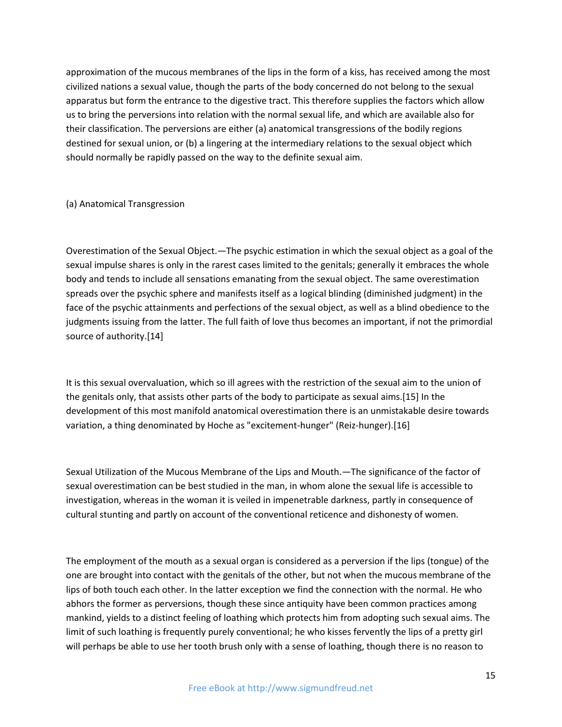approximation of the mucous membranes of the lips in the form of a kiss, has received among the most civilized nations a sexual value, though the parts of the body concerned do not belong to the sexual apparatus but form the entrance to the digestive tract. This therefore supplies the factors which allow us to bring the perversions into relation with the normal sexual life, and which are available also for their classification. The perversions are either (a) anatomical transgressions of the bodily regions destined for sexual union, or (b) a lingering at the intermediary relations to the sexual object which should normally be rapidly passed on the way to the definite sexual aim.

### (a) Anatomical Transgression

Overestimation of the Sexual Object.—The psychic estimation in which the sexual object as a goal of the sexual impulse shares is only in the rarest cases limited to the genitals; generally it embraces the whole body and tends to include all sensations emanating from the sexual object. The same overestimation spreads over the psychic sphere and manifests itself as a logical blinding (diminished judgment) in the face of the psychic attainments and perfections of the sexual object, as well as a blind obedience to the judgments issuing from the latter. The full faith of love thus becomes an important, if not the primordial source of authority.[14]

It is this sexual overvaluation, which so ill agrees with the restriction of the sexual aim to the union of the genitals only, that assists other parts of the body to participate as sexual aims.[15] In the development of this most manifold anatomical overestimation there is an unmistakable desire towards variation, a thing denominated by Hoche as "excitement-hunger" (Reiz-hunger).[16]

Sexual Utilization of the Mucous Membrane of the Lips and Mouth.—The significance of the factor of sexual overestimation can be best studied in the man, in whom alone the sexual life is accessible to investigation, whereas in the woman it is veiled in impenetrable darkness, partly in consequence of cultural stunting and partly on account of the conventional reticence and dishonesty of women.

The employment of the mouth as a sexual organ is considered as a perversion if the lips (tongue) of the one are brought into contact with the genitals of the other, but not when the mucous membrane of the lips of both touch each other. In the latter exception we find the connection with the normal. He who abhors the former as perversions, though these since antiquity have been common practices among mankind, yields to a distinct feeling of loathing which protects him from adopting such sexual aims. The limit of such loathing is frequently purely conventional; he who kisses fervently the lips of a pretty girl will perhaps be able to use her tooth brush only with a sense of loathing, though there is no reason to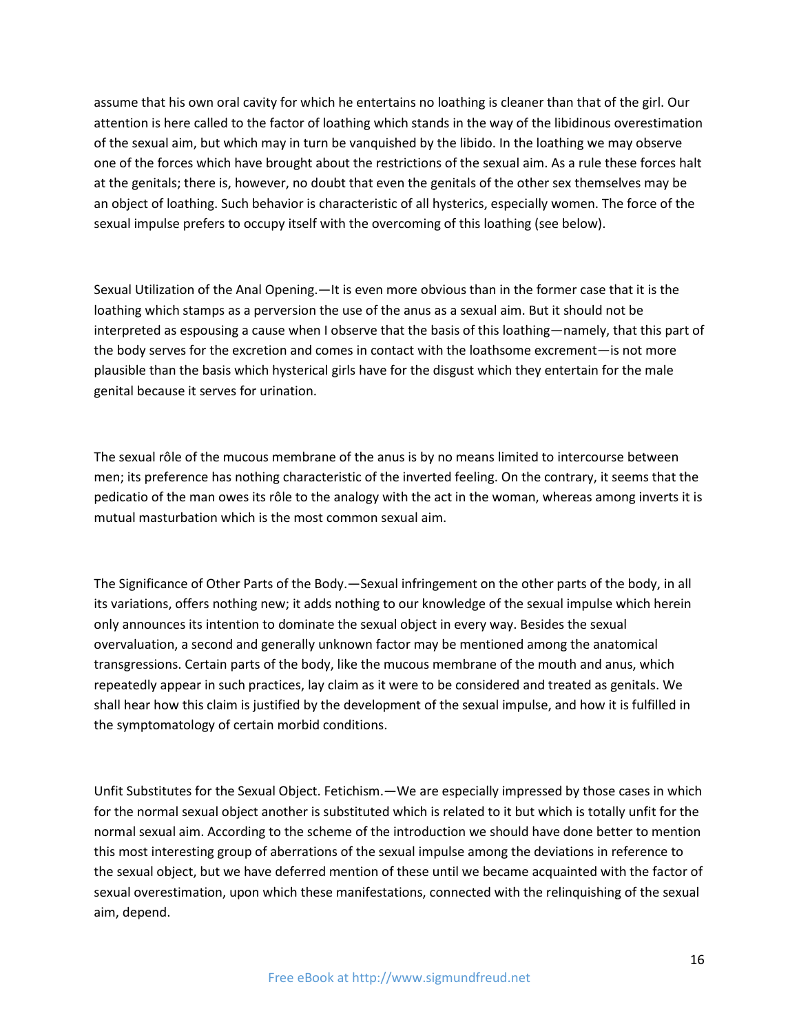assume that his own oral cavity for which he entertains no loathing is cleaner than that of the girl. Our attention is here called to the factor of loathing which stands in the way of the libidinous overestimation of the sexual aim, but which may in turn be vanquished by the libido. In the loathing we may observe one of the forces which have brought about the restrictions of the sexual aim. As a rule these forces halt at the genitals; there is, however, no doubt that even the genitals of the other sex themselves may be an object of loathing. Such behavior is characteristic of all hysterics, especially women. The force of the sexual impulse prefers to occupy itself with the overcoming of this loathing (see below).

Sexual Utilization of the Anal Opening.—It is even more obvious than in the former case that it is the loathing which stamps as a perversion the use of the anus as a sexual aim. But it should not be interpreted as espousing a cause when I observe that the basis of this loathing—namely, that this part of the body serves for the excretion and comes in contact with the loathsome excrement—is not more plausible than the basis which hysterical girls have for the disgust which they entertain for the male genital because it serves for urination.

The sexual rôle of the mucous membrane of the anus is by no means limited to intercourse between men; its preference has nothing characteristic of the inverted feeling. On the contrary, it seems that the pedicatio of the man owes its rôle to the analogy with the act in the woman, whereas among inverts it is mutual masturbation which is the most common sexual aim.

The Significance of Other Parts of the Body.—Sexual infringement on the other parts of the body, in all its variations, offers nothing new; it adds nothing to our knowledge of the sexual impulse which herein only announces its intention to dominate the sexual object in every way. Besides the sexual overvaluation, a second and generally unknown factor may be mentioned among the anatomical transgressions. Certain parts of the body, like the mucous membrane of the mouth and anus, which repeatedly appear in such practices, lay claim as it were to be considered and treated as genitals. We shall hear how this claim is justified by the development of the sexual impulse, and how it is fulfilled in the symptomatology of certain morbid conditions.

Unfit Substitutes for the Sexual Object. Fetichism.—We are especially impressed by those cases in which for the normal sexual object another is substituted which is related to it but which is totally unfit for the normal sexual aim. According to the scheme of the introduction we should have done better to mention this most interesting group of aberrations of the sexual impulse among the deviations in reference to the sexual object, but we have deferred mention of these until we became acquainted with the factor of sexual overestimation, upon which these manifestations, connected with the relinquishing of the sexual aim, depend.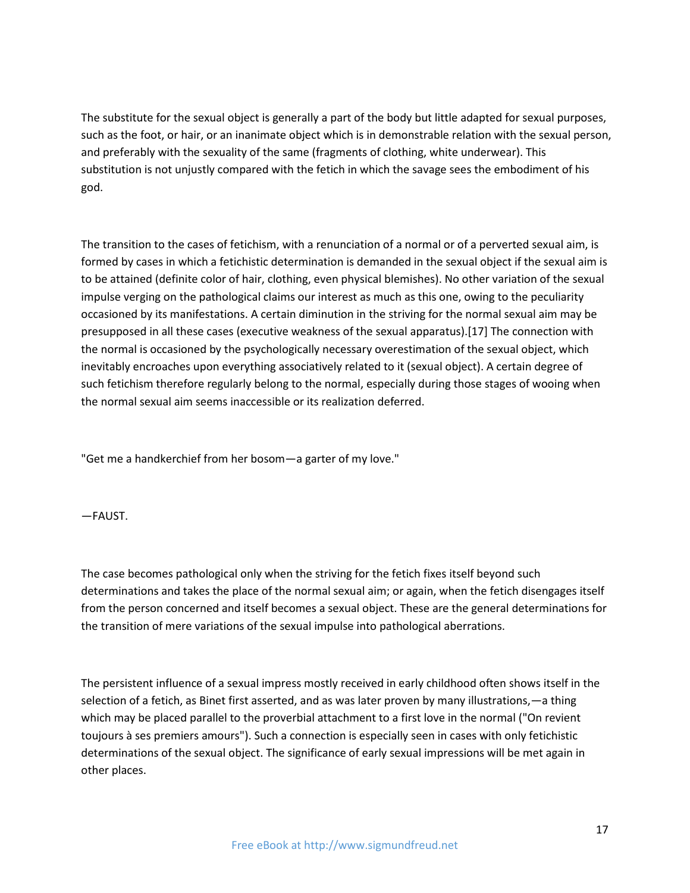The substitute for the sexual object is generally a part of the body but little adapted for sexual purposes, such as the foot, or hair, or an inanimate object which is in demonstrable relation with the sexual person, and preferably with the sexuality of the same (fragments of clothing, white underwear). This substitution is not unjustly compared with the fetich in which the savage sees the embodiment of his god.

The transition to the cases of fetichism, with a renunciation of a normal or of a perverted sexual aim, is formed by cases in which a fetichistic determination is demanded in the sexual object if the sexual aim is to be attained (definite color of hair, clothing, even physical blemishes). No other variation of the sexual impulse verging on the pathological claims our interest as much as this one, owing to the peculiarity occasioned by its manifestations. A certain diminution in the striving for the normal sexual aim may be presupposed in all these cases (executive weakness of the sexual apparatus).[17] The connection with the normal is occasioned by the psychologically necessary overestimation of the sexual object, which inevitably encroaches upon everything associatively related to it (sexual object). A certain degree of such fetichism therefore regularly belong to the normal, especially during those stages of wooing when the normal sexual aim seems inaccessible or its realization deferred.

"Get me a handkerchief from her bosom—a garter of my love."

—FAUST.

The case becomes pathological only when the striving for the fetich fixes itself beyond such determinations and takes the place of the normal sexual aim; or again, when the fetich disengages itself from the person concerned and itself becomes a sexual object. These are the general determinations for the transition of mere variations of the sexual impulse into pathological aberrations.

The persistent influence of a sexual impress mostly received in early childhood often shows itself in the selection of a fetich, as Binet first asserted, and as was later proven by many illustrations,—a thing which may be placed parallel to the proverbial attachment to a first love in the normal ("On revient toujours à ses premiers amours"). Such a connection is especially seen in cases with only fetichistic determinations of the sexual object. The significance of early sexual impressions will be met again in other places.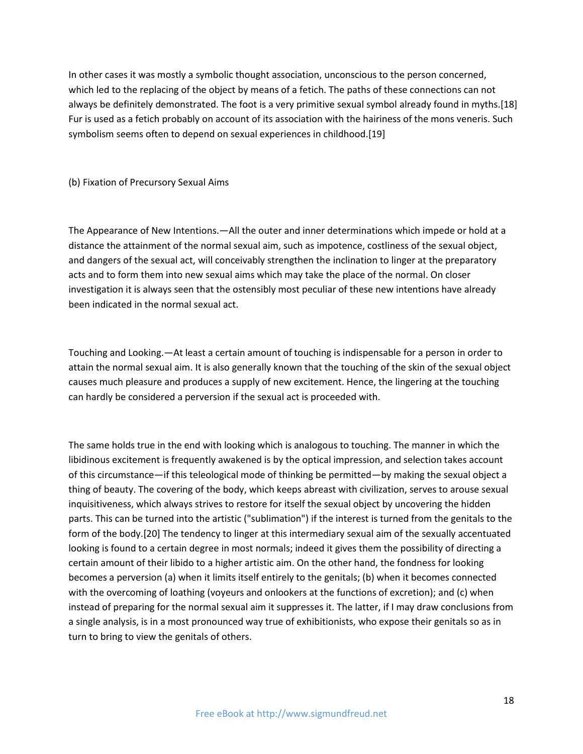In other cases it was mostly a symbolic thought association, unconscious to the person concerned, which led to the replacing of the object by means of a fetich. The paths of these connections can not always be definitely demonstrated. The foot is a very primitive sexual symbol already found in myths.[18] Fur is used as a fetich probably on account of its association with the hairiness of the mons veneris. Such symbolism seems often to depend on sexual experiences in childhood.[19]

### (b) Fixation of Precursory Sexual Aims

The Appearance of New Intentions.—All the outer and inner determinations which impede or hold at a distance the attainment of the normal sexual aim, such as impotence, costliness of the sexual object, and dangers of the sexual act, will conceivably strengthen the inclination to linger at the preparatory acts and to form them into new sexual aims which may take the place of the normal. On closer investigation it is always seen that the ostensibly most peculiar of these new intentions have already been indicated in the normal sexual act.

Touching and Looking.—At least a certain amount of touching is indispensable for a person in order to attain the normal sexual aim. It is also generally known that the touching of the skin of the sexual object causes much pleasure and produces a supply of new excitement. Hence, the lingering at the touching can hardly be considered a perversion if the sexual act is proceeded with.

The same holds true in the end with looking which is analogous to touching. The manner in which the libidinous excitement is frequently awakened is by the optical impression, and selection takes account of this circumstance—if this teleological mode of thinking be permitted—by making the sexual object a thing of beauty. The covering of the body, which keeps abreast with civilization, serves to arouse sexual inquisitiveness, which always strives to restore for itself the sexual object by uncovering the hidden parts. This can be turned into the artistic ("sublimation") if the interest is turned from the genitals to the form of the body.[20] The tendency to linger at this intermediary sexual aim of the sexually accentuated looking is found to a certain degree in most normals; indeed it gives them the possibility of directing a certain amount of their libido to a higher artistic aim. On the other hand, the fondness for looking becomes a perversion (a) when it limits itself entirely to the genitals; (b) when it becomes connected with the overcoming of loathing (voyeurs and onlookers at the functions of excretion); and (c) when instead of preparing for the normal sexual aim it suppresses it. The latter, if I may draw conclusions from a single analysis, is in a most pronounced way true of exhibitionists, who expose their genitals so as in turn to bring to view the genitals of others.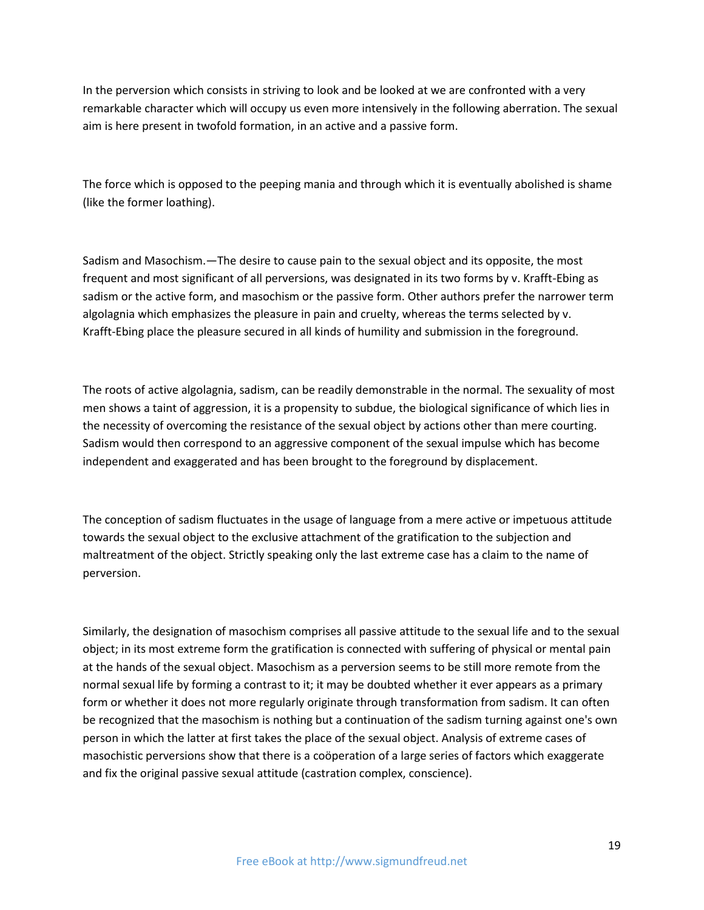In the perversion which consists in striving to look and be looked at we are confronted with a very remarkable character which will occupy us even more intensively in the following aberration. The sexual aim is here present in twofold formation, in an active and a passive form.

The force which is opposed to the peeping mania and through which it is eventually abolished is shame (like the former loathing).

Sadism and Masochism.—The desire to cause pain to the sexual object and its opposite, the most frequent and most significant of all perversions, was designated in its two forms by v. Krafft-Ebing as sadism or the active form, and masochism or the passive form. Other authors prefer the narrower term algolagnia which emphasizes the pleasure in pain and cruelty, whereas the terms selected by v. Krafft-Ebing place the pleasure secured in all kinds of humility and submission in the foreground.

The roots of active algolagnia, sadism, can be readily demonstrable in the normal. The sexuality of most men shows a taint of aggression, it is a propensity to subdue, the biological significance of which lies in the necessity of overcoming the resistance of the sexual object by actions other than mere courting. Sadism would then correspond to an aggressive component of the sexual impulse which has become independent and exaggerated and has been brought to the foreground by displacement.

The conception of sadism fluctuates in the usage of language from a mere active or impetuous attitude towards the sexual object to the exclusive attachment of the gratification to the subjection and maltreatment of the object. Strictly speaking only the last extreme case has a claim to the name of perversion.

Similarly, the designation of masochism comprises all passive attitude to the sexual life and to the sexual object; in its most extreme form the gratification is connected with suffering of physical or mental pain at the hands of the sexual object. Masochism as a perversion seems to be still more remote from the normal sexual life by forming a contrast to it; it may be doubted whether it ever appears as a primary form or whether it does not more regularly originate through transformation from sadism. It can often be recognized that the masochism is nothing but a continuation of the sadism turning against one's own person in which the latter at first takes the place of the sexual object. Analysis of extreme cases of masochistic perversions show that there is a coöperation of a large series of factors which exaggerate and fix the original passive sexual attitude (castration complex, conscience).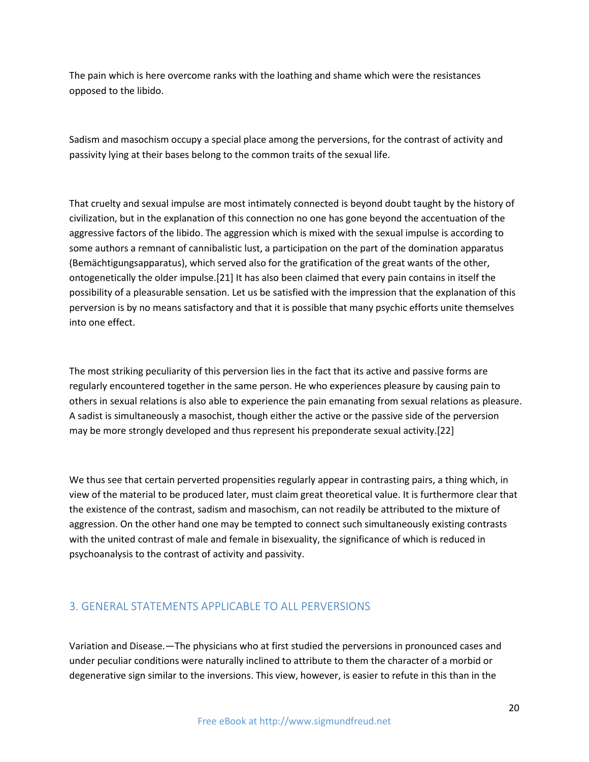The pain which is here overcome ranks with the loathing and shame which were the resistances opposed to the libido.

Sadism and masochism occupy a special place among the perversions, for the contrast of activity and passivity lying at their bases belong to the common traits of the sexual life.

That cruelty and sexual impulse are most intimately connected is beyond doubt taught by the history of civilization, but in the explanation of this connection no one has gone beyond the accentuation of the aggressive factors of the libido. The aggression which is mixed with the sexual impulse is according to some authors a remnant of cannibalistic lust, a participation on the part of the domination apparatus (Bemächtigungsapparatus), which served also for the gratification of the great wants of the other, ontogenetically the older impulse.[21] It has also been claimed that every pain contains in itself the possibility of a pleasurable sensation. Let us be satisfied with the impression that the explanation of this perversion is by no means satisfactory and that it is possible that many psychic efforts unite themselves into one effect.

The most striking peculiarity of this perversion lies in the fact that its active and passive forms are regularly encountered together in the same person. He who experiences pleasure by causing pain to others in sexual relations is also able to experience the pain emanating from sexual relations as pleasure. A sadist is simultaneously a masochist, though either the active or the passive side of the perversion may be more strongly developed and thus represent his preponderate sexual activity.[22]

We thus see that certain perverted propensities regularly appear in contrasting pairs, a thing which, in view of the material to be produced later, must claim great theoretical value. It is furthermore clear that the existence of the contrast, sadism and masochism, can not readily be attributed to the mixture of aggression. On the other hand one may be tempted to connect such simultaneously existing contrasts with the united contrast of male and female in bisexuality, the significance of which is reduced in psychoanalysis to the contrast of activity and passivity.

## 3. GENERAL STATEMENTS APPLICABLE TO ALL PERVERSIONS

Variation and Disease.—The physicians who at first studied the perversions in pronounced cases and under peculiar conditions were naturally inclined to attribute to them the character of a morbid or degenerative sign similar to the inversions. This view, however, is easier to refute in this than in the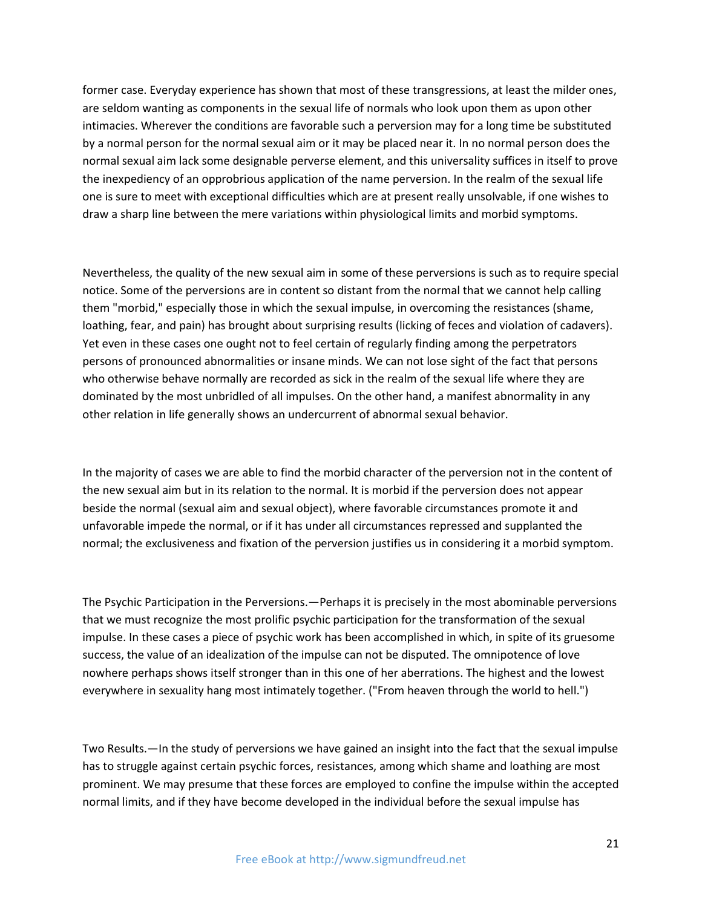former case. Everyday experience has shown that most of these transgressions, at least the milder ones, are seldom wanting as components in the sexual life of normals who look upon them as upon other intimacies. Wherever the conditions are favorable such a perversion may for a long time be substituted by a normal person for the normal sexual aim or it may be placed near it. In no normal person does the normal sexual aim lack some designable perverse element, and this universality suffices in itself to prove the inexpediency of an opprobrious application of the name perversion. In the realm of the sexual life one is sure to meet with exceptional difficulties which are at present really unsolvable, if one wishes to draw a sharp line between the mere variations within physiological limits and morbid symptoms.

Nevertheless, the quality of the new sexual aim in some of these perversions is such as to require special notice. Some of the perversions are in content so distant from the normal that we cannot help calling them "morbid," especially those in which the sexual impulse, in overcoming the resistances (shame, loathing, fear, and pain) has brought about surprising results (licking of feces and violation of cadavers). Yet even in these cases one ought not to feel certain of regularly finding among the perpetrators persons of pronounced abnormalities or insane minds. We can not lose sight of the fact that persons who otherwise behave normally are recorded as sick in the realm of the sexual life where they are dominated by the most unbridled of all impulses. On the other hand, a manifest abnormality in any other relation in life generally shows an undercurrent of abnormal sexual behavior.

In the majority of cases we are able to find the morbid character of the perversion not in the content of the new sexual aim but in its relation to the normal. It is morbid if the perversion does not appear beside the normal (sexual aim and sexual object), where favorable circumstances promote it and unfavorable impede the normal, or if it has under all circumstances repressed and supplanted the normal; the exclusiveness and fixation of the perversion justifies us in considering it a morbid symptom.

The Psychic Participation in the Perversions.—Perhaps it is precisely in the most abominable perversions that we must recognize the most prolific psychic participation for the transformation of the sexual impulse. In these cases a piece of psychic work has been accomplished in which, in spite of its gruesome success, the value of an idealization of the impulse can not be disputed. The omnipotence of love nowhere perhaps shows itself stronger than in this one of her aberrations. The highest and the lowest everywhere in sexuality hang most intimately together. ("From heaven through the world to hell.")

Two Results.—In the study of perversions we have gained an insight into the fact that the sexual impulse has to struggle against certain psychic forces, resistances, among which shame and loathing are most prominent. We may presume that these forces are employed to confine the impulse within the accepted normal limits, and if they have become developed in the individual before the sexual impulse has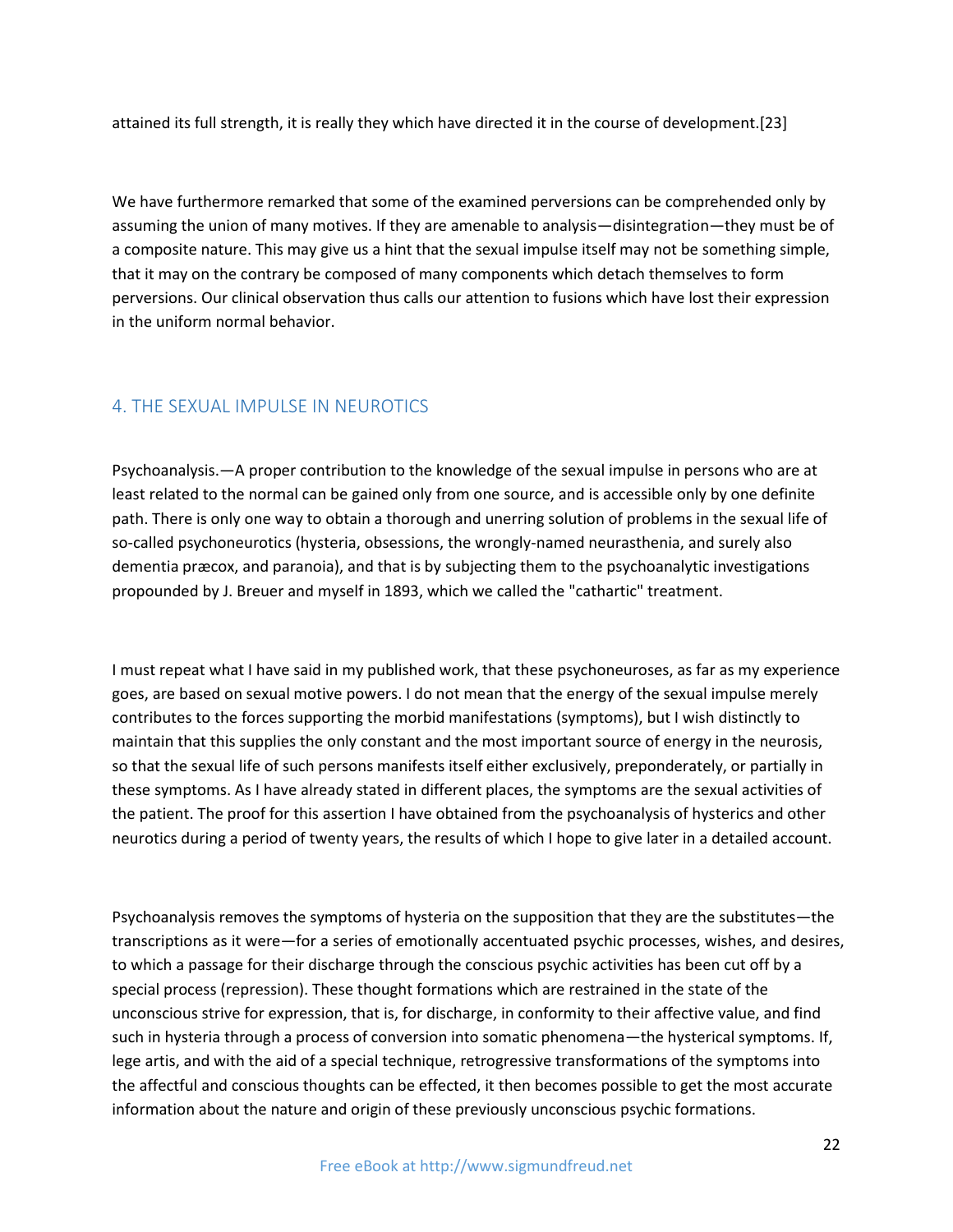attained its full strength, it is really they which have directed it in the course of development.[23]

We have furthermore remarked that some of the examined perversions can be comprehended only by assuming the union of many motives. If they are amenable to analysis—disintegration—they must be of a composite nature. This may give us a hint that the sexual impulse itself may not be something simple, that it may on the contrary be composed of many components which detach themselves to form perversions. Our clinical observation thus calls our attention to fusions which have lost their expression in the uniform normal behavior.

## 4. THE SEXUAL IMPULSE IN NEUROTICS

Psychoanalysis.—A proper contribution to the knowledge of the sexual impulse in persons who are at least related to the normal can be gained only from one source, and is accessible only by one definite path. There is only one way to obtain a thorough and unerring solution of problems in the sexual life of so-called psychoneurotics (hysteria, obsessions, the wrongly-named neurasthenia, and surely also dementia præcox, and paranoia), and that is by subjecting them to the psychoanalytic investigations propounded by J. Breuer and myself in 1893, which we called the "cathartic" treatment.

I must repeat what I have said in my published work, that these psychoneuroses, as far as my experience goes, are based on sexual motive powers. I do not mean that the energy of the sexual impulse merely contributes to the forces supporting the morbid manifestations (symptoms), but I wish distinctly to maintain that this supplies the only constant and the most important source of energy in the neurosis, so that the sexual life of such persons manifests itself either exclusively, preponderately, or partially in these symptoms. As I have already stated in different places, the symptoms are the sexual activities of the patient. The proof for this assertion I have obtained from the psychoanalysis of hysterics and other neurotics during a period of twenty years, the results of which I hope to give later in a detailed account.

Psychoanalysis removes the symptoms of hysteria on the supposition that they are the substitutes—the transcriptions as it were—for a series of emotionally accentuated psychic processes, wishes, and desires, to which a passage for their discharge through the conscious psychic activities has been cut off by a special process (repression). These thought formations which are restrained in the state of the unconscious strive for expression, that is, for discharge, in conformity to their affective value, and find such in hysteria through a process of conversion into somatic phenomena—the hysterical symptoms. If, lege artis, and with the aid of a special technique, retrogressive transformations of the symptoms into the affectful and conscious thoughts can be effected, it then becomes possible to get the most accurate information about the nature and origin of these previously unconscious psychic formations.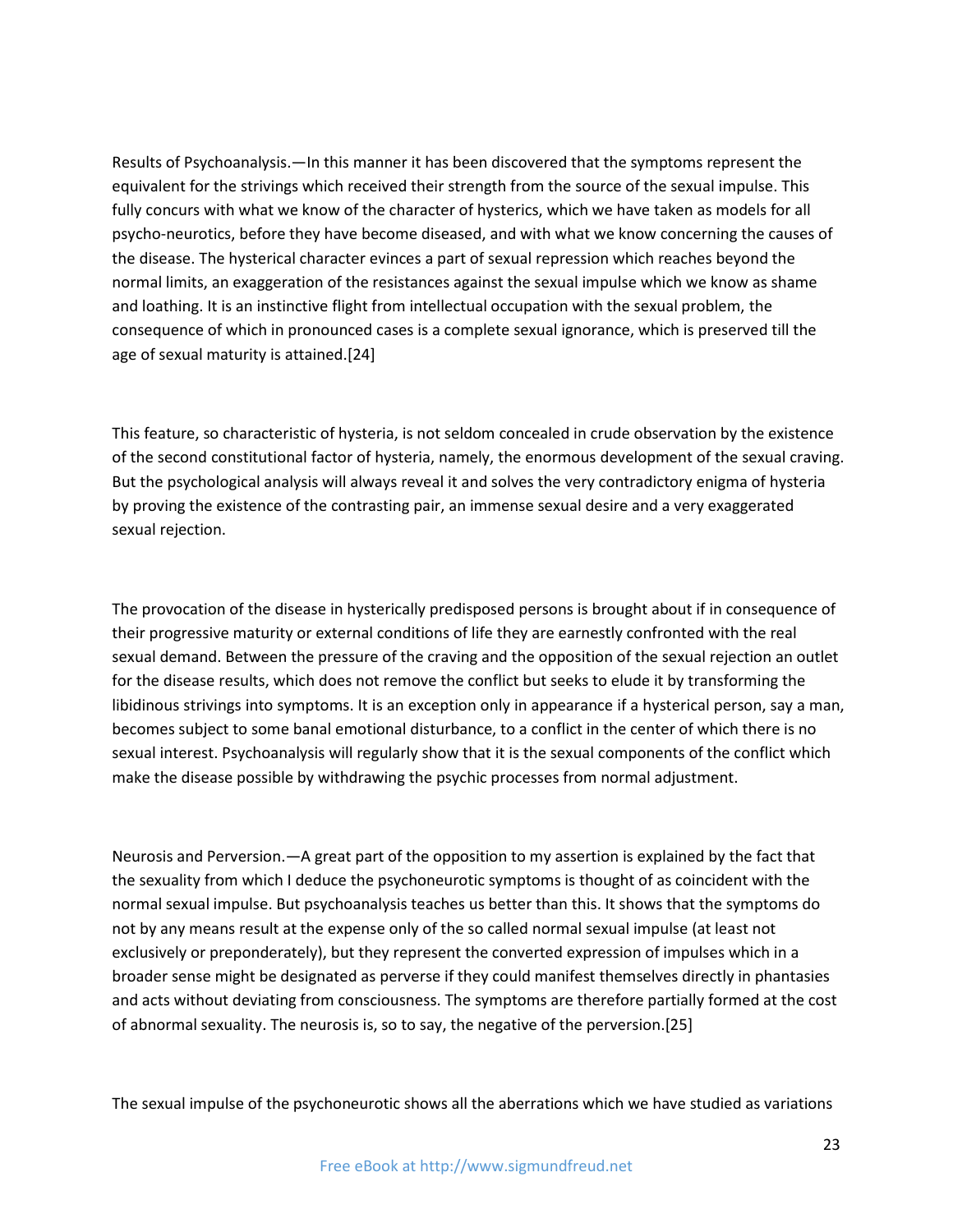Results of Psychoanalysis.—In this manner it has been discovered that the symptoms represent the equivalent for the strivings which received their strength from the source of the sexual impulse. This fully concurs with what we know of the character of hysterics, which we have taken as models for all psycho-neurotics, before they have become diseased, and with what we know concerning the causes of the disease. The hysterical character evinces a part of sexual repression which reaches beyond the normal limits, an exaggeration of the resistances against the sexual impulse which we know as shame and loathing. It is an instinctive flight from intellectual occupation with the sexual problem, the consequence of which in pronounced cases is a complete sexual ignorance, which is preserved till the age of sexual maturity is attained.[24]

This feature, so characteristic of hysteria, is not seldom concealed in crude observation by the existence of the second constitutional factor of hysteria, namely, the enormous development of the sexual craving. But the psychological analysis will always reveal it and solves the very contradictory enigma of hysteria by proving the existence of the contrasting pair, an immense sexual desire and a very exaggerated sexual rejection.

The provocation of the disease in hysterically predisposed persons is brought about if in consequence of their progressive maturity or external conditions of life they are earnestly confronted with the real sexual demand. Between the pressure of the craving and the opposition of the sexual rejection an outlet for the disease results, which does not remove the conflict but seeks to elude it by transforming the libidinous strivings into symptoms. It is an exception only in appearance if a hysterical person, say a man, becomes subject to some banal emotional disturbance, to a conflict in the center of which there is no sexual interest. Psychoanalysis will regularly show that it is the sexual components of the conflict which make the disease possible by withdrawing the psychic processes from normal adjustment.

Neurosis and Perversion.—A great part of the opposition to my assertion is explained by the fact that the sexuality from which I deduce the psychoneurotic symptoms is thought of as coincident with the normal sexual impulse. But psychoanalysis teaches us better than this. It shows that the symptoms do not by any means result at the expense only of the so called normal sexual impulse (at least not exclusively or preponderately), but they represent the converted expression of impulses which in a broader sense might be designated as perverse if they could manifest themselves directly in phantasies and acts without deviating from consciousness. The symptoms are therefore partially formed at the cost of abnormal sexuality. The neurosis is, so to say, the negative of the perversion.[25]

The sexual impulse of the psychoneurotic shows all the aberrations which we have studied as variations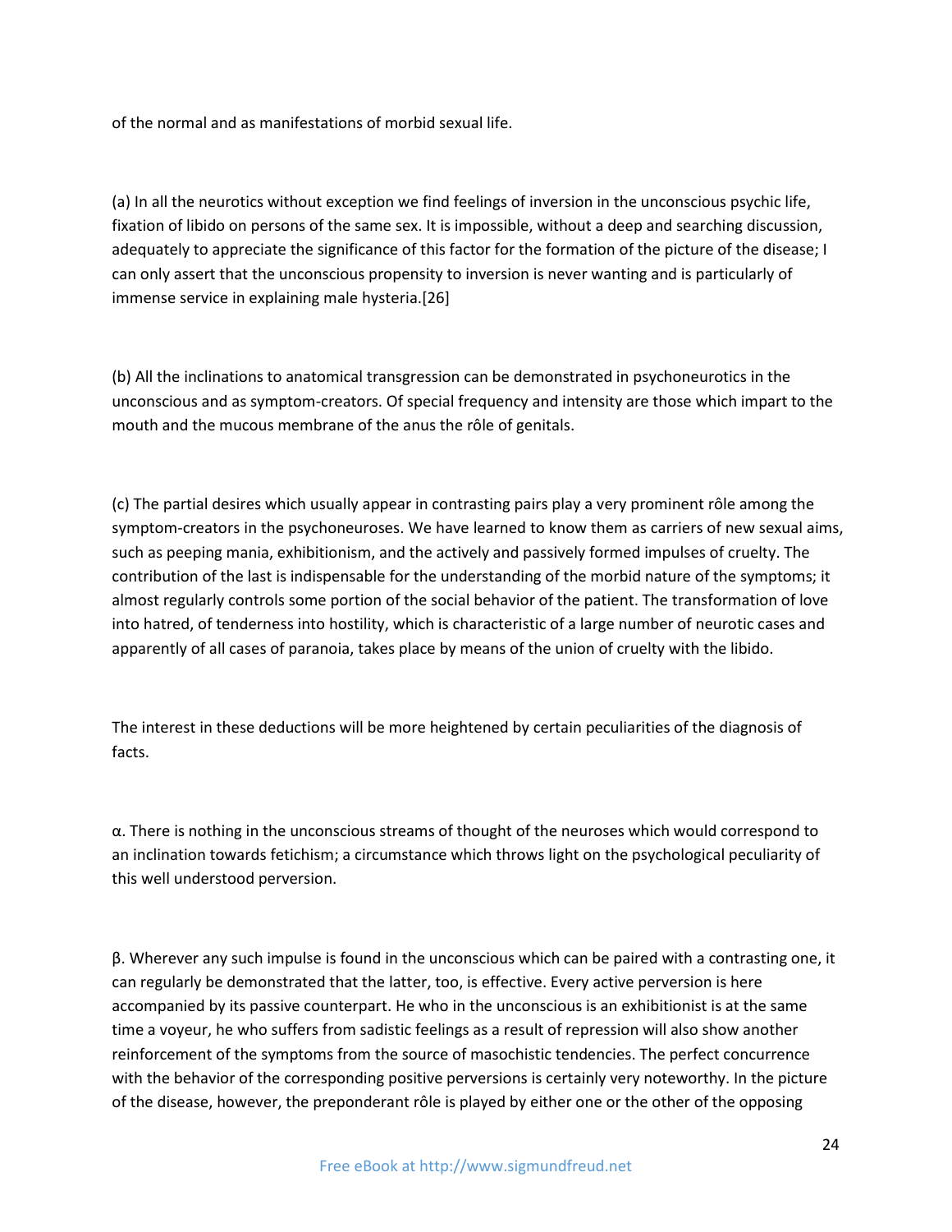of the normal and as manifestations of morbid sexual life.

(a) In all the neurotics without exception we find feelings of inversion in the unconscious psychic life, fixation of libido on persons of the same sex. It is impossible, without a deep and searching discussion, adequately to appreciate the significance of this factor for the formation of the picture of the disease; I can only assert that the unconscious propensity to inversion is never wanting and is particularly of immense service in explaining male hysteria.[26]

(b) All the inclinations to anatomical transgression can be demonstrated in psychoneurotics in the unconscious and as symptom-creators. Of special frequency and intensity are those which impart to the mouth and the mucous membrane of the anus the rôle of genitals.

(c) The partial desires which usually appear in contrasting pairs play a very prominent rôle among the symptom-creators in the psychoneuroses. We have learned to know them as carriers of new sexual aims, such as peeping mania, exhibitionism, and the actively and passively formed impulses of cruelty. The contribution of the last is indispensable for the understanding of the morbid nature of the symptoms; it almost regularly controls some portion of the social behavior of the patient. The transformation of love into hatred, of tenderness into hostility, which is characteristic of a large number of neurotic cases and apparently of all cases of paranoia, takes place by means of the union of cruelty with the libido.

The interest in these deductions will be more heightened by certain peculiarities of the diagnosis of facts.

α. There is nothing in the unconscious streams of thought of the neuroses which would correspond to an inclination towards fetichism; a circumstance which throws light on the psychological peculiarity of this well understood perversion.

β. Wherever any such impulse is found in the unconscious which can be paired with a contrasting one, it can regularly be demonstrated that the latter, too, is effective. Every active perversion is here accompanied by its passive counterpart. He who in the unconscious is an exhibitionist is at the same time a voyeur, he who suffers from sadistic feelings as a result of repression will also show another reinforcement of the symptoms from the source of masochistic tendencies. The perfect concurrence with the behavior of the corresponding positive perversions is certainly very noteworthy. In the picture of the disease, however, the preponderant rôle is played by either one or the other of the opposing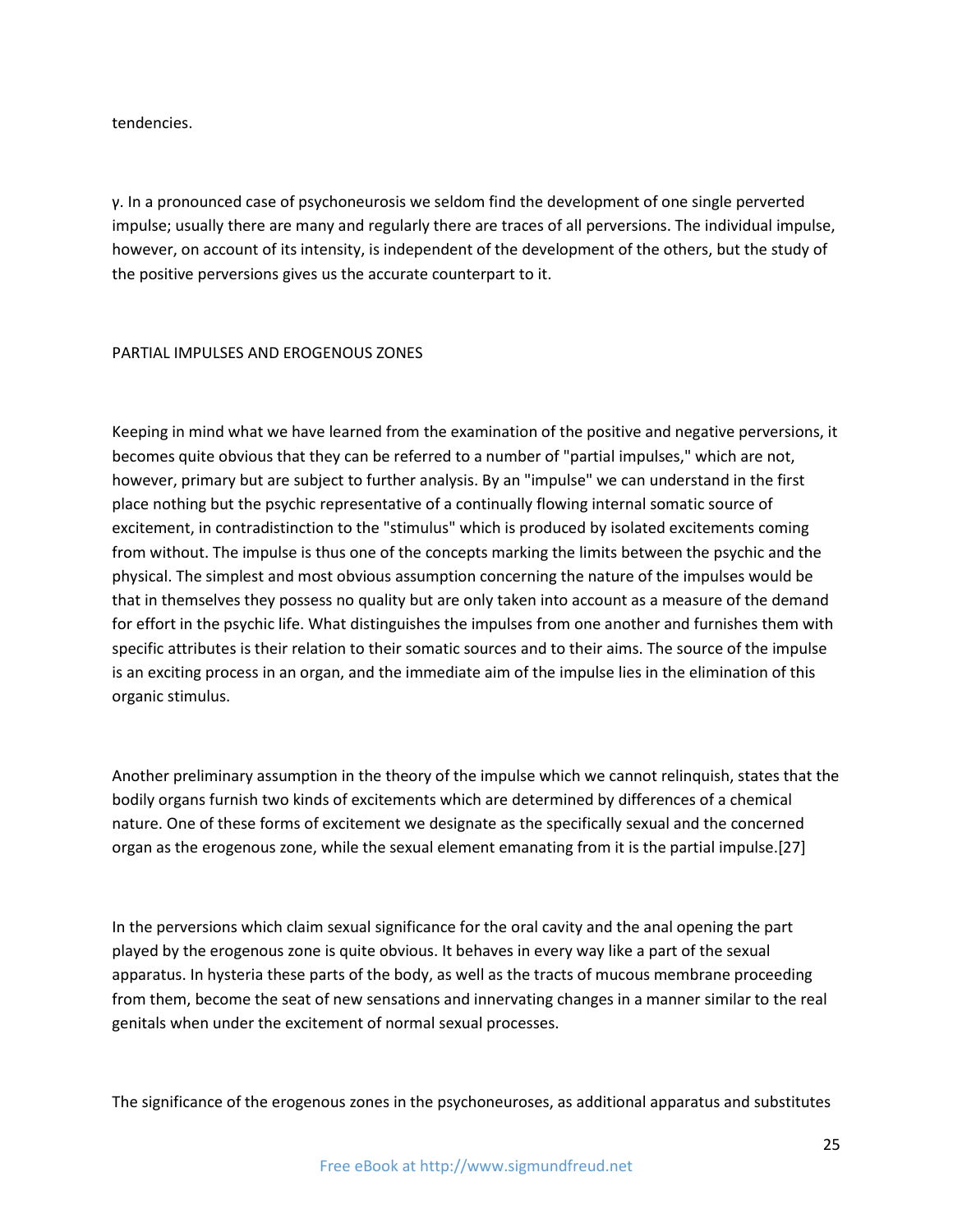tendencies.

γ. In a pronounced case of psychoneurosis we seldom find the development of one single perverted impulse; usually there are many and regularly there are traces of all perversions. The individual impulse, however, on account of its intensity, is independent of the development of the others, but the study of the positive perversions gives us the accurate counterpart to it.

## PARTIAL IMPULSES AND EROGENOUS ZONES

Keeping in mind what we have learned from the examination of the positive and negative perversions, it becomes quite obvious that they can be referred to a number of "partial impulses," which are not, however, primary but are subject to further analysis. By an "impulse" we can understand in the first place nothing but the psychic representative of a continually flowing internal somatic source of excitement, in contradistinction to the "stimulus" which is produced by isolated excitements coming from without. The impulse is thus one of the concepts marking the limits between the psychic and the physical. The simplest and most obvious assumption concerning the nature of the impulses would be that in themselves they possess no quality but are only taken into account as a measure of the demand for effort in the psychic life. What distinguishes the impulses from one another and furnishes them with specific attributes is their relation to their somatic sources and to their aims. The source of the impulse is an exciting process in an organ, and the immediate aim of the impulse lies in the elimination of this organic stimulus.

Another preliminary assumption in the theory of the impulse which we cannot relinquish, states that the bodily organs furnish two kinds of excitements which are determined by differences of a chemical nature. One of these forms of excitement we designate as the specifically sexual and the concerned organ as the erogenous zone, while the sexual element emanating from it is the partial impulse.[27]

In the perversions which claim sexual significance for the oral cavity and the anal opening the part played by the erogenous zone is quite obvious. It behaves in every way like a part of the sexual apparatus. In hysteria these parts of the body, as well as the tracts of mucous membrane proceeding from them, become the seat of new sensations and innervating changes in a manner similar to the real genitals when under the excitement of normal sexual processes.

The significance of the erogenous zones in the psychoneuroses, as additional apparatus and substitutes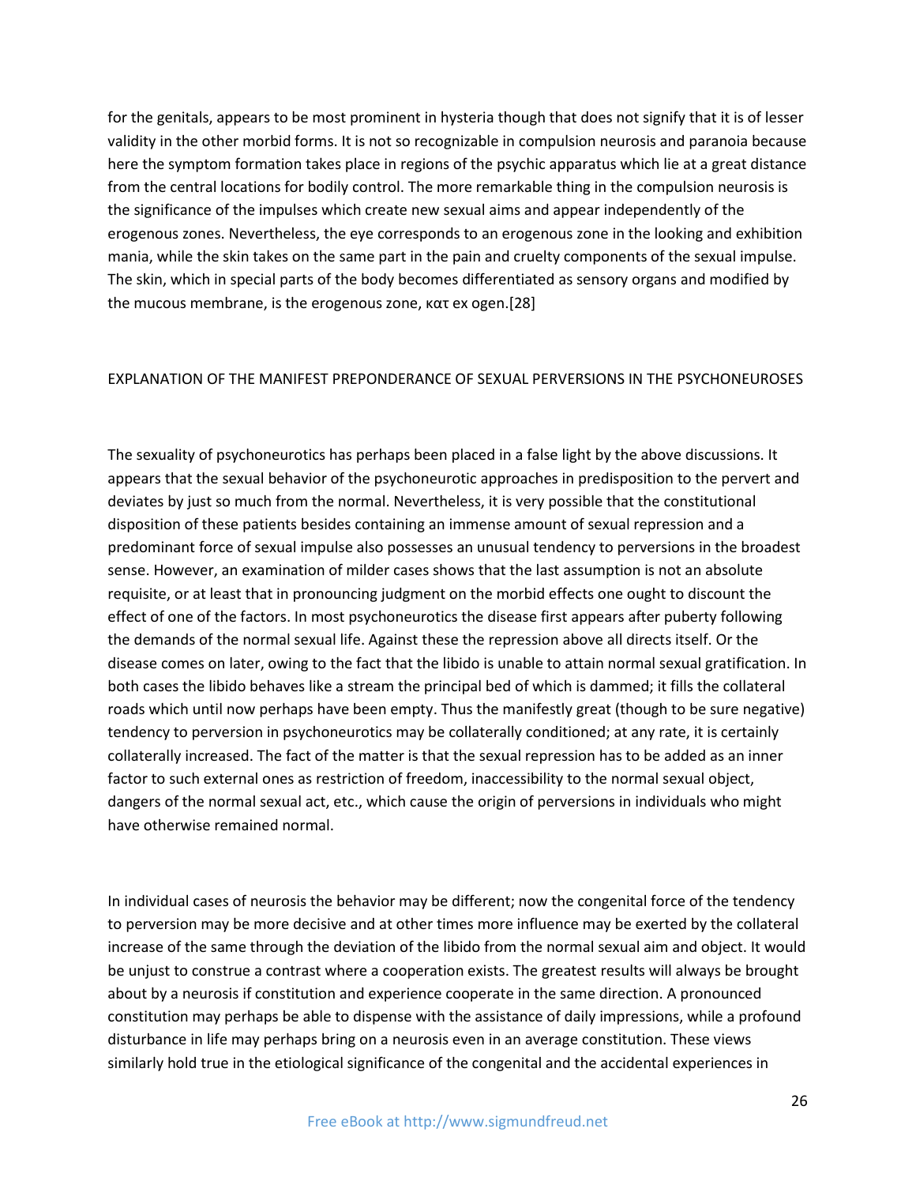for the genitals, appears to be most prominent in hysteria though that does not signify that it is of lesser validity in the other morbid forms. It is not so recognizable in compulsion neurosis and paranoia because here the symptom formation takes place in regions of the psychic apparatus which lie at a great distance from the central locations for bodily control. The more remarkable thing in the compulsion neurosis is the significance of the impulses which create new sexual aims and appear independently of the erogenous zones. Nevertheless, the eye corresponds to an erogenous zone in the looking and exhibition mania, while the skin takes on the same part in the pain and cruelty components of the sexual impulse. The skin, which in special parts of the body becomes differentiated as sensory organs and modified by the mucous membrane, is the erogenous zone, κατ ex ogen.[28]

## EXPLANATION OF THE MANIFEST PREPONDERANCE OF SEXUAL PERVERSIONS IN THE PSYCHONEUROSES

The sexuality of psychoneurotics has perhaps been placed in a false light by the above discussions. It appears that the sexual behavior of the psychoneurotic approaches in predisposition to the pervert and deviates by just so much from the normal. Nevertheless, it is very possible that the constitutional disposition of these patients besides containing an immense amount of sexual repression and a predominant force of sexual impulse also possesses an unusual tendency to perversions in the broadest sense. However, an examination of milder cases shows that the last assumption is not an absolute requisite, or at least that in pronouncing judgment on the morbid effects one ought to discount the effect of one of the factors. In most psychoneurotics the disease first appears after puberty following the demands of the normal sexual life. Against these the repression above all directs itself. Or the disease comes on later, owing to the fact that the libido is unable to attain normal sexual gratification. In both cases the libido behaves like a stream the principal bed of which is dammed; it fills the collateral roads which until now perhaps have been empty. Thus the manifestly great (though to be sure negative) tendency to perversion in psychoneurotics may be collaterally conditioned; at any rate, it is certainly collaterally increased. The fact of the matter is that the sexual repression has to be added as an inner factor to such external ones as restriction of freedom, inaccessibility to the normal sexual object, dangers of the normal sexual act, etc., which cause the origin of perversions in individuals who might have otherwise remained normal.

In individual cases of neurosis the behavior may be different; now the congenital force of the tendency to perversion may be more decisive and at other times more influence may be exerted by the collateral increase of the same through the deviation of the libido from the normal sexual aim and object. It would be unjust to construe a contrast where a cooperation exists. The greatest results will always be brought about by a neurosis if constitution and experience cooperate in the same direction. A pronounced constitution may perhaps be able to dispense with the assistance of daily impressions, while a profound disturbance in life may perhaps bring on a neurosis even in an average constitution. These views similarly hold true in the etiological significance of the congenital and the accidental experiences in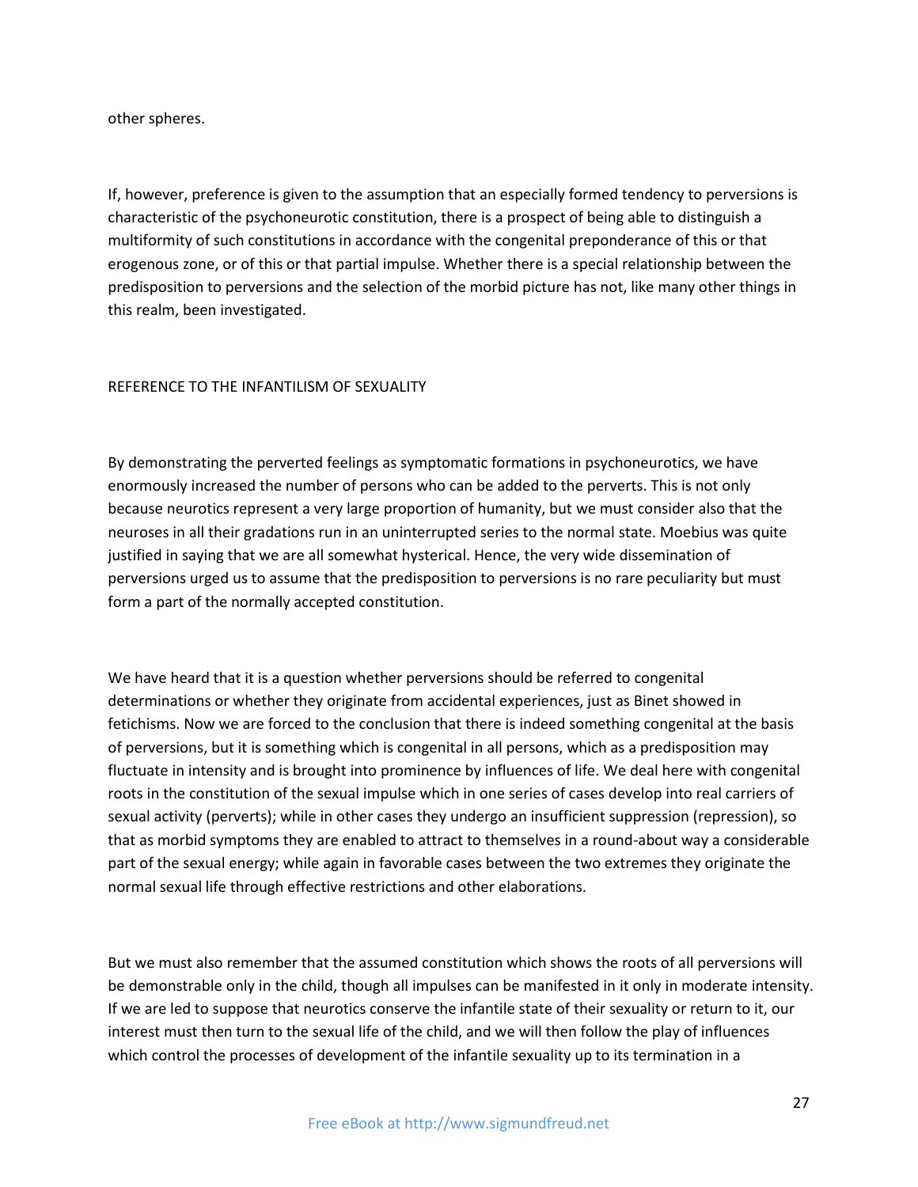other spheres.

If, however, preference is given to the assumption that an especially formed tendency to perversions is characteristic of the psychoneurotic constitution, there is a prospect of being able to distinguish a multiformity of such constitutions in accordance with the congenital preponderance of this or that erogenous zone, or of this or that partial impulse. Whether there is a special relationship between the predisposition to perversions and the selection of the morbid picture has not, like many other things in this realm, been investigated.

## REFERENCE TO THE INFANTILISM OF SEXUALITY

By demonstrating the perverted feelings as symptomatic formations in psychoneurotics, we have enormously increased the number of persons who can be added to the perverts. This is not only because neurotics represent a very large proportion of humanity, but we must consider also that the neuroses in all their gradations run in an uninterrupted series to the normal state. Moebius was quite justified in saying that we are all somewhat hysterical. Hence, the very wide dissemination of perversions urged us to assume that the predisposition to perversions is no rare peculiarity but must form a part of the normally accepted constitution.

We have heard that it is a question whether perversions should be referred to congenital determinations or whether they originate from accidental experiences, just as Binet showed in fetichisms. Now we are forced to the conclusion that there is indeed something congenital at the basis of perversions, but it is something which is congenital in all persons, which as a predisposition may fluctuate in intensity and is brought into prominence by influences of life. We deal here with congenital roots in the constitution of the sexual impulse which in one series of cases develop into real carriers of sexual activity (perverts); while in other cases they undergo an insufficient suppression (repression), so that as morbid symptoms they are enabled to attract to themselves in a round-about way a considerable part of the sexual energy; while again in favorable cases between the two extremes they originate the normal sexual life through effective restrictions and other elaborations.

But we must also remember that the assumed constitution which shows the roots of all perversions will be demonstrable only in the child, though all impulses can be manifested in it only in moderate intensity. If we are led to suppose that neurotics conserve the infantile state of their sexuality or return to it, our interest must then turn to the sexual life of the child, and we will then follow the play of influences which control the processes of development of the infantile sexuality up to its termination in a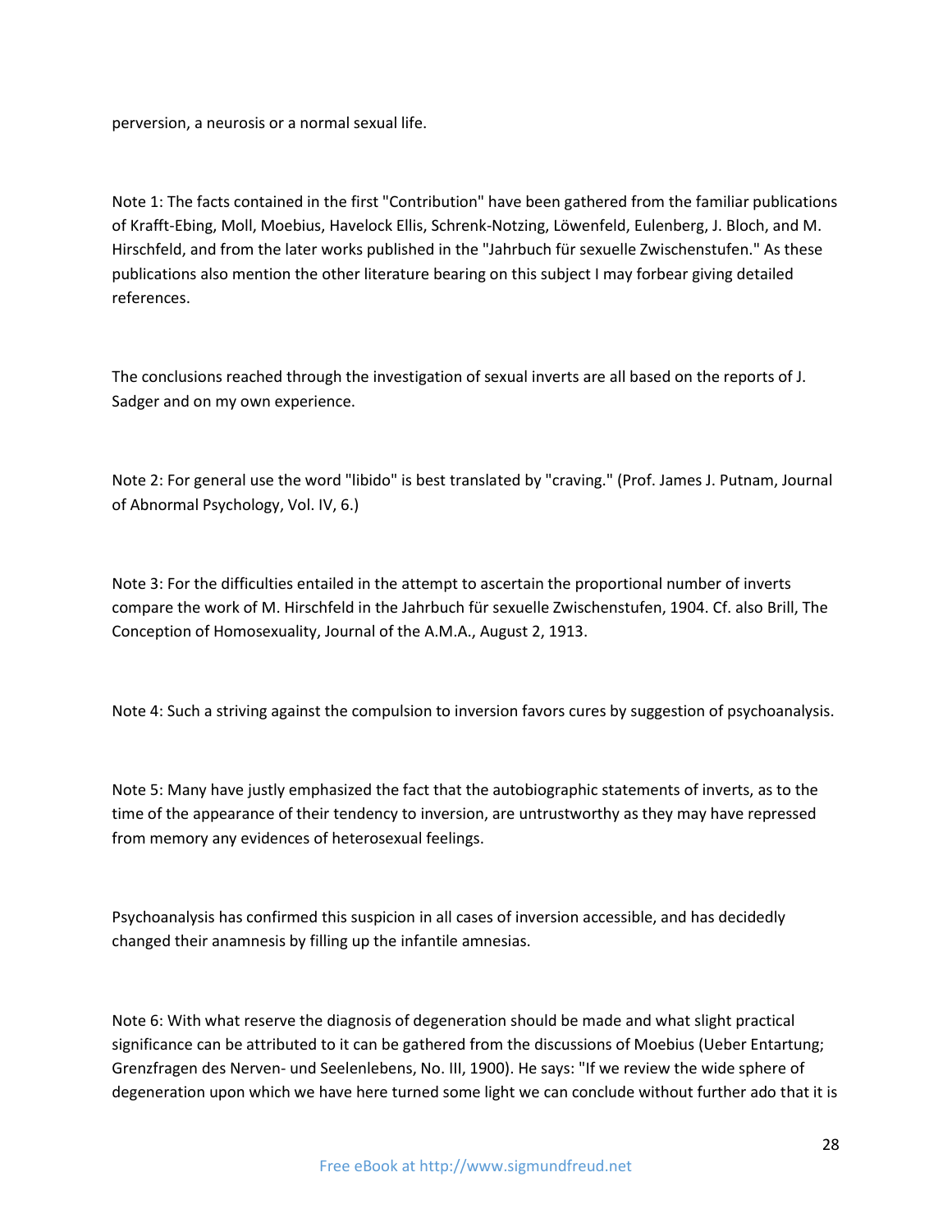perversion, a neurosis or a normal sexual life.

Note 1: The facts contained in the first "Contribution" have been gathered from the familiar publications of Krafft-Ebing, Moll, Moebius, Havelock Ellis, Schrenk-Notzing, Löwenfeld, Eulenberg, J. Bloch, and M. Hirschfeld, and from the later works published in the "Jahrbuch für sexuelle Zwischenstufen." As these publications also mention the other literature bearing on this subject I may forbear giving detailed references.

The conclusions reached through the investigation of sexual inverts are all based on the reports of J. Sadger and on my own experience.

Note 2: For general use the word "libido" is best translated by "craving." (Prof. James J. Putnam, Journal of Abnormal Psychology, Vol. IV, 6.)

Note 3: For the difficulties entailed in the attempt to ascertain the proportional number of inverts compare the work of M. Hirschfeld in the Jahrbuch für sexuelle Zwischenstufen, 1904. Cf. also Brill, The Conception of Homosexuality, Journal of the A.M.A., August 2, 1913.

Note 4: Such a striving against the compulsion to inversion favors cures by suggestion of psychoanalysis.

Note 5: Many have justly emphasized the fact that the autobiographic statements of inverts, as to the time of the appearance of their tendency to inversion, are untrustworthy as they may have repressed from memory any evidences of heterosexual feelings.

Psychoanalysis has confirmed this suspicion in all cases of inversion accessible, and has decidedly changed their anamnesis by filling up the infantile amnesias.

Note 6: With what reserve the diagnosis of degeneration should be made and what slight practical significance can be attributed to it can be gathered from the discussions of Moebius (Ueber Entartung; Grenzfragen des Nerven- und Seelenlebens, No. III, 1900). He says: "If we review the wide sphere of degeneration upon which we have here turned some light we can conclude without further ado that it is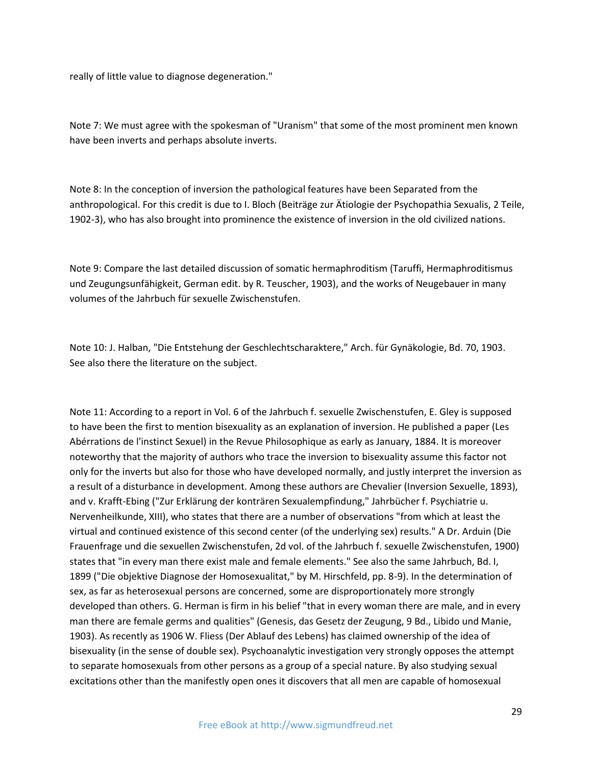really of little value to diagnose degeneration."

Note 7: We must agree with the spokesman of "Uranism" that some of the most prominent men known have been inverts and perhaps absolute inverts.

Note 8: In the conception of inversion the pathological features have been Separated from the anthropological. For this credit is due to I. Bloch (Beiträge zur Ätiologie der Psychopathia Sexualis, 2 Teile, 1902-3), who has also brought into prominence the existence of inversion in the old civilized nations.

Note 9: Compare the last detailed discussion of somatic hermaphroditism (Taruffi, Hermaphroditismus und Zeugungsunfähigkeit, German edit. by R. Teuscher, 1903), and the works of Neugebauer in many volumes of the Jahrbuch für sexuelle Zwischenstufen.

Note 10: J. Halban, "Die Entstehung der Geschlechtscharaktere," Arch. für Gynäkologie, Bd. 70, 1903. See also there the literature on the subject.

Note 11: According to a report in Vol. 6 of the Jahrbuch f. sexuelle Zwischenstufen, E. Gley is supposed to have been the first to mention bisexuality as an explanation of inversion. He published a paper (Les Abérrations de l'instinct Sexuel) in the Revue Philosophique as early as January, 1884. It is moreover noteworthy that the majority of authors who trace the inversion to bisexuality assume this factor not only for the inverts but also for those who have developed normally, and justly interpret the inversion as a result of a disturbance in development. Among these authors are Chevalier (Inversion Sexuelle, 1893), and v. Krafft-Ebing ("Zur Erklärung der konträren Sexualempfindung," Jahrbücher f. Psychiatrie u. Nervenheilkunde, XIII), who states that there are a number of observations "from which at least the virtual and continued existence of this second center (of the underlying sex) results." A Dr. Arduin (Die Frauenfrage und die sexuellen Zwischenstufen, 2d vol. of the Jahrbuch f. sexuelle Zwischenstufen, 1900) states that "in every man there exist male and female elements." See also the same Jahrbuch, Bd. I, 1899 ("Die objektive Diagnose der Homosexualitat," by M. Hirschfeld, pp. 8-9). In the determination of sex, as far as heterosexual persons are concerned, some are disproportionately more strongly developed than others. G. Herman is firm in his belief "that in every woman there are male, and in every man there are female germs and qualities" (Genesis, das Gesetz der Zeugung, 9 Bd., Libido und Manie, 1903). As recently as 1906 W. Fliess (Der Ablauf des Lebens) has claimed ownership of the idea of bisexuality (in the sense of double sex). Psychoanalytic investigation very strongly opposes the attempt to separate homosexuals from other persons as a group of a special nature. By also studying sexual excitations other than the manifestly open ones it discovers that all men are capable of homosexual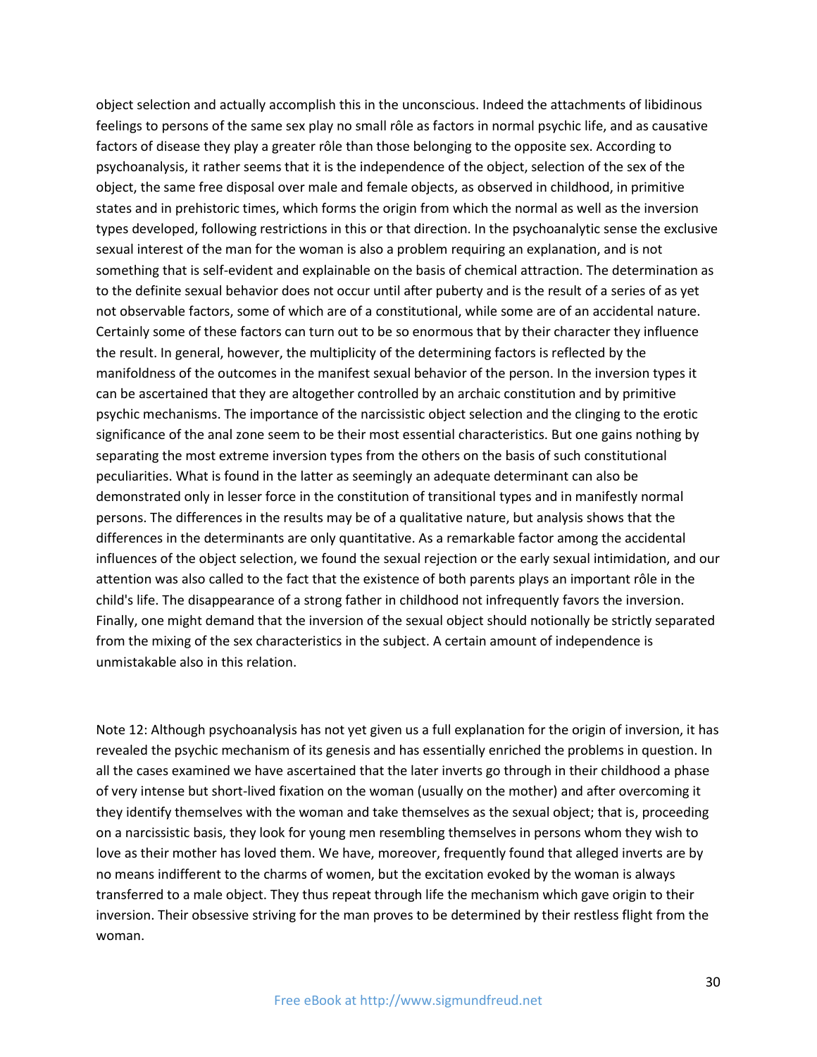object selection and actually accomplish this in the unconscious. Indeed the attachments of libidinous feelings to persons of the same sex play no small rôle as factors in normal psychic life, and as causative factors of disease they play a greater rôle than those belonging to the opposite sex. According to psychoanalysis, it rather seems that it is the independence of the object, selection of the sex of the object, the same free disposal over male and female objects, as observed in childhood, in primitive states and in prehistoric times, which forms the origin from which the normal as well as the inversion types developed, following restrictions in this or that direction. In the psychoanalytic sense the exclusive sexual interest of the man for the woman is also a problem requiring an explanation, and is not something that is self-evident and explainable on the basis of chemical attraction. The determination as to the definite sexual behavior does not occur until after puberty and is the result of a series of as yet not observable factors, some of which are of a constitutional, while some are of an accidental nature. Certainly some of these factors can turn out to be so enormous that by their character they influence the result. In general, however, the multiplicity of the determining factors is reflected by the manifoldness of the outcomes in the manifest sexual behavior of the person. In the inversion types it can be ascertained that they are altogether controlled by an archaic constitution and by primitive psychic mechanisms. The importance of the narcissistic object selection and the clinging to the erotic significance of the anal zone seem to be their most essential characteristics. But one gains nothing by separating the most extreme inversion types from the others on the basis of such constitutional peculiarities. What is found in the latter as seemingly an adequate determinant can also be demonstrated only in lesser force in the constitution of transitional types and in manifestly normal persons. The differences in the results may be of a qualitative nature, but analysis shows that the differences in the determinants are only quantitative. As a remarkable factor among the accidental influences of the object selection, we found the sexual rejection or the early sexual intimidation, and our attention was also called to the fact that the existence of both parents plays an important rôle in the child's life. The disappearance of a strong father in childhood not infrequently favors the inversion. Finally, one might demand that the inversion of the sexual object should notionally be strictly separated from the mixing of the sex characteristics in the subject. A certain amount of independence is unmistakable also in this relation.

Note 12: Although psychoanalysis has not yet given us a full explanation for the origin of inversion, it has revealed the psychic mechanism of its genesis and has essentially enriched the problems in question. In all the cases examined we have ascertained that the later inverts go through in their childhood a phase of very intense but short-lived fixation on the woman (usually on the mother) and after overcoming it they identify themselves with the woman and take themselves as the sexual object; that is, proceeding on a narcissistic basis, they look for young men resembling themselves in persons whom they wish to love as their mother has loved them. We have, moreover, frequently found that alleged inverts are by no means indifferent to the charms of women, but the excitation evoked by the woman is always transferred to a male object. They thus repeat through life the mechanism which gave origin to their inversion. Their obsessive striving for the man proves to be determined by their restless flight from the woman.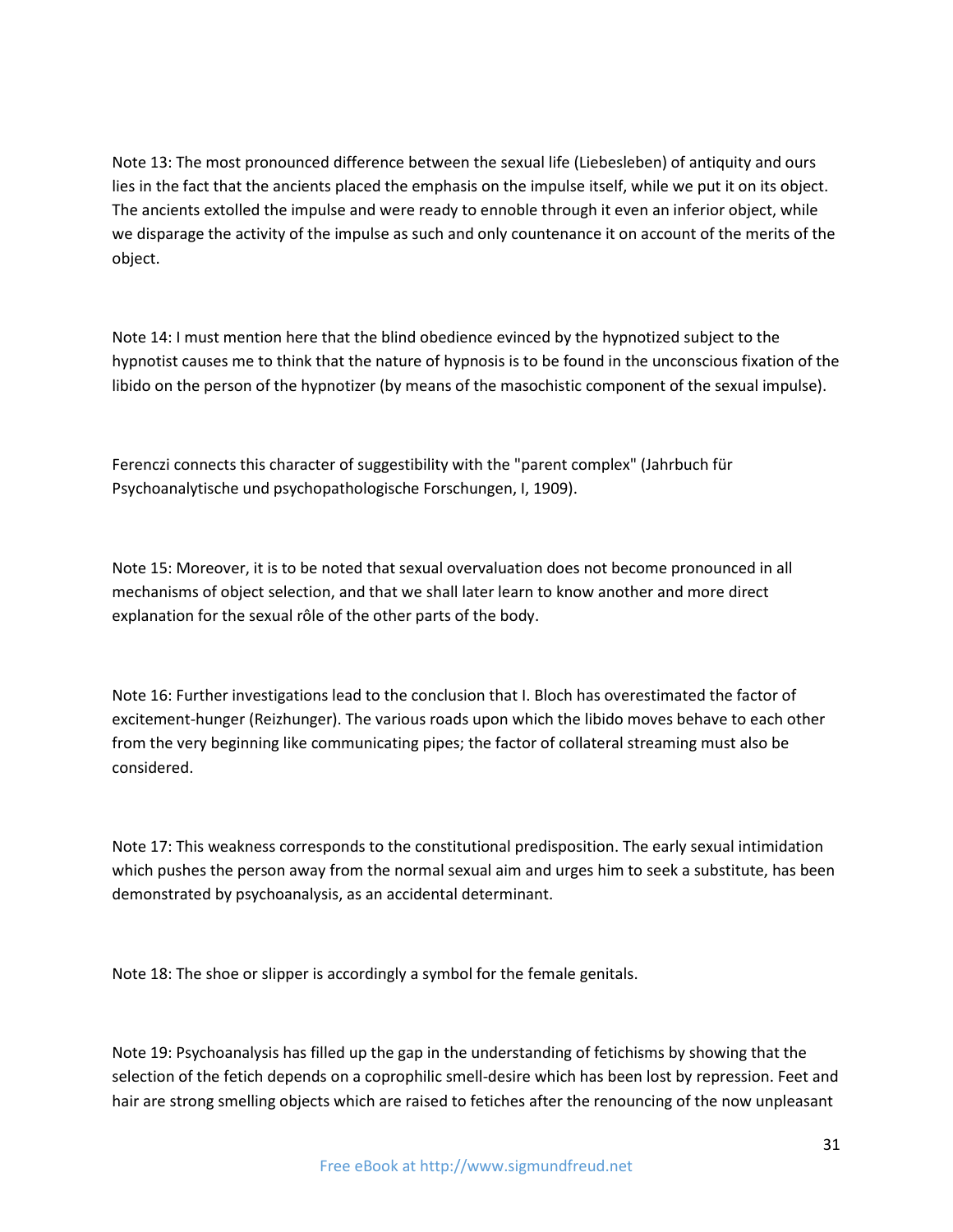Note 13: The most pronounced difference between the sexual life (Liebesleben) of antiquity and ours lies in the fact that the ancients placed the emphasis on the impulse itself, while we put it on its object. The ancients extolled the impulse and were ready to ennoble through it even an inferior object, while we disparage the activity of the impulse as such and only countenance it on account of the merits of the object.

Note 14: I must mention here that the blind obedience evinced by the hypnotized subject to the hypnotist causes me to think that the nature of hypnosis is to be found in the unconscious fixation of the libido on the person of the hypnotizer (by means of the masochistic component of the sexual impulse).

Ferenczi connects this character of suggestibility with the "parent complex" (Jahrbuch für Psychoanalytische und psychopathologische Forschungen, I, 1909).

Note 15: Moreover, it is to be noted that sexual overvaluation does not become pronounced in all mechanisms of object selection, and that we shall later learn to know another and more direct explanation for the sexual rôle of the other parts of the body.

Note 16: Further investigations lead to the conclusion that I. Bloch has overestimated the factor of excitement-hunger (Reizhunger). The various roads upon which the libido moves behave to each other from the very beginning like communicating pipes; the factor of collateral streaming must also be considered.

Note 17: This weakness corresponds to the constitutional predisposition. The early sexual intimidation which pushes the person away from the normal sexual aim and urges him to seek a substitute, has been demonstrated by psychoanalysis, as an accidental determinant.

Note 18: The shoe or slipper is accordingly a symbol for the female genitals.

Note 19: Psychoanalysis has filled up the gap in the understanding of fetichisms by showing that the selection of the fetich depends on a coprophilic smell-desire which has been lost by repression. Feet and hair are strong smelling objects which are raised to fetiches after the renouncing of the now unpleasant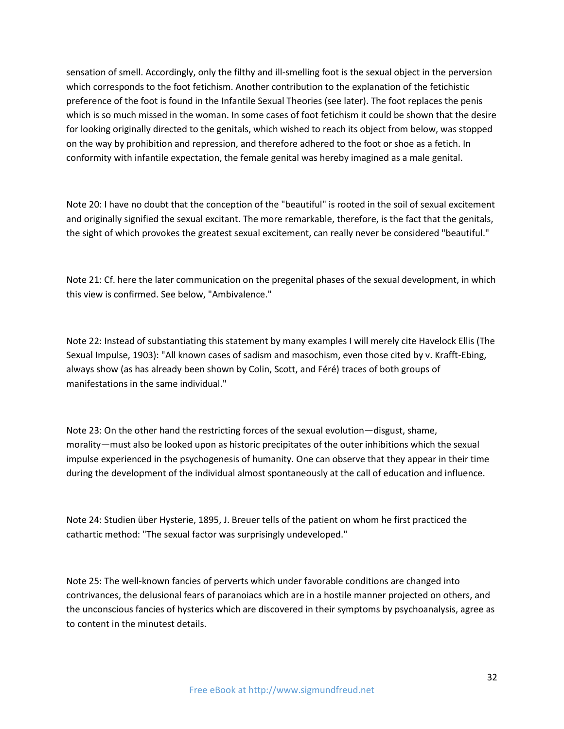sensation of smell. Accordingly, only the filthy and ill-smelling foot is the sexual object in the perversion which corresponds to the foot fetichism. Another contribution to the explanation of the fetichistic preference of the foot is found in the Infantile Sexual Theories (see later). The foot replaces the penis which is so much missed in the woman. In some cases of foot fetichism it could be shown that the desire for looking originally directed to the genitals, which wished to reach its object from below, was stopped on the way by prohibition and repression, and therefore adhered to the foot or shoe as a fetich. In conformity with infantile expectation, the female genital was hereby imagined as a male genital.

Note 20: I have no doubt that the conception of the "beautiful" is rooted in the soil of sexual excitement and originally signified the sexual excitant. The more remarkable, therefore, is the fact that the genitals, the sight of which provokes the greatest sexual excitement, can really never be considered "beautiful."

Note 21: Cf. here the later communication on the pregenital phases of the sexual development, in which this view is confirmed. See below, "Ambivalence."

Note 22: Instead of substantiating this statement by many examples I will merely cite Havelock Ellis (The Sexual Impulse, 1903): "All known cases of sadism and masochism, even those cited by v. Krafft-Ebing, always show (as has already been shown by Colin, Scott, and Féré) traces of both groups of manifestations in the same individual."

Note 23: On the other hand the restricting forces of the sexual evolution—disgust, shame, morality—must also be looked upon as historic precipitates of the outer inhibitions which the sexual impulse experienced in the psychogenesis of humanity. One can observe that they appear in their time during the development of the individual almost spontaneously at the call of education and influence.

Note 24: Studien über Hysterie, 1895, J. Breuer tells of the patient on whom he first practiced the cathartic method: "The sexual factor was surprisingly undeveloped."

Note 25: The well-known fancies of perverts which under favorable conditions are changed into contrivances, the delusional fears of paranoiacs which are in a hostile manner projected on others, and the unconscious fancies of hysterics which are discovered in their symptoms by psychoanalysis, agree as to content in the minutest details.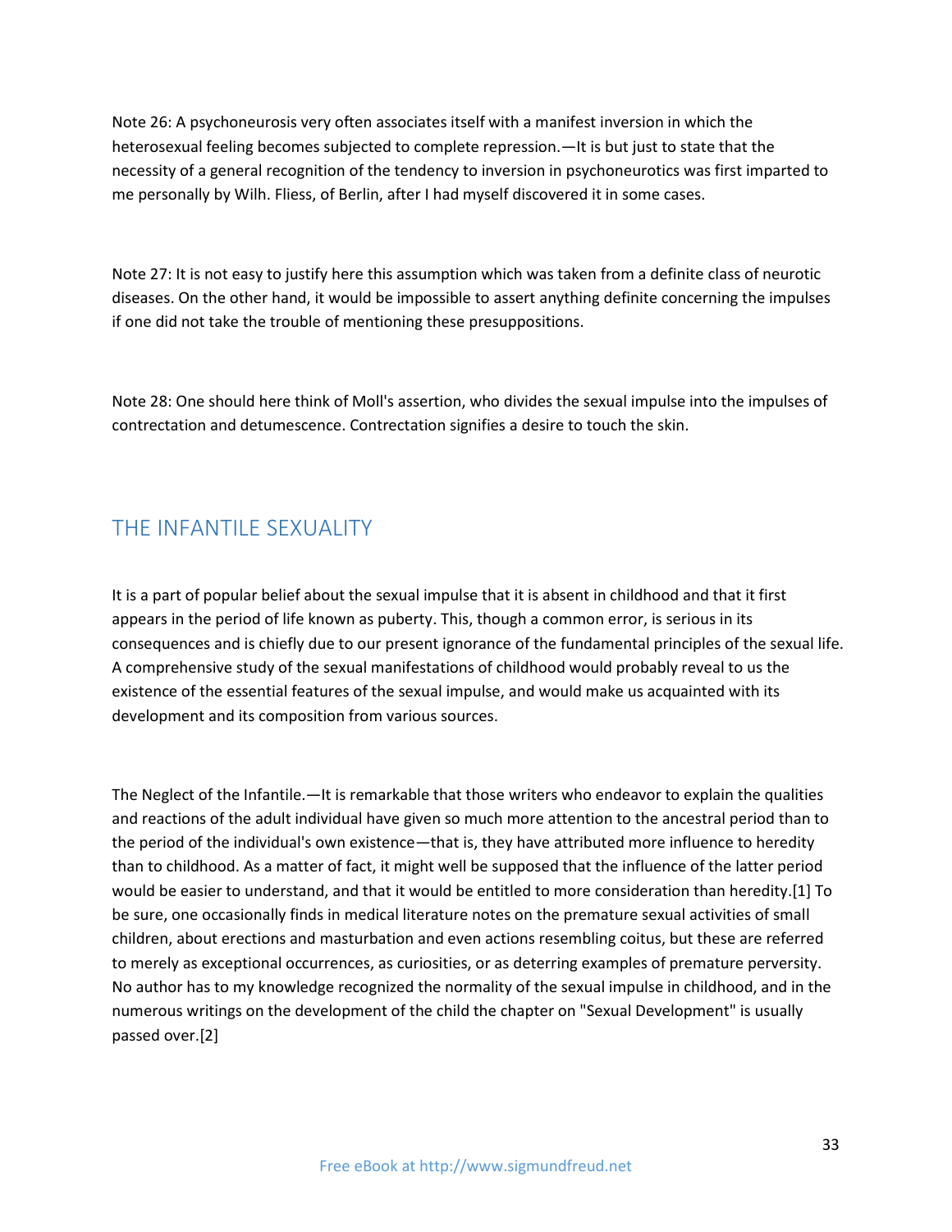Note 26: A psychoneurosis very often associates itself with a manifest inversion in which the heterosexual feeling becomes subjected to complete repression.—It is but just to state that the necessity of a general recognition of the tendency to inversion in psychoneurotics was first imparted to me personally by Wilh. Fliess, of Berlin, after I had myself discovered it in some cases.

Note 27: It is not easy to justify here this assumption which was taken from a definite class of neurotic diseases. On the other hand, it would be impossible to assert anything definite concerning the impulses if one did not take the trouble of mentioning these presuppositions.

Note 28: One should here think of Moll's assertion, who divides the sexual impulse into the impulses of contrectation and detumescence. Contrectation signifies a desire to touch the skin.

## THE INFANTILE SEXUALITY

It is a part of popular belief about the sexual impulse that it is absent in childhood and that it first appears in the period of life known as puberty. This, though a common error, is serious in its consequences and is chiefly due to our present ignorance of the fundamental principles of the sexual life. A comprehensive study of the sexual manifestations of childhood would probably reveal to us the existence of the essential features of the sexual impulse, and would make us acquainted with its development and its composition from various sources.

The Neglect of the Infantile.—It is remarkable that those writers who endeavor to explain the qualities and reactions of the adult individual have given so much more attention to the ancestral period than to the period of the individual's own existence—that is, they have attributed more influence to heredity than to childhood. As a matter of fact, it might well be supposed that the influence of the latter period would be easier to understand, and that it would be entitled to more consideration than heredity.[1] To be sure, one occasionally finds in medical literature notes on the premature sexual activities of small children, about erections and masturbation and even actions resembling coitus, but these are referred to merely as exceptional occurrences, as curiosities, or as deterring examples of premature perversity. No author has to my knowledge recognized the normality of the sexual impulse in childhood, and in the numerous writings on the development of the child the chapter on "Sexual Development" is usually passed over.[2]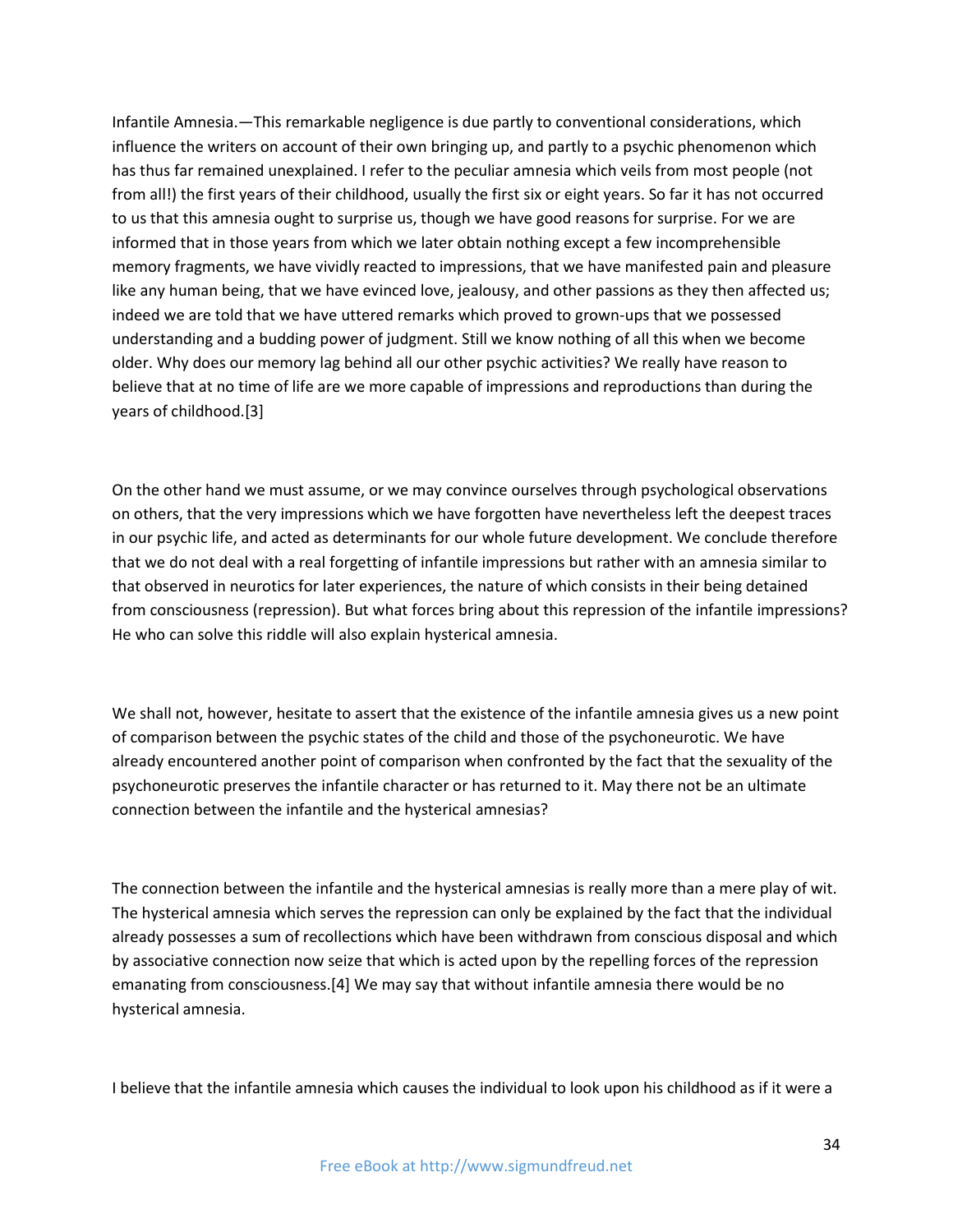Infantile Amnesia.—This remarkable negligence is due partly to conventional considerations, which influence the writers on account of their own bringing up, and partly to a psychic phenomenon which has thus far remained unexplained. I refer to the peculiar amnesia which veils from most people (not from all!) the first years of their childhood, usually the first six or eight years. So far it has not occurred to us that this amnesia ought to surprise us, though we have good reasons for surprise. For we are informed that in those years from which we later obtain nothing except a few incomprehensible memory fragments, we have vividly reacted to impressions, that we have manifested pain and pleasure like any human being, that we have evinced love, jealousy, and other passions as they then affected us; indeed we are told that we have uttered remarks which proved to grown-ups that we possessed understanding and a budding power of judgment. Still we know nothing of all this when we become older. Why does our memory lag behind all our other psychic activities? We really have reason to believe that at no time of life are we more capable of impressions and reproductions than during the years of childhood.[3]

On the other hand we must assume, or we may convince ourselves through psychological observations on others, that the very impressions which we have forgotten have nevertheless left the deepest traces in our psychic life, and acted as determinants for our whole future development. We conclude therefore that we do not deal with a real forgetting of infantile impressions but rather with an amnesia similar to that observed in neurotics for later experiences, the nature of which consists in their being detained from consciousness (repression). But what forces bring about this repression of the infantile impressions? He who can solve this riddle will also explain hysterical amnesia.

We shall not, however, hesitate to assert that the existence of the infantile amnesia gives us a new point of comparison between the psychic states of the child and those of the psychoneurotic. We have already encountered another point of comparison when confronted by the fact that the sexuality of the psychoneurotic preserves the infantile character or has returned to it. May there not be an ultimate connection between the infantile and the hysterical amnesias?

The connection between the infantile and the hysterical amnesias is really more than a mere play of wit. The hysterical amnesia which serves the repression can only be explained by the fact that the individual already possesses a sum of recollections which have been withdrawn from conscious disposal and which by associative connection now seize that which is acted upon by the repelling forces of the repression emanating from consciousness.[4] We may say that without infantile amnesia there would be no hysterical amnesia.

I believe that the infantile amnesia which causes the individual to look upon his childhood as if it were a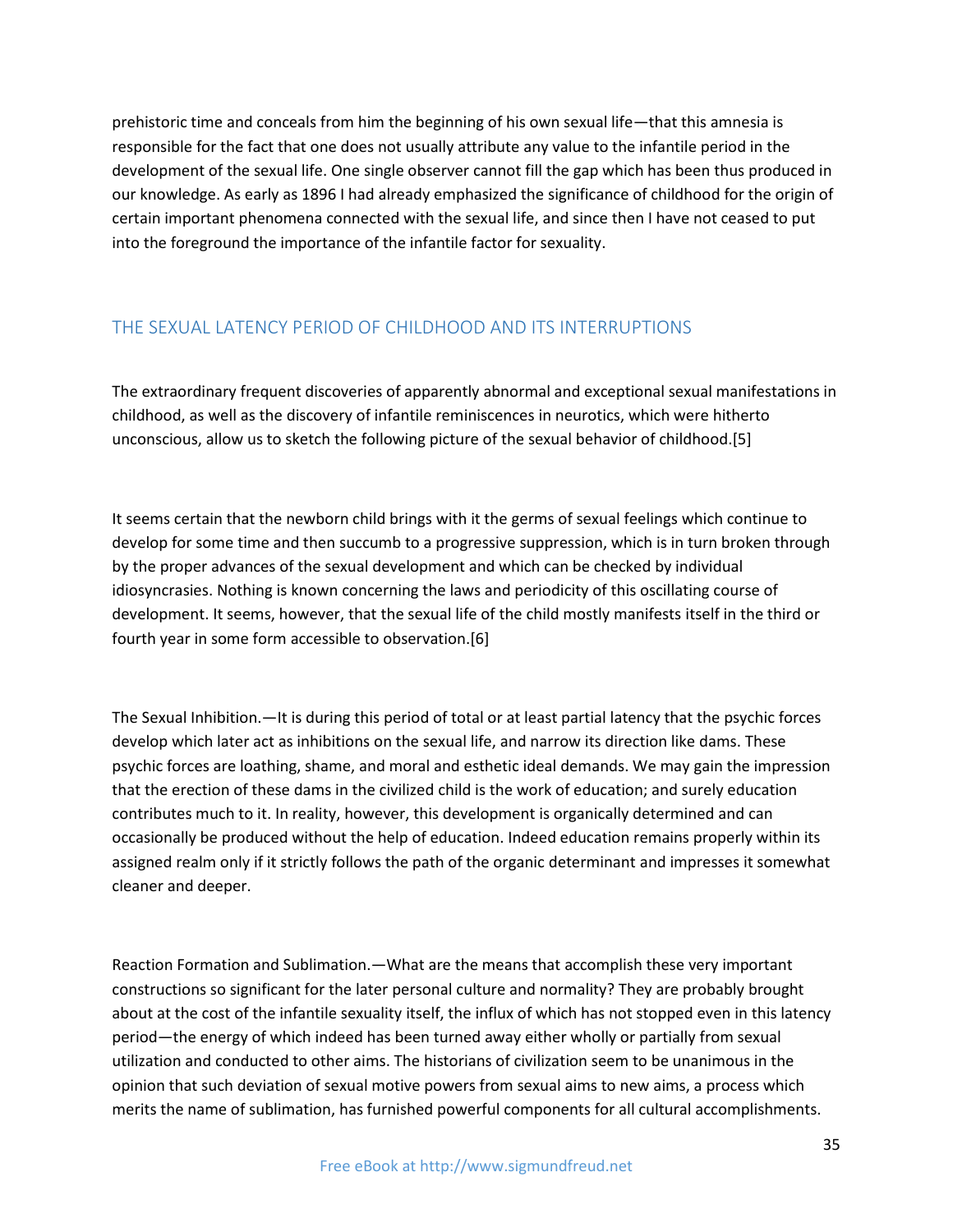prehistoric time and conceals from him the beginning of his own sexual life—that this amnesia is responsible for the fact that one does not usually attribute any value to the infantile period in the development of the sexual life. One single observer cannot fill the gap which has been thus produced in our knowledge. As early as 1896 I had already emphasized the significance of childhood for the origin of certain important phenomena connected with the sexual life, and since then I have not ceased to put into the foreground the importance of the infantile factor for sexuality.

## THE SEXUAL LATENCY PERIOD OF CHILDHOOD AND ITS INTERRUPTIONS

The extraordinary frequent discoveries of apparently abnormal and exceptional sexual manifestations in childhood, as well as the discovery of infantile reminiscences in neurotics, which were hitherto unconscious, allow us to sketch the following picture of the sexual behavior of childhood.[5]

It seems certain that the newborn child brings with it the germs of sexual feelings which continue to develop for some time and then succumb to a progressive suppression, which is in turn broken through by the proper advances of the sexual development and which can be checked by individual idiosyncrasies. Nothing is known concerning the laws and periodicity of this oscillating course of development. It seems, however, that the sexual life of the child mostly manifests itself in the third or fourth year in some form accessible to observation.[6]

The Sexual Inhibition.—It is during this period of total or at least partial latency that the psychic forces develop which later act as inhibitions on the sexual life, and narrow its direction like dams. These psychic forces are loathing, shame, and moral and esthetic ideal demands. We may gain the impression that the erection of these dams in the civilized child is the work of education; and surely education contributes much to it. In reality, however, this development is organically determined and can occasionally be produced without the help of education. Indeed education remains properly within its assigned realm only if it strictly follows the path of the organic determinant and impresses it somewhat cleaner and deeper.

Reaction Formation and Sublimation.—What are the means that accomplish these very important constructions so significant for the later personal culture and normality? They are probably brought about at the cost of the infantile sexuality itself, the influx of which has not stopped even in this latency period—the energy of which indeed has been turned away either wholly or partially from sexual utilization and conducted to other aims. The historians of civilization seem to be unanimous in the opinion that such deviation of sexual motive powers from sexual aims to new aims, a process which merits the name of sublimation, has furnished powerful components for all cultural accomplishments.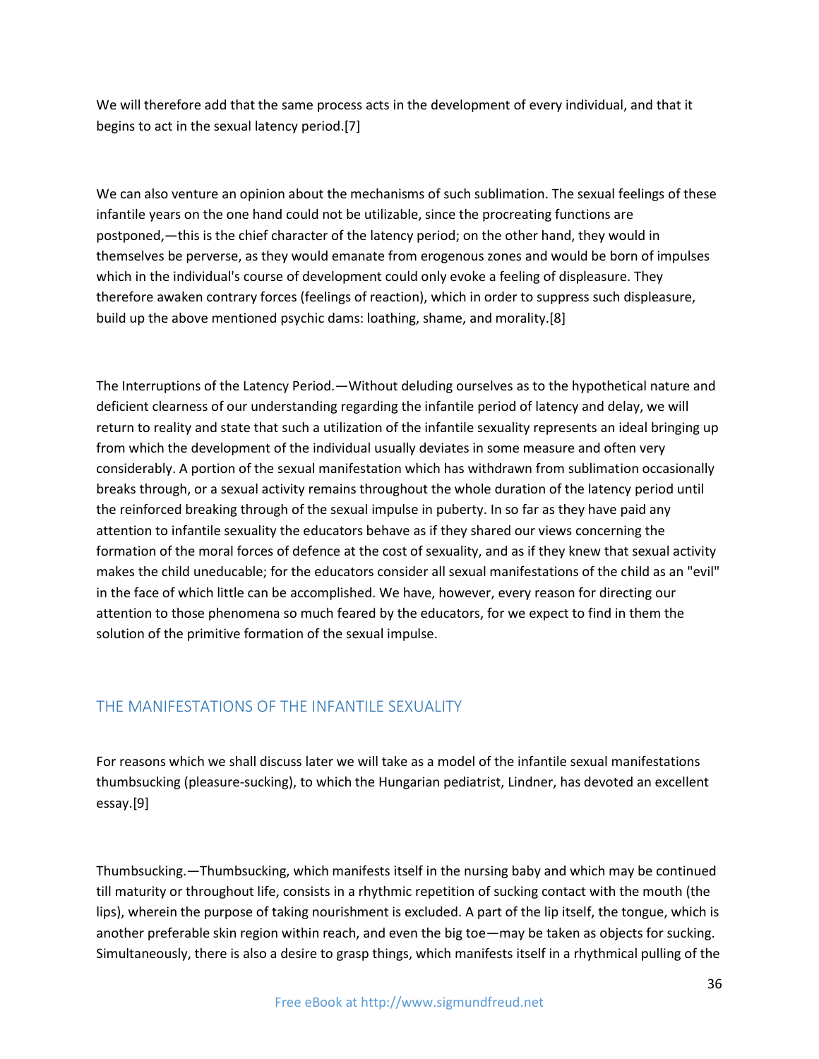We will therefore add that the same process acts in the development of every individual, and that it begins to act in the sexual latency period.[7]

We can also venture an opinion about the mechanisms of such sublimation. The sexual feelings of these infantile years on the one hand could not be utilizable, since the procreating functions are postponed,—this is the chief character of the latency period; on the other hand, they would in themselves be perverse, as they would emanate from erogenous zones and would be born of impulses which in the individual's course of development could only evoke a feeling of displeasure. They therefore awaken contrary forces (feelings of reaction), which in order to suppress such displeasure, build up the above mentioned psychic dams: loathing, shame, and morality.[8]

The Interruptions of the Latency Period.—Without deluding ourselves as to the hypothetical nature and deficient clearness of our understanding regarding the infantile period of latency and delay, we will return to reality and state that such a utilization of the infantile sexuality represents an ideal bringing up from which the development of the individual usually deviates in some measure and often very considerably. A portion of the sexual manifestation which has withdrawn from sublimation occasionally breaks through, or a sexual activity remains throughout the whole duration of the latency period until the reinforced breaking through of the sexual impulse in puberty. In so far as they have paid any attention to infantile sexuality the educators behave as if they shared our views concerning the formation of the moral forces of defence at the cost of sexuality, and as if they knew that sexual activity makes the child uneducable; for the educators consider all sexual manifestations of the child as an "evil" in the face of which little can be accomplished. We have, however, every reason for directing our attention to those phenomena so much feared by the educators, for we expect to find in them the solution of the primitive formation of the sexual impulse.

## THE MANIFESTATIONS OF THE INFANTILE SEXUALITY

For reasons which we shall discuss later we will take as a model of the infantile sexual manifestations thumbsucking (pleasure-sucking), to which the Hungarian pediatrist, Lindner, has devoted an excellent essay.[9]

Thumbsucking.—Thumbsucking, which manifests itself in the nursing baby and which may be continued till maturity or throughout life, consists in a rhythmic repetition of sucking contact with the mouth (the lips), wherein the purpose of taking nourishment is excluded. A part of the lip itself, the tongue, which is another preferable skin region within reach, and even the big toe—may be taken as objects for sucking. Simultaneously, there is also a desire to grasp things, which manifests itself in a rhythmical pulling of the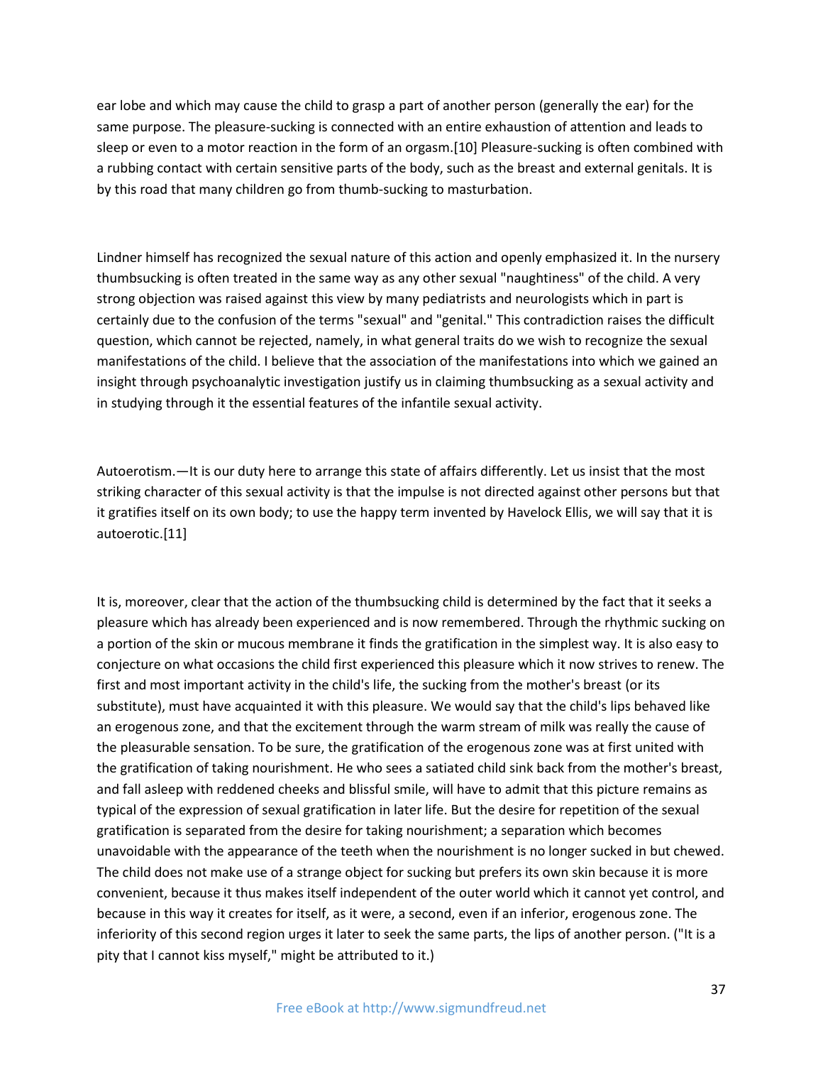ear lobe and which may cause the child to grasp a part of another person (generally the ear) for the same purpose. The pleasure-sucking is connected with an entire exhaustion of attention and leads to sleep or even to a motor reaction in the form of an orgasm.[10] Pleasure-sucking is often combined with a rubbing contact with certain sensitive parts of the body, such as the breast and external genitals. It is by this road that many children go from thumb-sucking to masturbation.

Lindner himself has recognized the sexual nature of this action and openly emphasized it. In the nursery thumbsucking is often treated in the same way as any other sexual "naughtiness" of the child. A very strong objection was raised against this view by many pediatrists and neurologists which in part is certainly due to the confusion of the terms "sexual" and "genital." This contradiction raises the difficult question, which cannot be rejected, namely, in what general traits do we wish to recognize the sexual manifestations of the child. I believe that the association of the manifestations into which we gained an insight through psychoanalytic investigation justify us in claiming thumbsucking as a sexual activity and in studying through it the essential features of the infantile sexual activity.

Autoerotism.—It is our duty here to arrange this state of affairs differently. Let us insist that the most striking character of this sexual activity is that the impulse is not directed against other persons but that it gratifies itself on its own body; to use the happy term invented by Havelock Ellis, we will say that it is autoerotic.[11]

It is, moreover, clear that the action of the thumbsucking child is determined by the fact that it seeks a pleasure which has already been experienced and is now remembered. Through the rhythmic sucking on a portion of the skin or mucous membrane it finds the gratification in the simplest way. It is also easy to conjecture on what occasions the child first experienced this pleasure which it now strives to renew. The first and most important activity in the child's life, the sucking from the mother's breast (or its substitute), must have acquainted it with this pleasure. We would say that the child's lips behaved like an erogenous zone, and that the excitement through the warm stream of milk was really the cause of the pleasurable sensation. To be sure, the gratification of the erogenous zone was at first united with the gratification of taking nourishment. He who sees a satiated child sink back from the mother's breast, and fall asleep with reddened cheeks and blissful smile, will have to admit that this picture remains as typical of the expression of sexual gratification in later life. But the desire for repetition of the sexual gratification is separated from the desire for taking nourishment; a separation which becomes unavoidable with the appearance of the teeth when the nourishment is no longer sucked in but chewed. The child does not make use of a strange object for sucking but prefers its own skin because it is more convenient, because it thus makes itself independent of the outer world which it cannot yet control, and because in this way it creates for itself, as it were, a second, even if an inferior, erogenous zone. The inferiority of this second region urges it later to seek the same parts, the lips of another person. ("It is a pity that I cannot kiss myself," might be attributed to it.)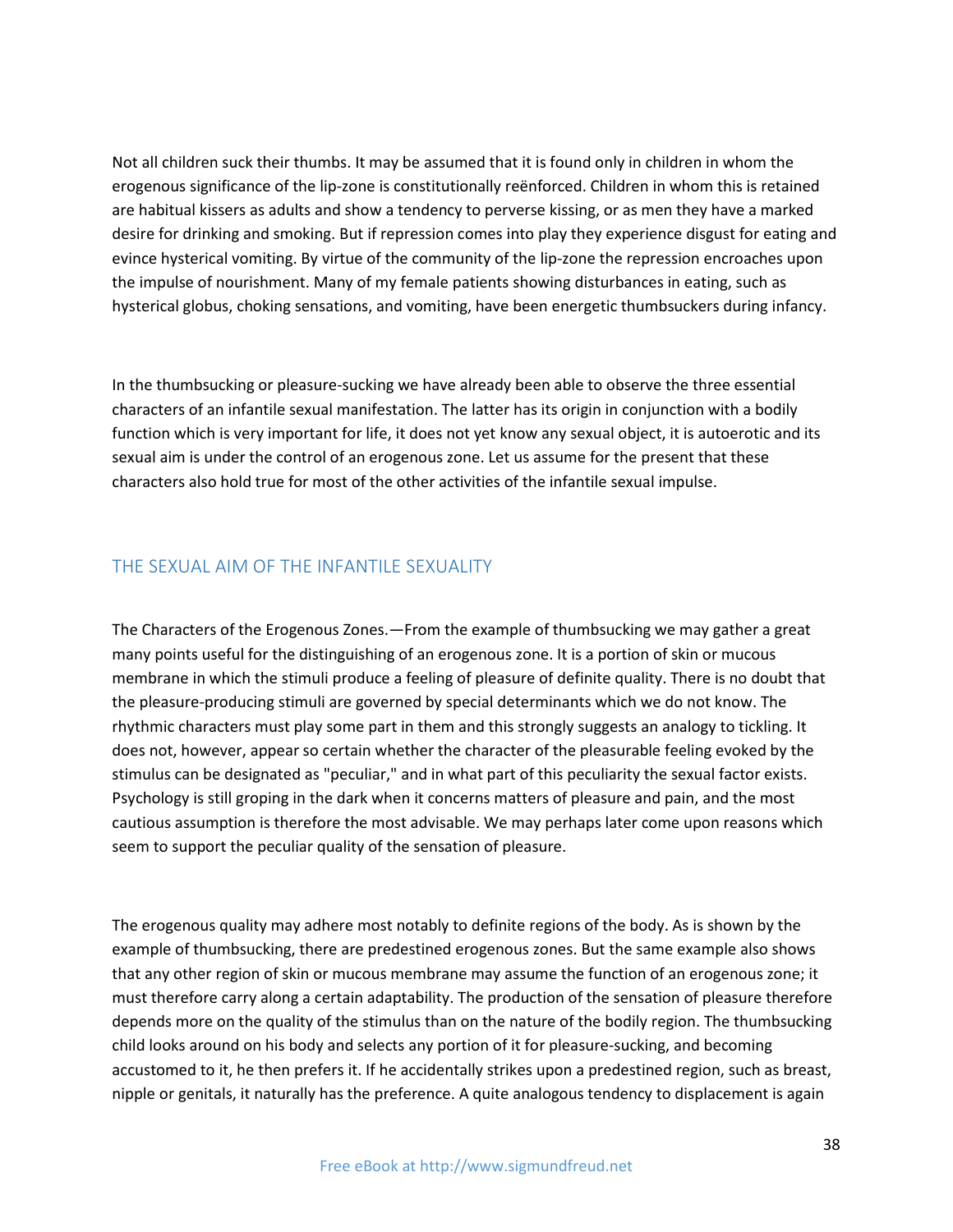Not all children suck their thumbs. It may be assumed that it is found only in children in whom the erogenous significance of the lip-zone is constitutionally reënforced. Children in whom this is retained are habitual kissers as adults and show a tendency to perverse kissing, or as men they have a marked desire for drinking and smoking. But if repression comes into play they experience disgust for eating and evince hysterical vomiting. By virtue of the community of the lip-zone the repression encroaches upon the impulse of nourishment. Many of my female patients showing disturbances in eating, such as hysterical globus, choking sensations, and vomiting, have been energetic thumbsuckers during infancy.

In the thumbsucking or pleasure-sucking we have already been able to observe the three essential characters of an infantile sexual manifestation. The latter has its origin in conjunction with a bodily function which is very important for life, it does not yet know any sexual object, it is autoerotic and its sexual aim is under the control of an erogenous zone. Let us assume for the present that these characters also hold true for most of the other activities of the infantile sexual impulse.

## THE SEXUAL AIM OF THE INFANTILE SEXUALITY

The Characters of the Erogenous Zones.—From the example of thumbsucking we may gather a great many points useful for the distinguishing of an erogenous zone. It is a portion of skin or mucous membrane in which the stimuli produce a feeling of pleasure of definite quality. There is no doubt that the pleasure-producing stimuli are governed by special determinants which we do not know. The rhythmic characters must play some part in them and this strongly suggests an analogy to tickling. It does not, however, appear so certain whether the character of the pleasurable feeling evoked by the stimulus can be designated as "peculiar," and in what part of this peculiarity the sexual factor exists. Psychology is still groping in the dark when it concerns matters of pleasure and pain, and the most cautious assumption is therefore the most advisable. We may perhaps later come upon reasons which seem to support the peculiar quality of the sensation of pleasure.

The erogenous quality may adhere most notably to definite regions of the body. As is shown by the example of thumbsucking, there are predestined erogenous zones. But the same example also shows that any other region of skin or mucous membrane may assume the function of an erogenous zone; it must therefore carry along a certain adaptability. The production of the sensation of pleasure therefore depends more on the quality of the stimulus than on the nature of the bodily region. The thumbsucking child looks around on his body and selects any portion of it for pleasure-sucking, and becoming accustomed to it, he then prefers it. If he accidentally strikes upon a predestined region, such as breast, nipple or genitals, it naturally has the preference. A quite analogous tendency to displacement is again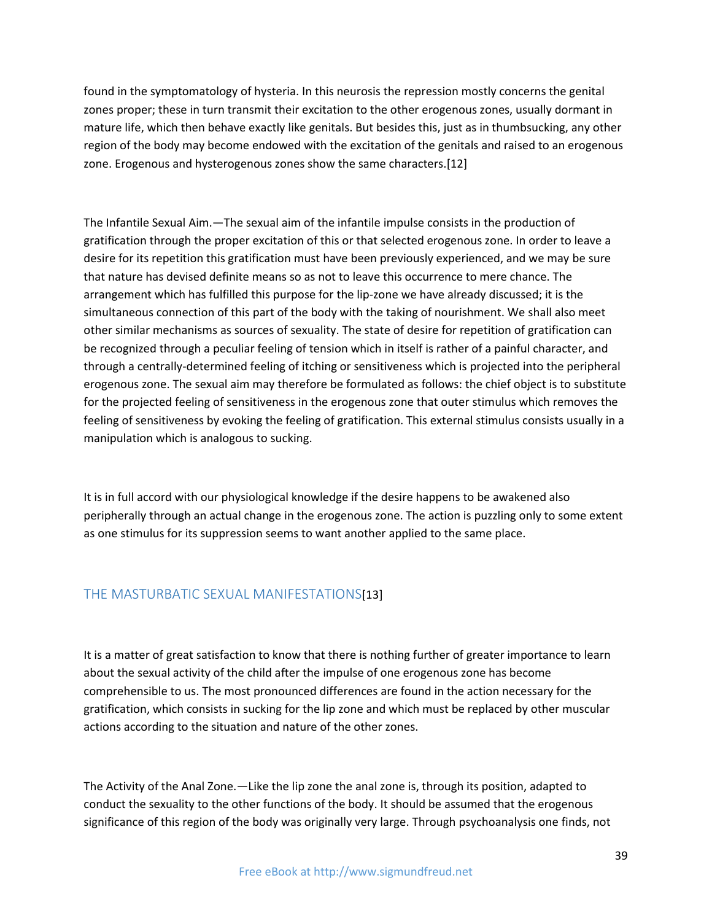found in the symptomatology of hysteria. In this neurosis the repression mostly concerns the genital zones proper; these in turn transmit their excitation to the other erogenous zones, usually dormant in mature life, which then behave exactly like genitals. But besides this, just as in thumbsucking, any other region of the body may become endowed with the excitation of the genitals and raised to an erogenous zone. Erogenous and hysterogenous zones show the same characters.[12]

The Infantile Sexual Aim.—The sexual aim of the infantile impulse consists in the production of gratification through the proper excitation of this or that selected erogenous zone. In order to leave a desire for its repetition this gratification must have been previously experienced, and we may be sure that nature has devised definite means so as not to leave this occurrence to mere chance. The arrangement which has fulfilled this purpose for the lip-zone we have already discussed; it is the simultaneous connection of this part of the body with the taking of nourishment. We shall also meet other similar mechanisms as sources of sexuality. The state of desire for repetition of gratification can be recognized through a peculiar feeling of tension which in itself is rather of a painful character, and through a centrally-determined feeling of itching or sensitiveness which is projected into the peripheral erogenous zone. The sexual aim may therefore be formulated as follows: the chief object is to substitute for the projected feeling of sensitiveness in the erogenous zone that outer stimulus which removes the feeling of sensitiveness by evoking the feeling of gratification. This external stimulus consists usually in a manipulation which is analogous to sucking.

It is in full accord with our physiological knowledge if the desire happens to be awakened also peripherally through an actual change in the erogenous zone. The action is puzzling only to some extent as one stimulus for its suppression seems to want another applied to the same place.

## THE MASTURBATIC SEXUAL MANIFESTATIONS[13]

It is a matter of great satisfaction to know that there is nothing further of greater importance to learn about the sexual activity of the child after the impulse of one erogenous zone has become comprehensible to us. The most pronounced differences are found in the action necessary for the gratification, which consists in sucking for the lip zone and which must be replaced by other muscular actions according to the situation and nature of the other zones.

The Activity of the Anal Zone.—Like the lip zone the anal zone is, through its position, adapted to conduct the sexuality to the other functions of the body. It should be assumed that the erogenous significance of this region of the body was originally very large. Through psychoanalysis one finds, not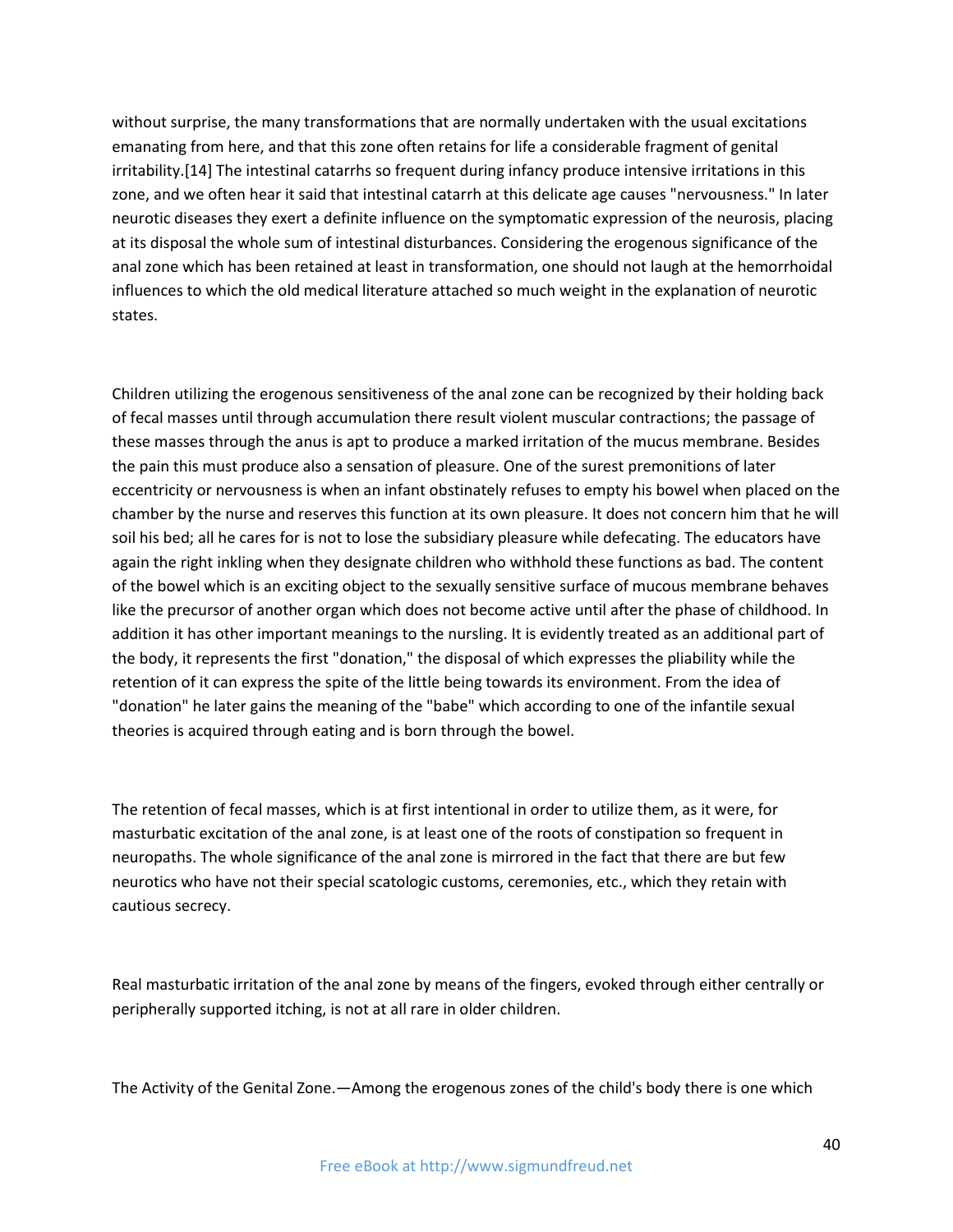without surprise, the many transformations that are normally undertaken with the usual excitations emanating from here, and that this zone often retains for life a considerable fragment of genital irritability.[14] The intestinal catarrhs so frequent during infancy produce intensive irritations in this zone, and we often hear it said that intestinal catarrh at this delicate age causes "nervousness." In later neurotic diseases they exert a definite influence on the symptomatic expression of the neurosis, placing at its disposal the whole sum of intestinal disturbances. Considering the erogenous significance of the anal zone which has been retained at least in transformation, one should not laugh at the hemorrhoidal influences to which the old medical literature attached so much weight in the explanation of neurotic states.

Children utilizing the erogenous sensitiveness of the anal zone can be recognized by their holding back of fecal masses until through accumulation there result violent muscular contractions; the passage of these masses through the anus is apt to produce a marked irritation of the mucus membrane. Besides the pain this must produce also a sensation of pleasure. One of the surest premonitions of later eccentricity or nervousness is when an infant obstinately refuses to empty his bowel when placed on the chamber by the nurse and reserves this function at its own pleasure. It does not concern him that he will soil his bed; all he cares for is not to lose the subsidiary pleasure while defecating. The educators have again the right inkling when they designate children who withhold these functions as bad. The content of the bowel which is an exciting object to the sexually sensitive surface of mucous membrane behaves like the precursor of another organ which does not become active until after the phase of childhood. In addition it has other important meanings to the nursling. It is evidently treated as an additional part of the body, it represents the first "donation," the disposal of which expresses the pliability while the retention of it can express the spite of the little being towards its environment. From the idea of "donation" he later gains the meaning of the "babe" which according to one of the infantile sexual theories is acquired through eating and is born through the bowel.

The retention of fecal masses, which is at first intentional in order to utilize them, as it were, for masturbatic excitation of the anal zone, is at least one of the roots of constipation so frequent in neuropaths. The whole significance of the anal zone is mirrored in the fact that there are but few neurotics who have not their special scatologic customs, ceremonies, etc., which they retain with cautious secrecy.

Real masturbatic irritation of the anal zone by means of the fingers, evoked through either centrally or peripherally supported itching, is not at all rare in older children.

The Activity of the Genital Zone.—Among the erogenous zones of the child's body there is one which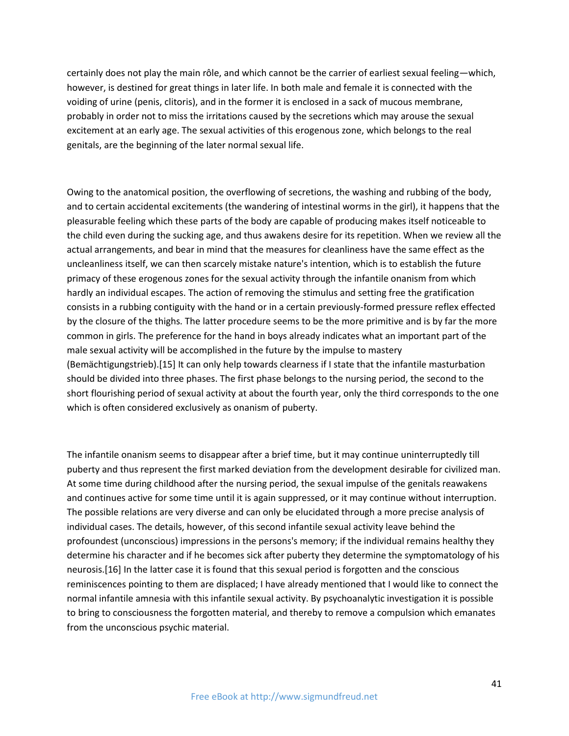certainly does not play the main rôle, and which cannot be the carrier of earliest sexual feeling—which, however, is destined for great things in later life. In both male and female it is connected with the voiding of urine (penis, clitoris), and in the former it is enclosed in a sack of mucous membrane, probably in order not to miss the irritations caused by the secretions which may arouse the sexual excitement at an early age. The sexual activities of this erogenous zone, which belongs to the real genitals, are the beginning of the later normal sexual life.

Owing to the anatomical position, the overflowing of secretions, the washing and rubbing of the body, and to certain accidental excitements (the wandering of intestinal worms in the girl), it happens that the pleasurable feeling which these parts of the body are capable of producing makes itself noticeable to the child even during the sucking age, and thus awakens desire for its repetition. When we review all the actual arrangements, and bear in mind that the measures for cleanliness have the same effect as the uncleanliness itself, we can then scarcely mistake nature's intention, which is to establish the future primacy of these erogenous zones for the sexual activity through the infantile onanism from which hardly an individual escapes. The action of removing the stimulus and setting free the gratification consists in a rubbing contiguity with the hand or in a certain previously-formed pressure reflex effected by the closure of the thighs. The latter procedure seems to be the more primitive and is by far the more common in girls. The preference for the hand in boys already indicates what an important part of the male sexual activity will be accomplished in the future by the impulse to mastery (Bemächtigungstrieb).[15] It can only help towards clearness if I state that the infantile masturbation should be divided into three phases. The first phase belongs to the nursing period, the second to the short flourishing period of sexual activity at about the fourth year, only the third corresponds to the one which is often considered exclusively as onanism of puberty.

The infantile onanism seems to disappear after a brief time, but it may continue uninterruptedly till puberty and thus represent the first marked deviation from the development desirable for civilized man. At some time during childhood after the nursing period, the sexual impulse of the genitals reawakens and continues active for some time until it is again suppressed, or it may continue without interruption. The possible relations are very diverse and can only be elucidated through a more precise analysis of individual cases. The details, however, of this second infantile sexual activity leave behind the profoundest (unconscious) impressions in the persons's memory; if the individual remains healthy they determine his character and if he becomes sick after puberty they determine the symptomatology of his neurosis.[16] In the latter case it is found that this sexual period is forgotten and the conscious reminiscences pointing to them are displaced; I have already mentioned that I would like to connect the normal infantile amnesia with this infantile sexual activity. By psychoanalytic investigation it is possible to bring to consciousness the forgotten material, and thereby to remove a compulsion which emanates from the unconscious psychic material.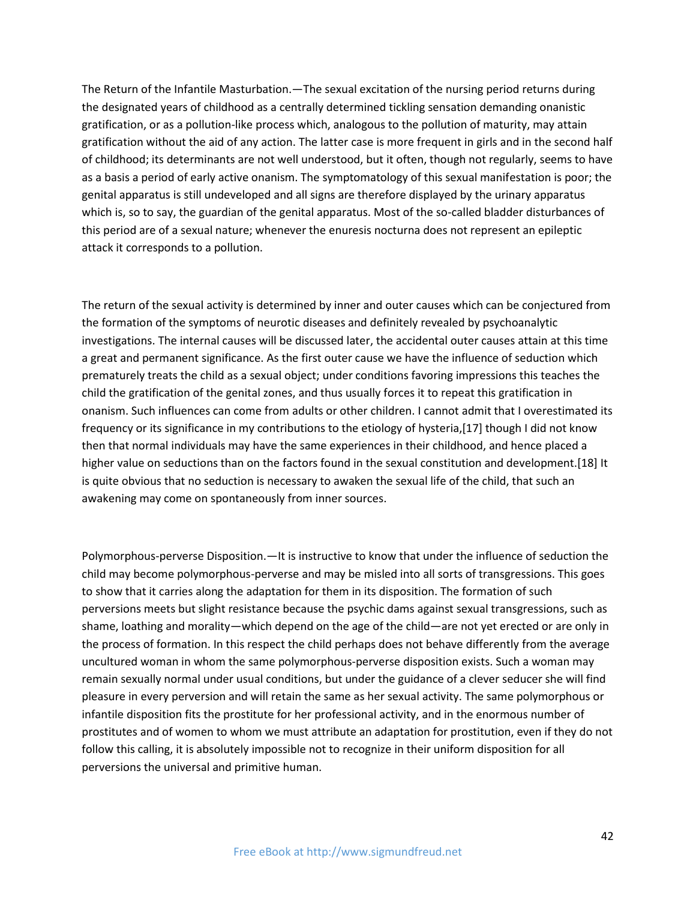The Return of the Infantile Masturbation.—The sexual excitation of the nursing period returns during the designated years of childhood as a centrally determined tickling sensation demanding onanistic gratification, or as a pollution-like process which, analogous to the pollution of maturity, may attain gratification without the aid of any action. The latter case is more frequent in girls and in the second half of childhood; its determinants are not well understood, but it often, though not regularly, seems to have as a basis a period of early active onanism. The symptomatology of this sexual manifestation is poor; the genital apparatus is still undeveloped and all signs are therefore displayed by the urinary apparatus which is, so to say, the guardian of the genital apparatus. Most of the so-called bladder disturbances of this period are of a sexual nature; whenever the enuresis nocturna does not represent an epileptic attack it corresponds to a pollution.

The return of the sexual activity is determined by inner and outer causes which can be conjectured from the formation of the symptoms of neurotic diseases and definitely revealed by psychoanalytic investigations. The internal causes will be discussed later, the accidental outer causes attain at this time a great and permanent significance. As the first outer cause we have the influence of seduction which prematurely treats the child as a sexual object; under conditions favoring impressions this teaches the child the gratification of the genital zones, and thus usually forces it to repeat this gratification in onanism. Such influences can come from adults or other children. I cannot admit that I overestimated its frequency or its significance in my contributions to the etiology of hysteria,[17] though I did not know then that normal individuals may have the same experiences in their childhood, and hence placed a higher value on seductions than on the factors found in the sexual constitution and development.[18] It is quite obvious that no seduction is necessary to awaken the sexual life of the child, that such an awakening may come on spontaneously from inner sources.

Polymorphous-perverse Disposition.—It is instructive to know that under the influence of seduction the child may become polymorphous-perverse and may be misled into all sorts of transgressions. This goes to show that it carries along the adaptation for them in its disposition. The formation of such perversions meets but slight resistance because the psychic dams against sexual transgressions, such as shame, loathing and morality—which depend on the age of the child—are not yet erected or are only in the process of formation. In this respect the child perhaps does not behave differently from the average uncultured woman in whom the same polymorphous-perverse disposition exists. Such a woman may remain sexually normal under usual conditions, but under the guidance of a clever seducer she will find pleasure in every perversion and will retain the same as her sexual activity. The same polymorphous or infantile disposition fits the prostitute for her professional activity, and in the enormous number of prostitutes and of women to whom we must attribute an adaptation for prostitution, even if they do not follow this calling, it is absolutely impossible not to recognize in their uniform disposition for all perversions the universal and primitive human.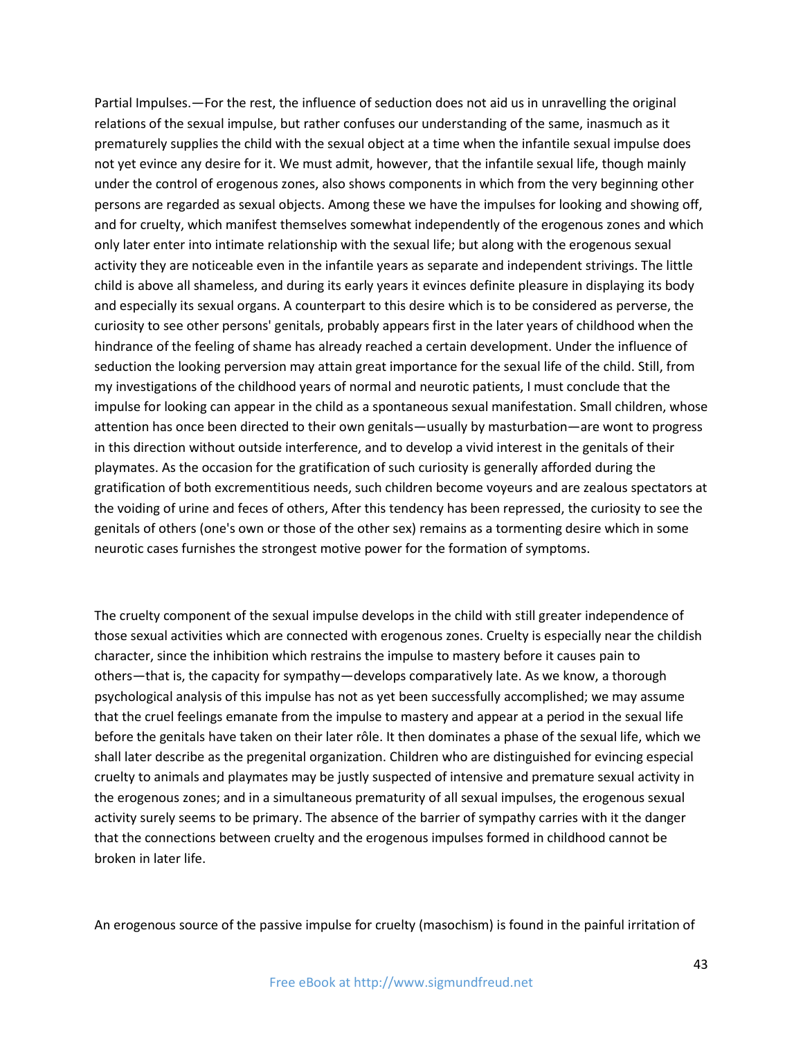Partial Impulses.—For the rest, the influence of seduction does not aid us in unravelling the original relations of the sexual impulse, but rather confuses our understanding of the same, inasmuch as it prematurely supplies the child with the sexual object at a time when the infantile sexual impulse does not yet evince any desire for it. We must admit, however, that the infantile sexual life, though mainly under the control of erogenous zones, also shows components in which from the very beginning other persons are regarded as sexual objects. Among these we have the impulses for looking and showing off, and for cruelty, which manifest themselves somewhat independently of the erogenous zones and which only later enter into intimate relationship with the sexual life; but along with the erogenous sexual activity they are noticeable even in the infantile years as separate and independent strivings. The little child is above all shameless, and during its early years it evinces definite pleasure in displaying its body and especially its sexual organs. A counterpart to this desire which is to be considered as perverse, the curiosity to see other persons' genitals, probably appears first in the later years of childhood when the hindrance of the feeling of shame has already reached a certain development. Under the influence of seduction the looking perversion may attain great importance for the sexual life of the child. Still, from my investigations of the childhood years of normal and neurotic patients, I must conclude that the impulse for looking can appear in the child as a spontaneous sexual manifestation. Small children, whose attention has once been directed to their own genitals—usually by masturbation—are wont to progress in this direction without outside interference, and to develop a vivid interest in the genitals of their playmates. As the occasion for the gratification of such curiosity is generally afforded during the gratification of both excrementitious needs, such children become voyeurs and are zealous spectators at the voiding of urine and feces of others, After this tendency has been repressed, the curiosity to see the genitals of others (one's own or those of the other sex) remains as a tormenting desire which in some neurotic cases furnishes the strongest motive power for the formation of symptoms.

The cruelty component of the sexual impulse develops in the child with still greater independence of those sexual activities which are connected with erogenous zones. Cruelty is especially near the childish character, since the inhibition which restrains the impulse to mastery before it causes pain to others—that is, the capacity for sympathy—develops comparatively late. As we know, a thorough psychological analysis of this impulse has not as yet been successfully accomplished; we may assume that the cruel feelings emanate from the impulse to mastery and appear at a period in the sexual life before the genitals have taken on their later rôle. It then dominates a phase of the sexual life, which we shall later describe as the pregenital organization. Children who are distinguished for evincing especial cruelty to animals and playmates may be justly suspected of intensive and premature sexual activity in the erogenous zones; and in a simultaneous prematurity of all sexual impulses, the erogenous sexual activity surely seems to be primary. The absence of the barrier of sympathy carries with it the danger that the connections between cruelty and the erogenous impulses formed in childhood cannot be broken in later life.

An erogenous source of the passive impulse for cruelty (masochism) is found in the painful irritation of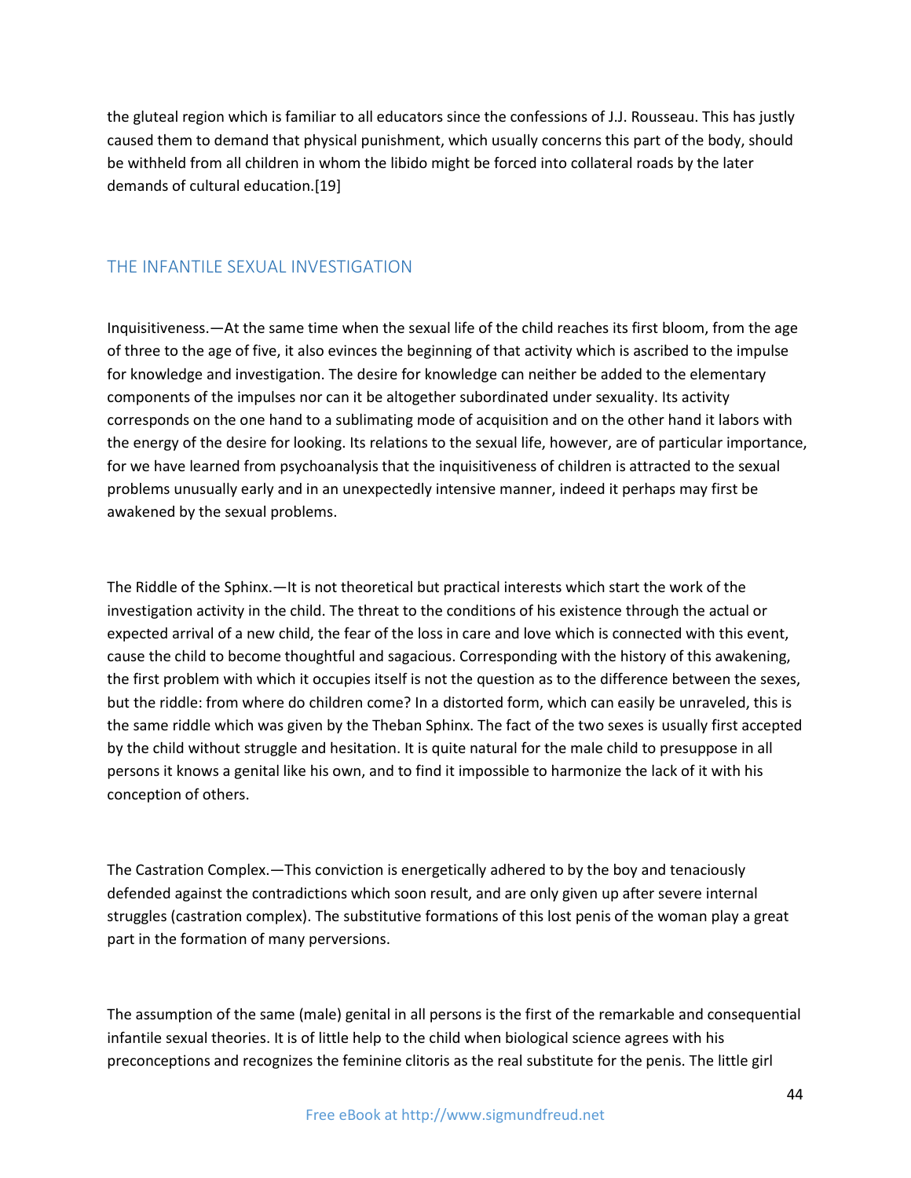the gluteal region which is familiar to all educators since the confessions of J.J. Rousseau. This has justly caused them to demand that physical punishment, which usually concerns this part of the body, should be withheld from all children in whom the libido might be forced into collateral roads by the later demands of cultural education.[19]

## THE INFANTILE SEXUAL INVESTIGATION

Inquisitiveness.—At the same time when the sexual life of the child reaches its first bloom, from the age of three to the age of five, it also evinces the beginning of that activity which is ascribed to the impulse for knowledge and investigation. The desire for knowledge can neither be added to the elementary components of the impulses nor can it be altogether subordinated under sexuality. Its activity corresponds on the one hand to a sublimating mode of acquisition and on the other hand it labors with the energy of the desire for looking. Its relations to the sexual life, however, are of particular importance, for we have learned from psychoanalysis that the inquisitiveness of children is attracted to the sexual problems unusually early and in an unexpectedly intensive manner, indeed it perhaps may first be awakened by the sexual problems.

The Riddle of the Sphinx.—It is not theoretical but practical interests which start the work of the investigation activity in the child. The threat to the conditions of his existence through the actual or expected arrival of a new child, the fear of the loss in care and love which is connected with this event, cause the child to become thoughtful and sagacious. Corresponding with the history of this awakening, the first problem with which it occupies itself is not the question as to the difference between the sexes, but the riddle: from where do children come? In a distorted form, which can easily be unraveled, this is the same riddle which was given by the Theban Sphinx. The fact of the two sexes is usually first accepted by the child without struggle and hesitation. It is quite natural for the male child to presuppose in all persons it knows a genital like his own, and to find it impossible to harmonize the lack of it with his conception of others.

The Castration Complex.—This conviction is energetically adhered to by the boy and tenaciously defended against the contradictions which soon result, and are only given up after severe internal struggles (castration complex). The substitutive formations of this lost penis of the woman play a great part in the formation of many perversions.

The assumption of the same (male) genital in all persons is the first of the remarkable and consequential infantile sexual theories. It is of little help to the child when biological science agrees with his preconceptions and recognizes the feminine clitoris as the real substitute for the penis. The little girl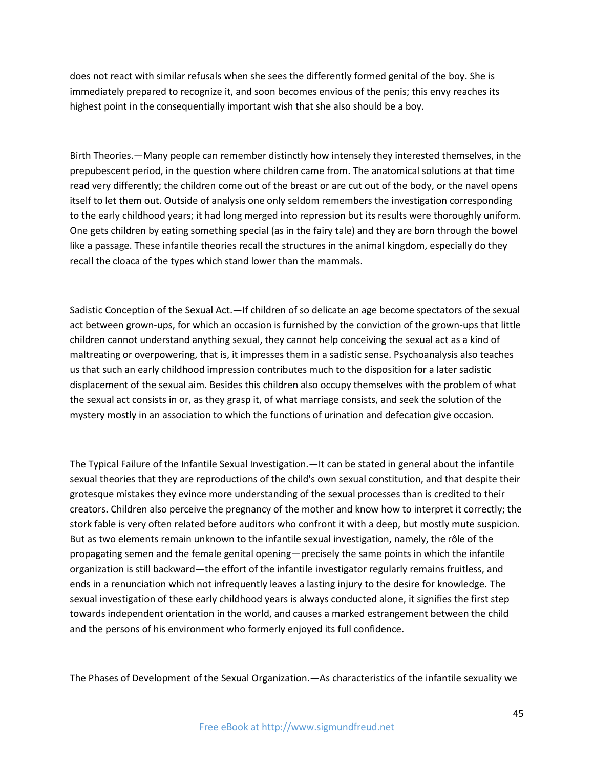does not react with similar refusals when she sees the differently formed genital of the boy. She is immediately prepared to recognize it, and soon becomes envious of the penis; this envy reaches its highest point in the consequentially important wish that she also should be a boy.

Birth Theories.—Many people can remember distinctly how intensely they interested themselves, in the prepubescent period, in the question where children came from. The anatomical solutions at that time read very differently; the children come out of the breast or are cut out of the body, or the navel opens itself to let them out. Outside of analysis one only seldom remembers the investigation corresponding to the early childhood years; it had long merged into repression but its results were thoroughly uniform. One gets children by eating something special (as in the fairy tale) and they are born through the bowel like a passage. These infantile theories recall the structures in the animal kingdom, especially do they recall the cloaca of the types which stand lower than the mammals.

Sadistic Conception of the Sexual Act.—If children of so delicate an age become spectators of the sexual act between grown-ups, for which an occasion is furnished by the conviction of the grown-ups that little children cannot understand anything sexual, they cannot help conceiving the sexual act as a kind of maltreating or overpowering, that is, it impresses them in a sadistic sense. Psychoanalysis also teaches us that such an early childhood impression contributes much to the disposition for a later sadistic displacement of the sexual aim. Besides this children also occupy themselves with the problem of what the sexual act consists in or, as they grasp it, of what marriage consists, and seek the solution of the mystery mostly in an association to which the functions of urination and defecation give occasion.

The Typical Failure of the Infantile Sexual Investigation.—It can be stated in general about the infantile sexual theories that they are reproductions of the child's own sexual constitution, and that despite their grotesque mistakes they evince more understanding of the sexual processes than is credited to their creators. Children also perceive the pregnancy of the mother and know how to interpret it correctly; the stork fable is very often related before auditors who confront it with a deep, but mostly mute suspicion. But as two elements remain unknown to the infantile sexual investigation, namely, the rôle of the propagating semen and the female genital opening—precisely the same points in which the infantile organization is still backward—the effort of the infantile investigator regularly remains fruitless, and ends in a renunciation which not infrequently leaves a lasting injury to the desire for knowledge. The sexual investigation of these early childhood years is always conducted alone, it signifies the first step towards independent orientation in the world, and causes a marked estrangement between the child and the persons of his environment who formerly enjoyed its full confidence.

The Phases of Development of the Sexual Organization.—As characteristics of the infantile sexuality we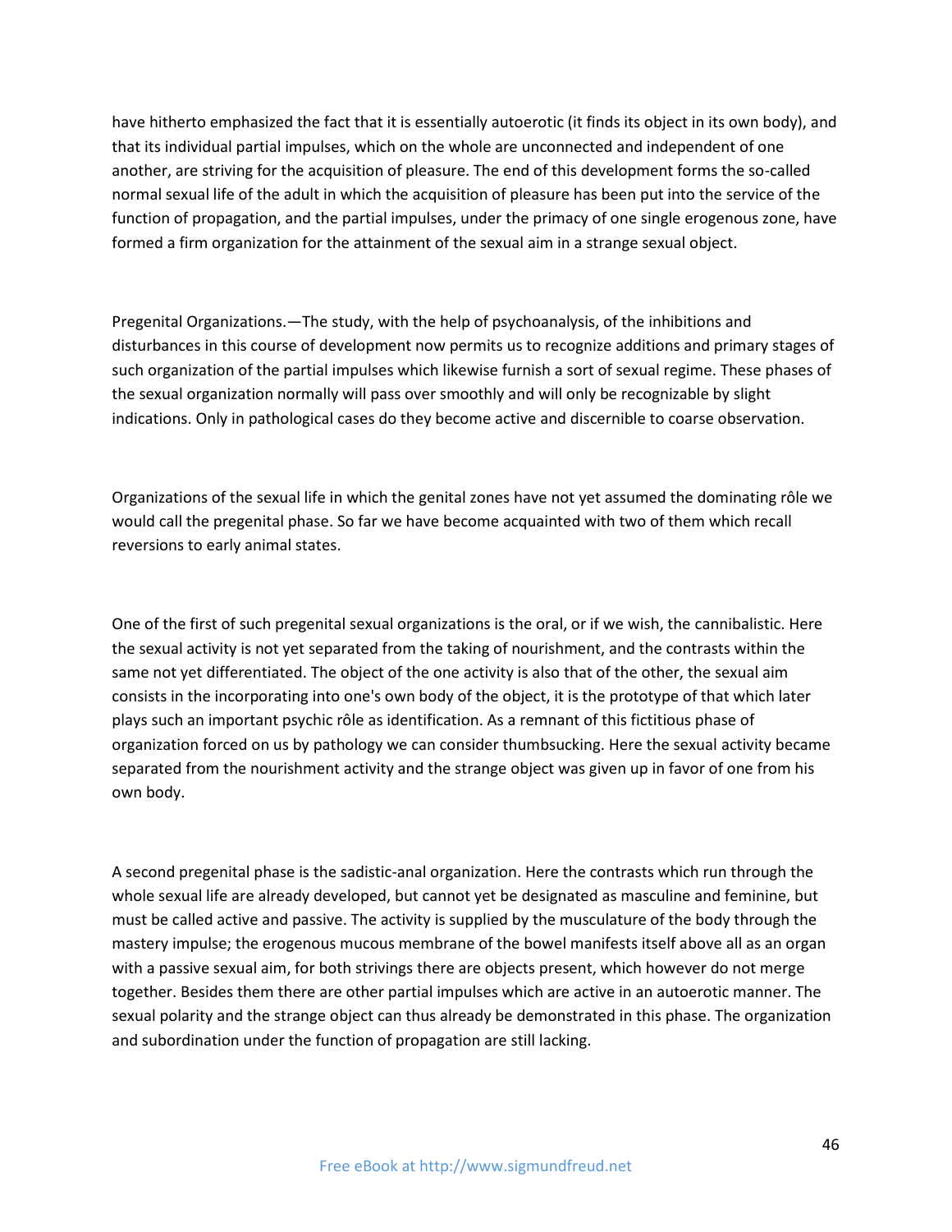have hitherto emphasized the fact that it is essentially autoerotic (it finds its object in its own body), and that its individual partial impulses, which on the whole are unconnected and independent of one another, are striving for the acquisition of pleasure. The end of this development forms the so-called normal sexual life of the adult in which the acquisition of pleasure has been put into the service of the function of propagation, and the partial impulses, under the primacy of one single erogenous zone, have formed a firm organization for the attainment of the sexual aim in a strange sexual object.

Pregenital Organizations.—The study, with the help of psychoanalysis, of the inhibitions and disturbances in this course of development now permits us to recognize additions and primary stages of such organization of the partial impulses which likewise furnish a sort of sexual regime. These phases of the sexual organization normally will pass over smoothly and will only be recognizable by slight indications. Only in pathological cases do they become active and discernible to coarse observation.

Organizations of the sexual life in which the genital zones have not yet assumed the dominating rôle we would call the pregenital phase. So far we have become acquainted with two of them which recall reversions to early animal states.

One of the first of such pregenital sexual organizations is the oral, or if we wish, the cannibalistic. Here the sexual activity is not yet separated from the taking of nourishment, and the contrasts within the same not yet differentiated. The object of the one activity is also that of the other, the sexual aim consists in the incorporating into one's own body of the object, it is the prototype of that which later plays such an important psychic rôle as identification. As a remnant of this fictitious phase of organization forced on us by pathology we can consider thumbsucking. Here the sexual activity became separated from the nourishment activity and the strange object was given up in favor of one from his own body.

A second pregenital phase is the sadistic-anal organization. Here the contrasts which run through the whole sexual life are already developed, but cannot yet be designated as masculine and feminine, but must be called active and passive. The activity is supplied by the musculature of the body through the mastery impulse; the erogenous mucous membrane of the bowel manifests itself above all as an organ with a passive sexual aim, for both strivings there are objects present, which however do not merge together. Besides them there are other partial impulses which are active in an autoerotic manner. The sexual polarity and the strange object can thus already be demonstrated in this phase. The organization and subordination under the function of propagation are still lacking.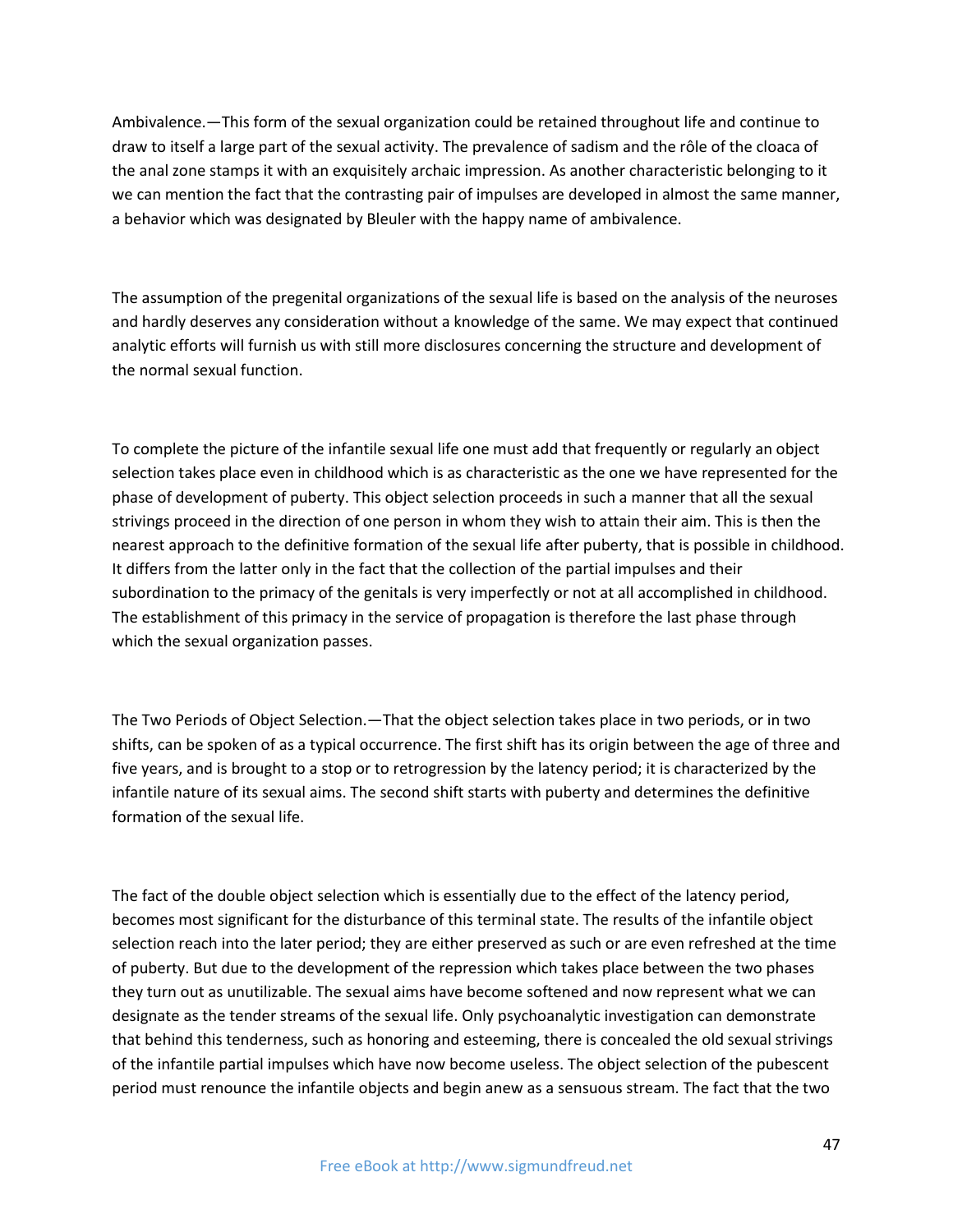Ambivalence.—This form of the sexual organization could be retained throughout life and continue to draw to itself a large part of the sexual activity. The prevalence of sadism and the rôle of the cloaca of the anal zone stamps it with an exquisitely archaic impression. As another characteristic belonging to it we can mention the fact that the contrasting pair of impulses are developed in almost the same manner, a behavior which was designated by Bleuler with the happy name of ambivalence.

The assumption of the pregenital organizations of the sexual life is based on the analysis of the neuroses and hardly deserves any consideration without a knowledge of the same. We may expect that continued analytic efforts will furnish us with still more disclosures concerning the structure and development of the normal sexual function.

To complete the picture of the infantile sexual life one must add that frequently or regularly an object selection takes place even in childhood which is as characteristic as the one we have represented for the phase of development of puberty. This object selection proceeds in such a manner that all the sexual strivings proceed in the direction of one person in whom they wish to attain their aim. This is then the nearest approach to the definitive formation of the sexual life after puberty, that is possible in childhood. It differs from the latter only in the fact that the collection of the partial impulses and their subordination to the primacy of the genitals is very imperfectly or not at all accomplished in childhood. The establishment of this primacy in the service of propagation is therefore the last phase through which the sexual organization passes.

The Two Periods of Object Selection.—That the object selection takes place in two periods, or in two shifts, can be spoken of as a typical occurrence. The first shift has its origin between the age of three and five years, and is brought to a stop or to retrogression by the latency period; it is characterized by the infantile nature of its sexual aims. The second shift starts with puberty and determines the definitive formation of the sexual life.

The fact of the double object selection which is essentially due to the effect of the latency period, becomes most significant for the disturbance of this terminal state. The results of the infantile object selection reach into the later period; they are either preserved as such or are even refreshed at the time of puberty. But due to the development of the repression which takes place between the two phases they turn out as unutilizable. The sexual aims have become softened and now represent what we can designate as the tender streams of the sexual life. Only psychoanalytic investigation can demonstrate that behind this tenderness, such as honoring and esteeming, there is concealed the old sexual strivings of the infantile partial impulses which have now become useless. The object selection of the pubescent period must renounce the infantile objects and begin anew as a sensuous stream. The fact that the two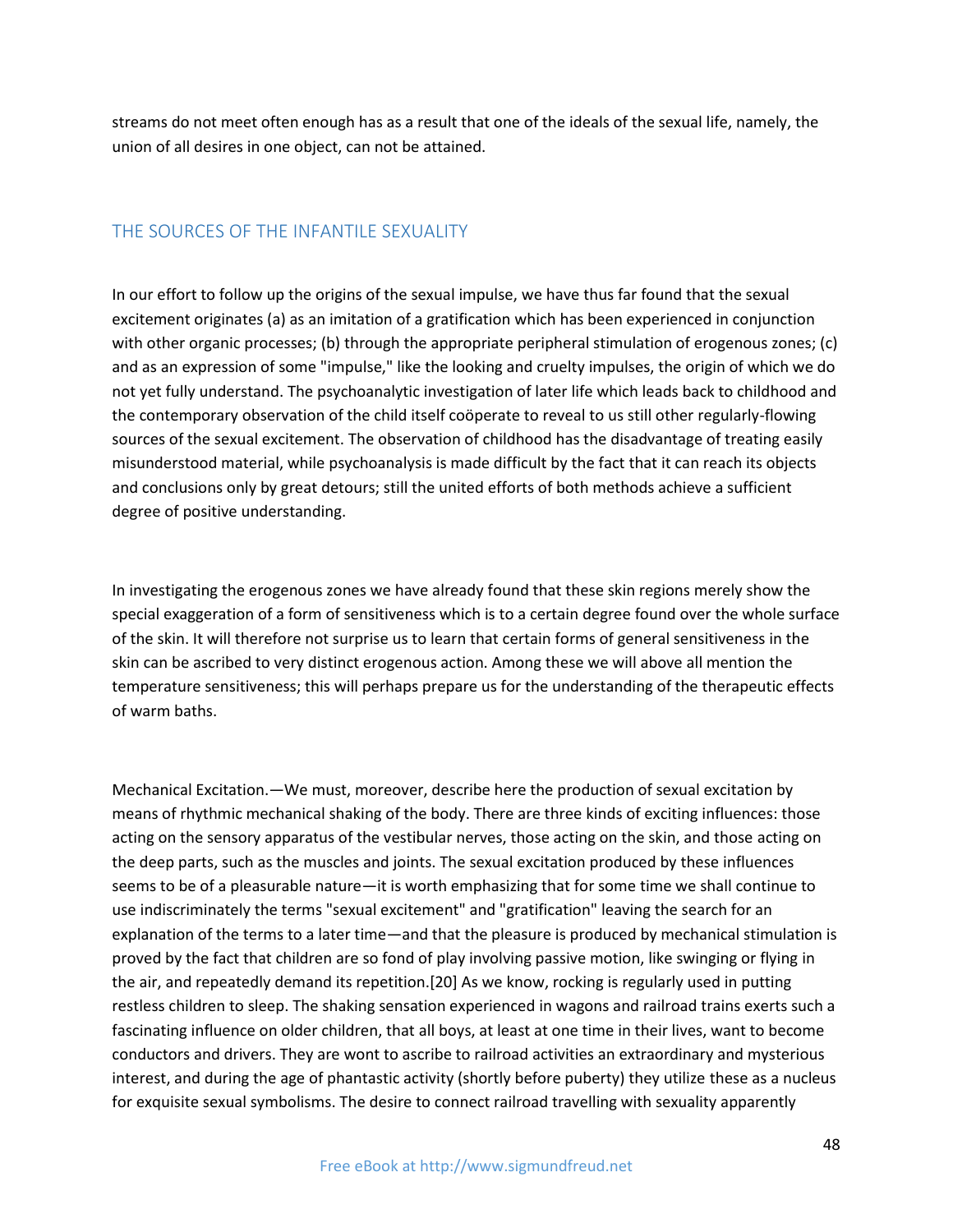streams do not meet often enough has as a result that one of the ideals of the sexual life, namely, the union of all desires in one object, can not be attained.

## THE SOURCES OF THE INFANTILE SEXUALITY

In our effort to follow up the origins of the sexual impulse, we have thus far found that the sexual excitement originates (a) as an imitation of a gratification which has been experienced in conjunction with other organic processes; (b) through the appropriate peripheral stimulation of erogenous zones; (c) and as an expression of some "impulse," like the looking and cruelty impulses, the origin of which we do not yet fully understand. The psychoanalytic investigation of later life which leads back to childhood and the contemporary observation of the child itself coöperate to reveal to us still other regularly-flowing sources of the sexual excitement. The observation of childhood has the disadvantage of treating easily misunderstood material, while psychoanalysis is made difficult by the fact that it can reach its objects and conclusions only by great detours; still the united efforts of both methods achieve a sufficient degree of positive understanding.

In investigating the erogenous zones we have already found that these skin regions merely show the special exaggeration of a form of sensitiveness which is to a certain degree found over the whole surface of the skin. It will therefore not surprise us to learn that certain forms of general sensitiveness in the skin can be ascribed to very distinct erogenous action. Among these we will above all mention the temperature sensitiveness; this will perhaps prepare us for the understanding of the therapeutic effects of warm baths.

Mechanical Excitation.—We must, moreover, describe here the production of sexual excitation by means of rhythmic mechanical shaking of the body. There are three kinds of exciting influences: those acting on the sensory apparatus of the vestibular nerves, those acting on the skin, and those acting on the deep parts, such as the muscles and joints. The sexual excitation produced by these influences seems to be of a pleasurable nature—it is worth emphasizing that for some time we shall continue to use indiscriminately the terms "sexual excitement" and "gratification" leaving the search for an explanation of the terms to a later time—and that the pleasure is produced by mechanical stimulation is proved by the fact that children are so fond of play involving passive motion, like swinging or flying in the air, and repeatedly demand its repetition.[20] As we know, rocking is regularly used in putting restless children to sleep. The shaking sensation experienced in wagons and railroad trains exerts such a fascinating influence on older children, that all boys, at least at one time in their lives, want to become conductors and drivers. They are wont to ascribe to railroad activities an extraordinary and mysterious interest, and during the age of phantastic activity (shortly before puberty) they utilize these as a nucleus for exquisite sexual symbolisms. The desire to connect railroad travelling with sexuality apparently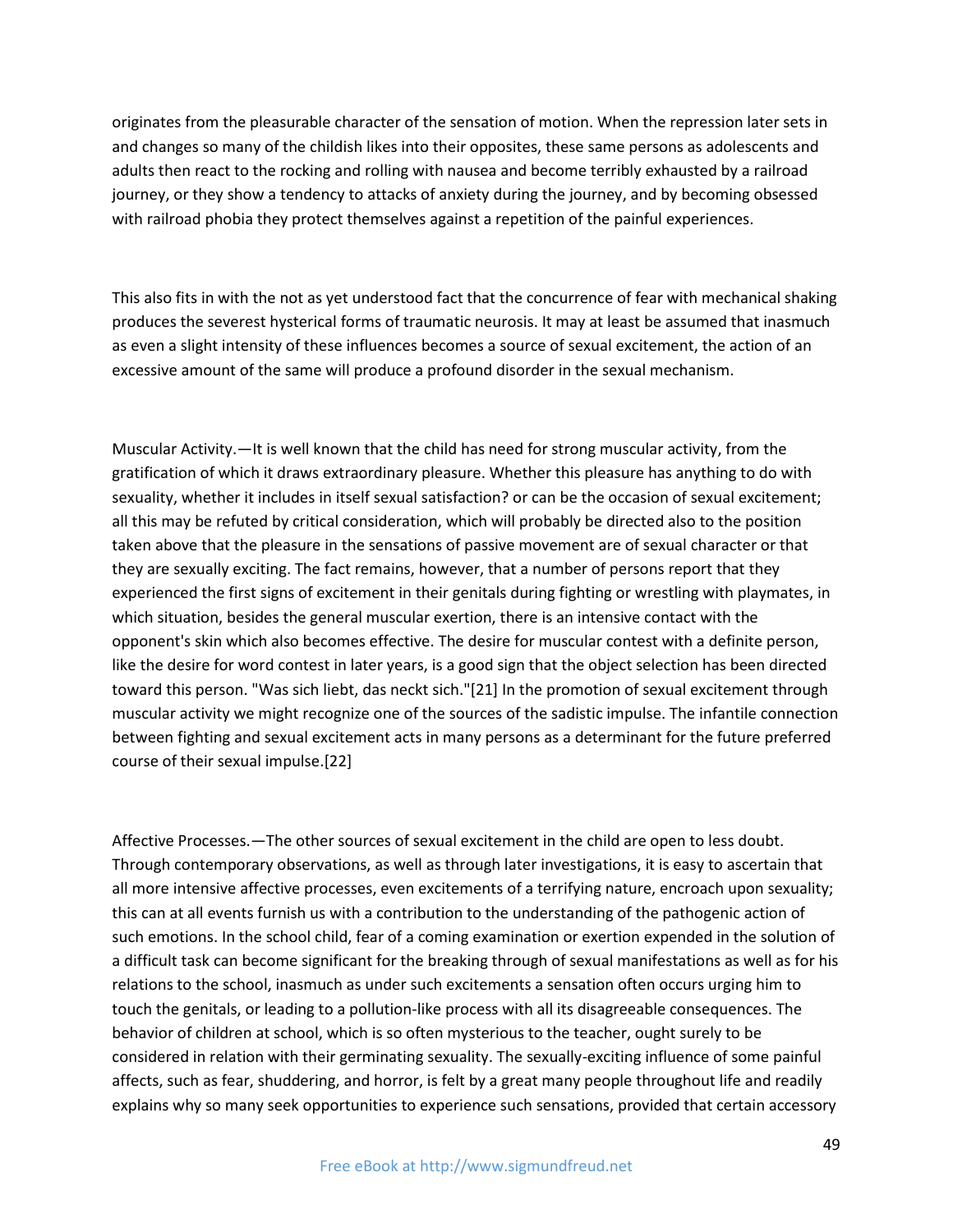originates from the pleasurable character of the sensation of motion. When the repression later sets in and changes so many of the childish likes into their opposites, these same persons as adolescents and adults then react to the rocking and rolling with nausea and become terribly exhausted by a railroad journey, or they show a tendency to attacks of anxiety during the journey, and by becoming obsessed with railroad phobia they protect themselves against a repetition of the painful experiences.

This also fits in with the not as yet understood fact that the concurrence of fear with mechanical shaking produces the severest hysterical forms of traumatic neurosis. It may at least be assumed that inasmuch as even a slight intensity of these influences becomes a source of sexual excitement, the action of an excessive amount of the same will produce a profound disorder in the sexual mechanism.

Muscular Activity.—It is well known that the child has need for strong muscular activity, from the gratification of which it draws extraordinary pleasure. Whether this pleasure has anything to do with sexuality, whether it includes in itself sexual satisfaction? or can be the occasion of sexual excitement; all this may be refuted by critical consideration, which will probably be directed also to the position taken above that the pleasure in the sensations of passive movement are of sexual character or that they are sexually exciting. The fact remains, however, that a number of persons report that they experienced the first signs of excitement in their genitals during fighting or wrestling with playmates, in which situation, besides the general muscular exertion, there is an intensive contact with the opponent's skin which also becomes effective. The desire for muscular contest with a definite person, like the desire for word contest in later years, is a good sign that the object selection has been directed toward this person. "Was sich liebt, das neckt sich."[21] In the promotion of sexual excitement through muscular activity we might recognize one of the sources of the sadistic impulse. The infantile connection between fighting and sexual excitement acts in many persons as a determinant for the future preferred course of their sexual impulse.[22]

Affective Processes.—The other sources of sexual excitement in the child are open to less doubt. Through contemporary observations, as well as through later investigations, it is easy to ascertain that all more intensive affective processes, even excitements of a terrifying nature, encroach upon sexuality; this can at all events furnish us with a contribution to the understanding of the pathogenic action of such emotions. In the school child, fear of a coming examination or exertion expended in the solution of a difficult task can become significant for the breaking through of sexual manifestations as well as for his relations to the school, inasmuch as under such excitements a sensation often occurs urging him to touch the genitals, or leading to a pollution-like process with all its disagreeable consequences. The behavior of children at school, which is so often mysterious to the teacher, ought surely to be considered in relation with their germinating sexuality. The sexually-exciting influence of some painful affects, such as fear, shuddering, and horror, is felt by a great many people throughout life and readily explains why so many seek opportunities to experience such sensations, provided that certain accessory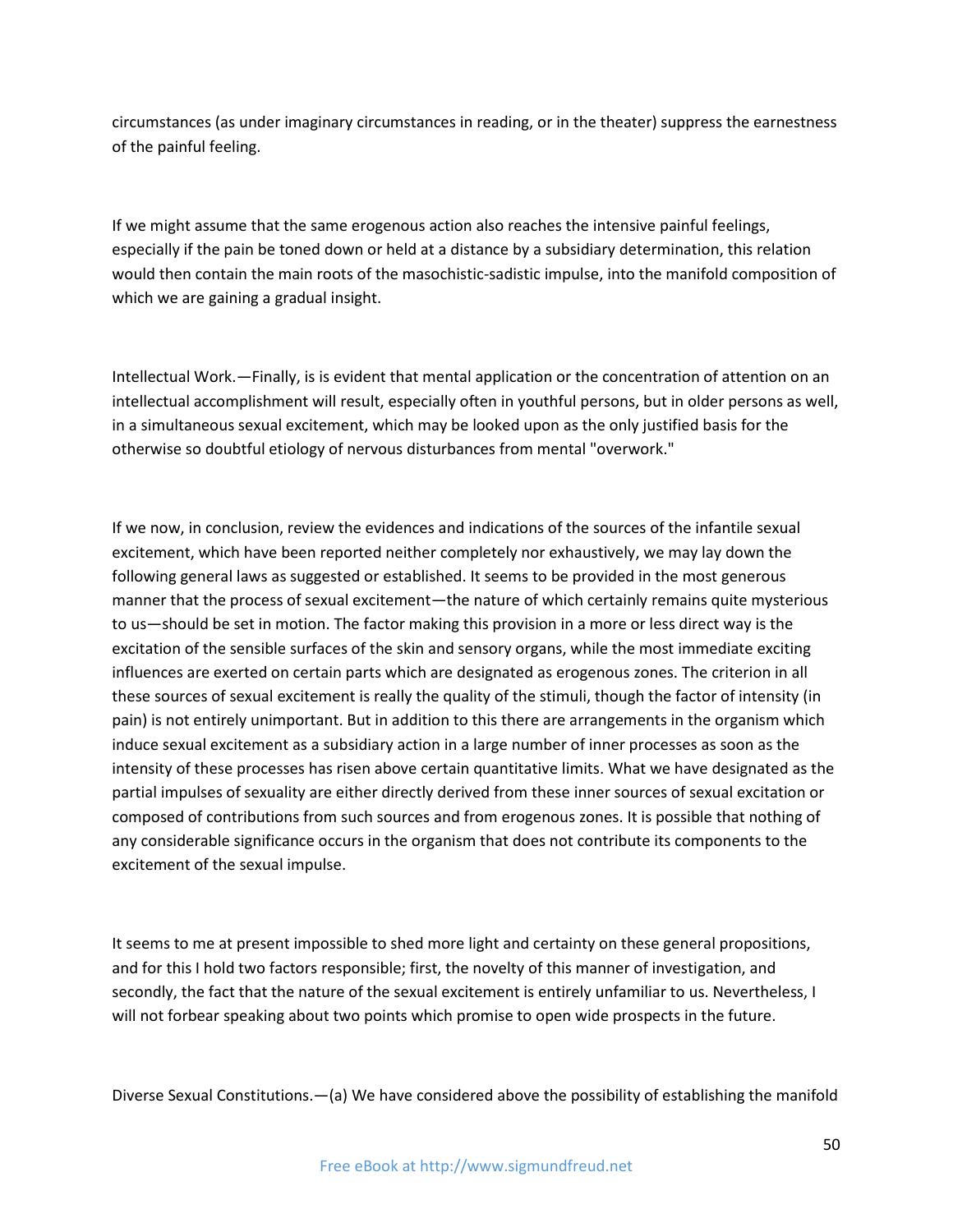circumstances (as under imaginary circumstances in reading, or in the theater) suppress the earnestness of the painful feeling.

If we might assume that the same erogenous action also reaches the intensive painful feelings, especially if the pain be toned down or held at a distance by a subsidiary determination, this relation would then contain the main roots of the masochistic-sadistic impulse, into the manifold composition of which we are gaining a gradual insight.

Intellectual Work.—Finally, is is evident that mental application or the concentration of attention on an intellectual accomplishment will result, especially often in youthful persons, but in older persons as well, in a simultaneous sexual excitement, which may be looked upon as the only justified basis for the otherwise so doubtful etiology of nervous disturbances from mental "overwork."

If we now, in conclusion, review the evidences and indications of the sources of the infantile sexual excitement, which have been reported neither completely nor exhaustively, we may lay down the following general laws as suggested or established. It seems to be provided in the most generous manner that the process of sexual excitement—the nature of which certainly remains quite mysterious to us—should be set in motion. The factor making this provision in a more or less direct way is the excitation of the sensible surfaces of the skin and sensory organs, while the most immediate exciting influences are exerted on certain parts which are designated as erogenous zones. The criterion in all these sources of sexual excitement is really the quality of the stimuli, though the factor of intensity (in pain) is not entirely unimportant. But in addition to this there are arrangements in the organism which induce sexual excitement as a subsidiary action in a large number of inner processes as soon as the intensity of these processes has risen above certain quantitative limits. What we have designated as the partial impulses of sexuality are either directly derived from these inner sources of sexual excitation or composed of contributions from such sources and from erogenous zones. It is possible that nothing of any considerable significance occurs in the organism that does not contribute its components to the excitement of the sexual impulse.

It seems to me at present impossible to shed more light and certainty on these general propositions, and for this I hold two factors responsible; first, the novelty of this manner of investigation, and secondly, the fact that the nature of the sexual excitement is entirely unfamiliar to us. Nevertheless, I will not forbear speaking about two points which promise to open wide prospects in the future.

Diverse Sexual Constitutions.—(a) We have considered above the possibility of establishing the manifold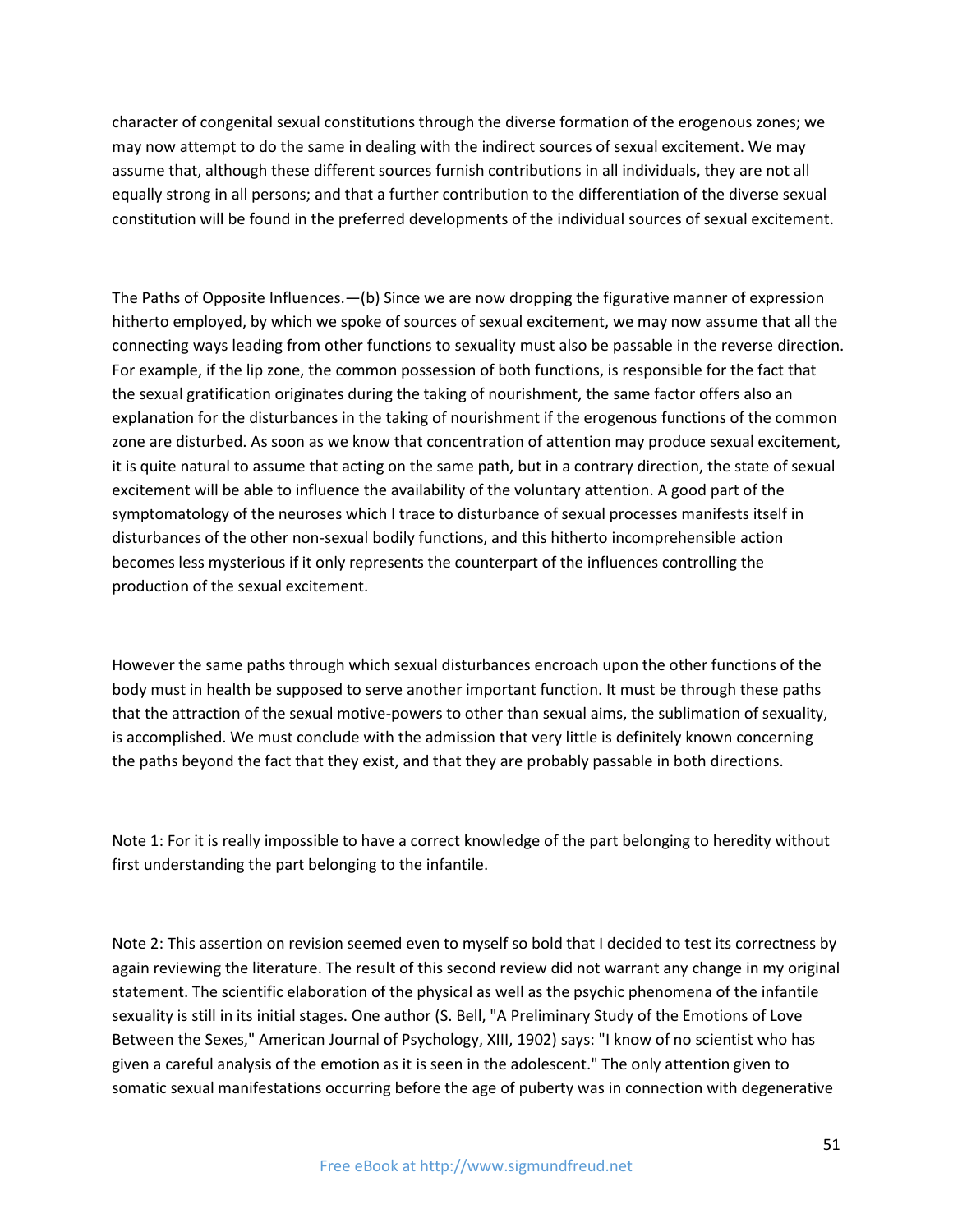character of congenital sexual constitutions through the diverse formation of the erogenous zones; we may now attempt to do the same in dealing with the indirect sources of sexual excitement. We may assume that, although these different sources furnish contributions in all individuals, they are not all equally strong in all persons; and that a further contribution to the differentiation of the diverse sexual constitution will be found in the preferred developments of the individual sources of sexual excitement.

The Paths of Opposite Influences.—(b) Since we are now dropping the figurative manner of expression hitherto employed, by which we spoke of sources of sexual excitement, we may now assume that all the connecting ways leading from other functions to sexuality must also be passable in the reverse direction. For example, if the lip zone, the common possession of both functions, is responsible for the fact that the sexual gratification originates during the taking of nourishment, the same factor offers also an explanation for the disturbances in the taking of nourishment if the erogenous functions of the common zone are disturbed. As soon as we know that concentration of attention may produce sexual excitement, it is quite natural to assume that acting on the same path, but in a contrary direction, the state of sexual excitement will be able to influence the availability of the voluntary attention. A good part of the symptomatology of the neuroses which I trace to disturbance of sexual processes manifests itself in disturbances of the other non-sexual bodily functions, and this hitherto incomprehensible action becomes less mysterious if it only represents the counterpart of the influences controlling the production of the sexual excitement.

However the same paths through which sexual disturbances encroach upon the other functions of the body must in health be supposed to serve another important function. It must be through these paths that the attraction of the sexual motive-powers to other than sexual aims, the sublimation of sexuality, is accomplished. We must conclude with the admission that very little is definitely known concerning the paths beyond the fact that they exist, and that they are probably passable in both directions.

Note 1: For it is really impossible to have a correct knowledge of the part belonging to heredity without first understanding the part belonging to the infantile.

Note 2: This assertion on revision seemed even to myself so bold that I decided to test its correctness by again reviewing the literature. The result of this second review did not warrant any change in my original statement. The scientific elaboration of the physical as well as the psychic phenomena of the infantile sexuality is still in its initial stages. One author (S. Bell, "A Preliminary Study of the Emotions of Love Between the Sexes," American Journal of Psychology, XIII, 1902) says: "I know of no scientist who has given a careful analysis of the emotion as it is seen in the adolescent." The only attention given to somatic sexual manifestations occurring before the age of puberty was in connection with degenerative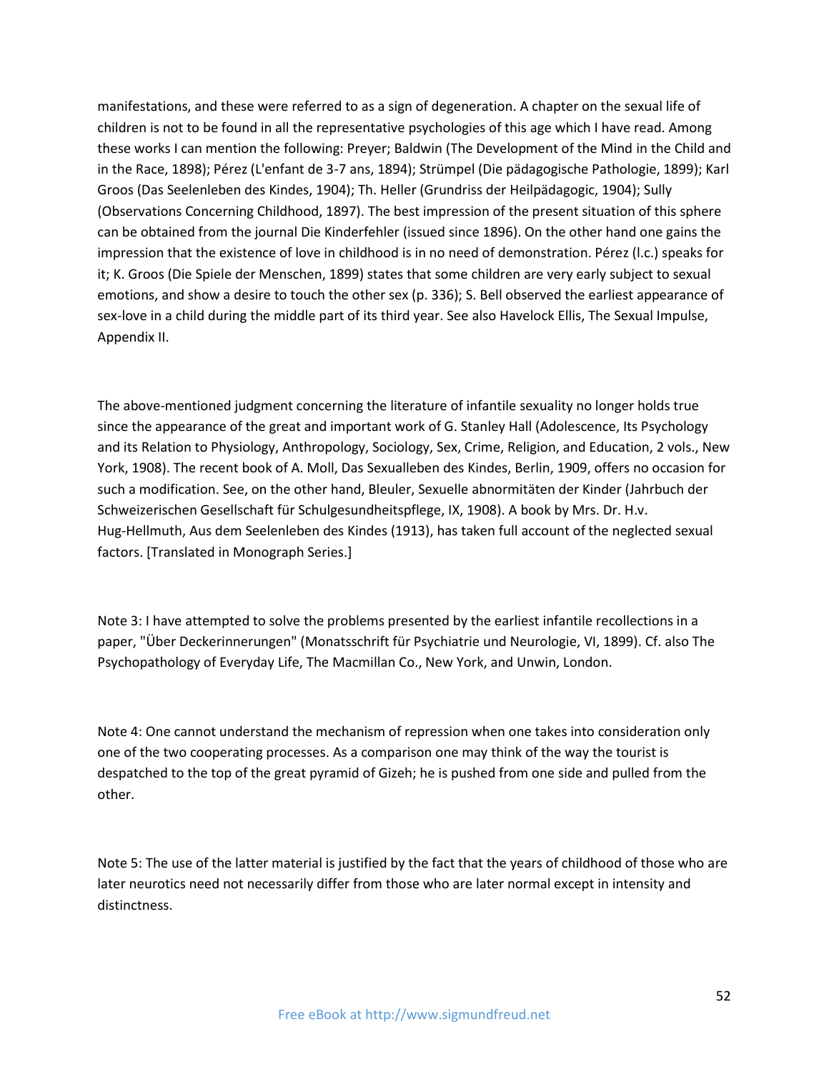manifestations, and these were referred to as a sign of degeneration. A chapter on the sexual life of children is not to be found in all the representative psychologies of this age which I have read. Among these works I can mention the following: Preyer; Baldwin (The Development of the Mind in the Child and in the Race, 1898); Pérez (L'enfant de 3-7 ans, 1894); Strümpel (Die pädagogische Pathologie, 1899); Karl Groos (Das Seelenleben des Kindes, 1904); Th. Heller (Grundriss der Heilpädagogic, 1904); Sully (Observations Concerning Childhood, 1897). The best impression of the present situation of this sphere can be obtained from the journal Die Kinderfehler (issued since 1896). On the other hand one gains the impression that the existence of love in childhood is in no need of demonstration. Pérez (l.c.) speaks for it; K. Groos (Die Spiele der Menschen, 1899) states that some children are very early subject to sexual emotions, and show a desire to touch the other sex (p. 336); S. Bell observed the earliest appearance of sex-love in a child during the middle part of its third year. See also Havelock Ellis, The Sexual Impulse, Appendix II.

The above-mentioned judgment concerning the literature of infantile sexuality no longer holds true since the appearance of the great and important work of G. Stanley Hall (Adolescence, Its Psychology and its Relation to Physiology, Anthropology, Sociology, Sex, Crime, Religion, and Education, 2 vols., New York, 1908). The recent book of A. Moll, Das Sexualleben des Kindes, Berlin, 1909, offers no occasion for such a modification. See, on the other hand, Bleuler, Sexuelle abnormitäten der Kinder (Jahrbuch der Schweizerischen Gesellschaft für Schulgesundheitspflege, IX, 1908). A book by Mrs. Dr. H.v. Hug-Hellmuth, Aus dem Seelenleben des Kindes (1913), has taken full account of the neglected sexual factors. [Translated in Monograph Series.]

Note 3: I have attempted to solve the problems presented by the earliest infantile recollections in a paper, "Über Deckerinnerungen" (Monatsschrift für Psychiatrie und Neurologie, VI, 1899). Cf. also The Psychopathology of Everyday Life, The Macmillan Co., New York, and Unwin, London.

Note 4: One cannot understand the mechanism of repression when one takes into consideration only one of the two cooperating processes. As a comparison one may think of the way the tourist is despatched to the top of the great pyramid of Gizeh; he is pushed from one side and pulled from the other.

Note 5: The use of the latter material is justified by the fact that the years of childhood of those who are later neurotics need not necessarily differ from those who are later normal except in intensity and distinctness.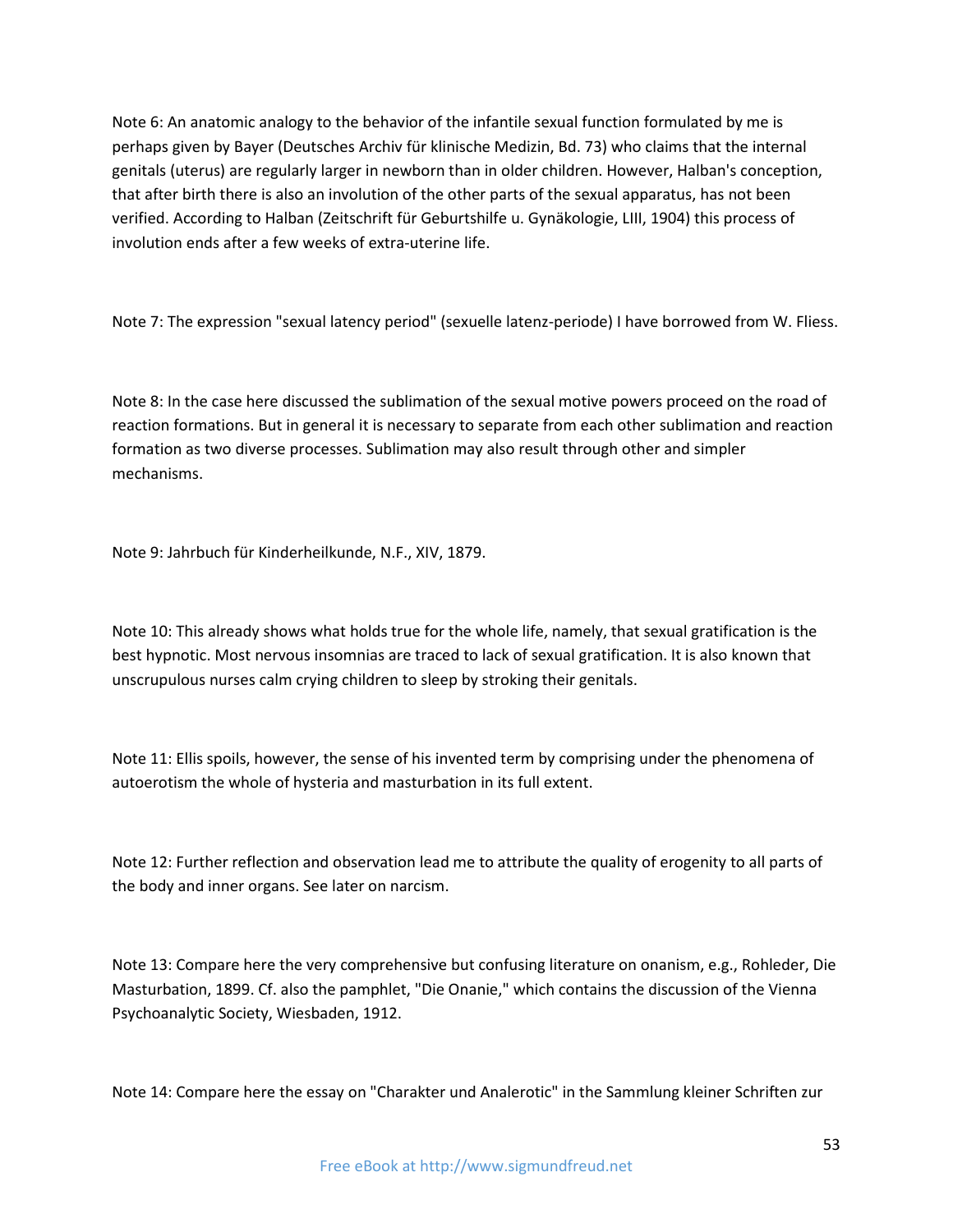Note 6: An anatomic analogy to the behavior of the infantile sexual function formulated by me is perhaps given by Bayer (Deutsches Archiv für klinische Medizin, Bd. 73) who claims that the internal genitals (uterus) are regularly larger in newborn than in older children. However, Halban's conception, that after birth there is also an involution of the other parts of the sexual apparatus, has not been verified. According to Halban (Zeitschrift für Geburtshilfe u. Gynäkologie, LIII, 1904) this process of involution ends after a few weeks of extra-uterine life.

Note 7: The expression "sexual latency period" (sexuelle latenz-periode) I have borrowed from W. Fliess.

Note 8: In the case here discussed the sublimation of the sexual motive powers proceed on the road of reaction formations. But in general it is necessary to separate from each other sublimation and reaction formation as two diverse processes. Sublimation may also result through other and simpler mechanisms.

Note 9: Jahrbuch für Kinderheilkunde, N.F., XIV, 1879.

Note 10: This already shows what holds true for the whole life, namely, that sexual gratification is the best hypnotic. Most nervous insomnias are traced to lack of sexual gratification. It is also known that unscrupulous nurses calm crying children to sleep by stroking their genitals.

Note 11: Ellis spoils, however, the sense of his invented term by comprising under the phenomena of autoerotism the whole of hysteria and masturbation in its full extent.

Note 12: Further reflection and observation lead me to attribute the quality of erogenity to all parts of the body and inner organs. See later on narcism.

Note 13: Compare here the very comprehensive but confusing literature on onanism, e.g., Rohleder, Die Masturbation, 1899. Cf. also the pamphlet, "Die Onanie," which contains the discussion of the Vienna Psychoanalytic Society, Wiesbaden, 1912.

Note 14: Compare here the essay on "Charakter und Analerotic" in the Sammlung kleiner Schriften zur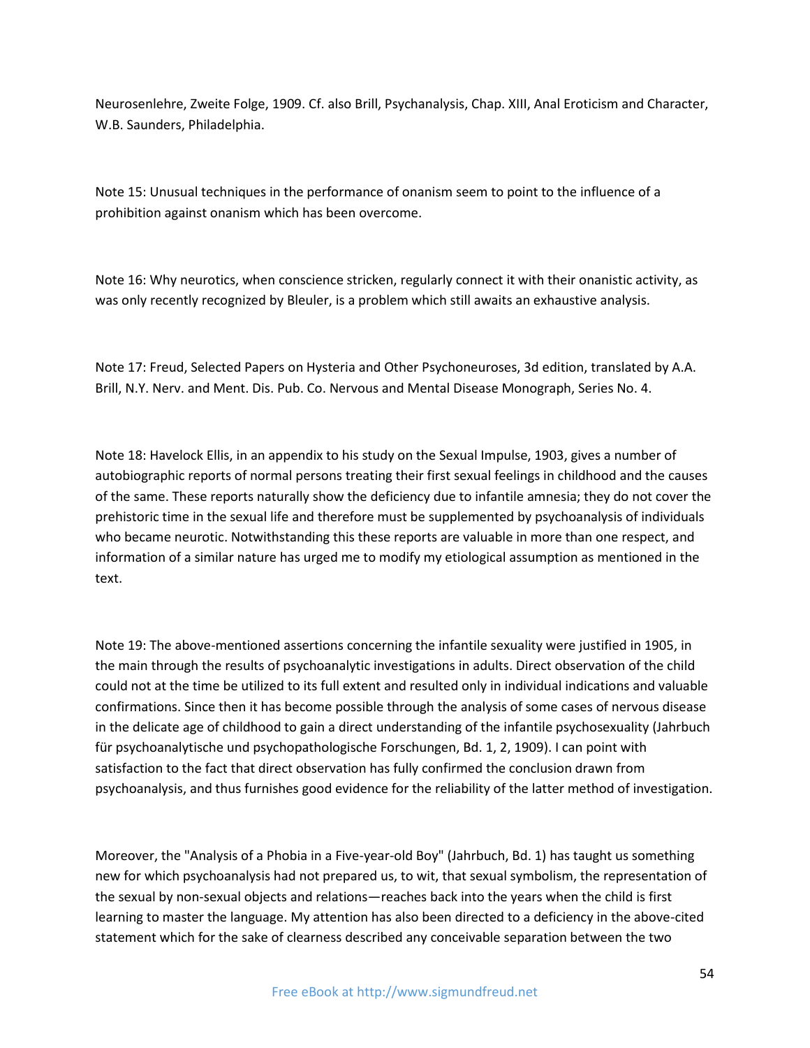Neurosenlehre, Zweite Folge, 1909. Cf. also Brill, Psychanalysis, Chap. XIII, Anal Eroticism and Character, W.B. Saunders, Philadelphia.

Note 15: Unusual techniques in the performance of onanism seem to point to the influence of a prohibition against onanism which has been overcome.

Note 16: Why neurotics, when conscience stricken, regularly connect it with their onanistic activity, as was only recently recognized by Bleuler, is a problem which still awaits an exhaustive analysis.

Note 17: Freud, Selected Papers on Hysteria and Other Psychoneuroses, 3d edition, translated by A.A. Brill, N.Y. Nerv. and Ment. Dis. Pub. Co. Nervous and Mental Disease Monograph, Series No. 4.

Note 18: Havelock Ellis, in an appendix to his study on the Sexual Impulse, 1903, gives a number of autobiographic reports of normal persons treating their first sexual feelings in childhood and the causes of the same. These reports naturally show the deficiency due to infantile amnesia; they do not cover the prehistoric time in the sexual life and therefore must be supplemented by psychoanalysis of individuals who became neurotic. Notwithstanding this these reports are valuable in more than one respect, and information of a similar nature has urged me to modify my etiological assumption as mentioned in the text.

Note 19: The above-mentioned assertions concerning the infantile sexuality were justified in 1905, in the main through the results of psychoanalytic investigations in adults. Direct observation of the child could not at the time be utilized to its full extent and resulted only in individual indications and valuable confirmations. Since then it has become possible through the analysis of some cases of nervous disease in the delicate age of childhood to gain a direct understanding of the infantile psychosexuality (Jahrbuch für psychoanalytische und psychopathologische Forschungen, Bd. 1, 2, 1909). I can point with satisfaction to the fact that direct observation has fully confirmed the conclusion drawn from psychoanalysis, and thus furnishes good evidence for the reliability of the latter method of investigation.

Moreover, the "Analysis of a Phobia in a Five-year-old Boy" (Jahrbuch, Bd. 1) has taught us something new for which psychoanalysis had not prepared us, to wit, that sexual symbolism, the representation of the sexual by non-sexual objects and relations—reaches back into the years when the child is first learning to master the language. My attention has also been directed to a deficiency in the above-cited statement which for the sake of clearness described any conceivable separation between the two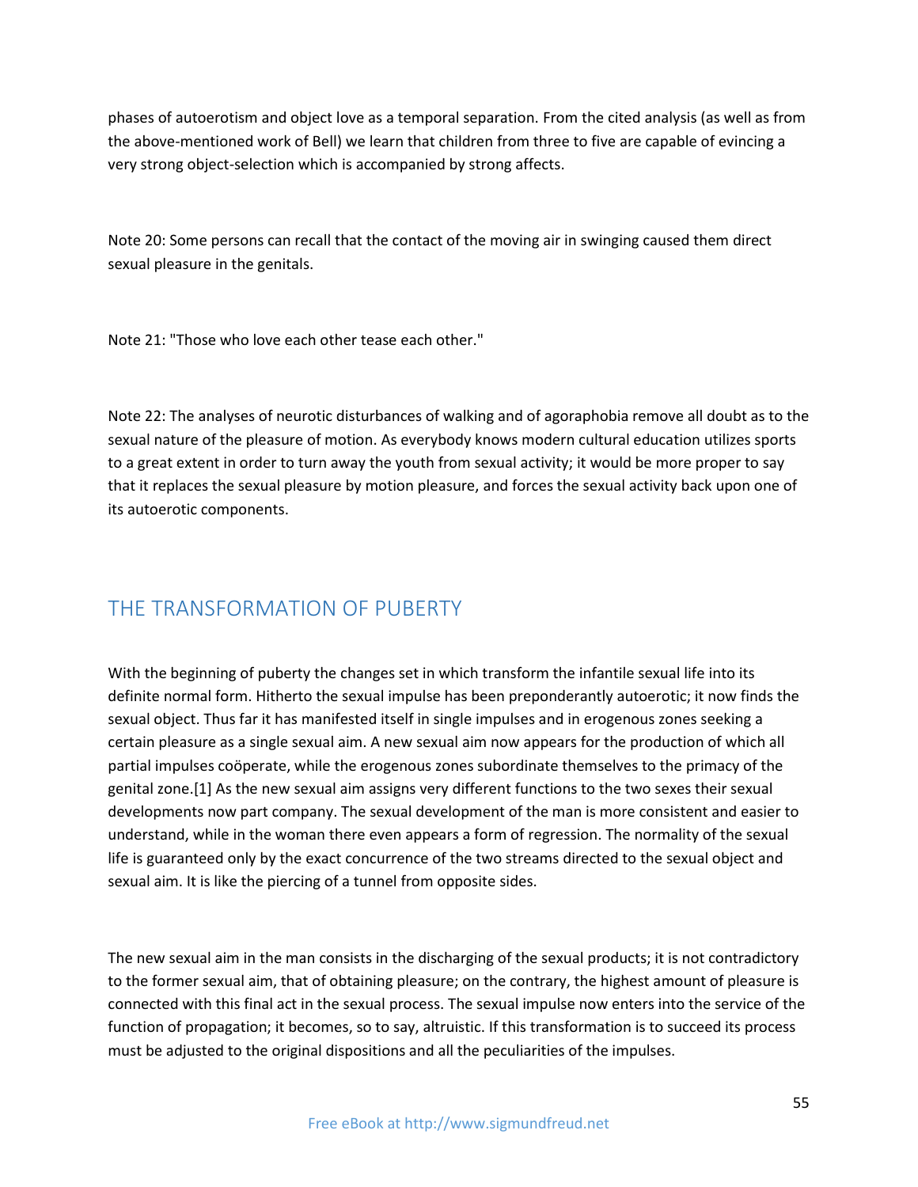phases of autoerotism and object love as a temporal separation. From the cited analysis (as well as from the above-mentioned work of Bell) we learn that children from three to five are capable of evincing a very strong object-selection which is accompanied by strong affects.

Note 20: Some persons can recall that the contact of the moving air in swinging caused them direct sexual pleasure in the genitals.

Note 21: "Those who love each other tease each other."

Note 22: The analyses of neurotic disturbances of walking and of agoraphobia remove all doubt as to the sexual nature of the pleasure of motion. As everybody knows modern cultural education utilizes sports to a great extent in order to turn away the youth from sexual activity; it would be more proper to say that it replaces the sexual pleasure by motion pleasure, and forces the sexual activity back upon one of its autoerotic components.

## THE TRANSFORMATION OF PUBERTY

With the beginning of puberty the changes set in which transform the infantile sexual life into its definite normal form. Hitherto the sexual impulse has been preponderantly autoerotic; it now finds the sexual object. Thus far it has manifested itself in single impulses and in erogenous zones seeking a certain pleasure as a single sexual aim. A new sexual aim now appears for the production of which all partial impulses coöperate, while the erogenous zones subordinate themselves to the primacy of the genital zone.[1] As the new sexual aim assigns very different functions to the two sexes their sexual developments now part company. The sexual development of the man is more consistent and easier to understand, while in the woman there even appears a form of regression. The normality of the sexual life is guaranteed only by the exact concurrence of the two streams directed to the sexual object and sexual aim. It is like the piercing of a tunnel from opposite sides.

The new sexual aim in the man consists in the discharging of the sexual products; it is not contradictory to the former sexual aim, that of obtaining pleasure; on the contrary, the highest amount of pleasure is connected with this final act in the sexual process. The sexual impulse now enters into the service of the function of propagation; it becomes, so to say, altruistic. If this transformation is to succeed its process must be adjusted to the original dispositions and all the peculiarities of the impulses.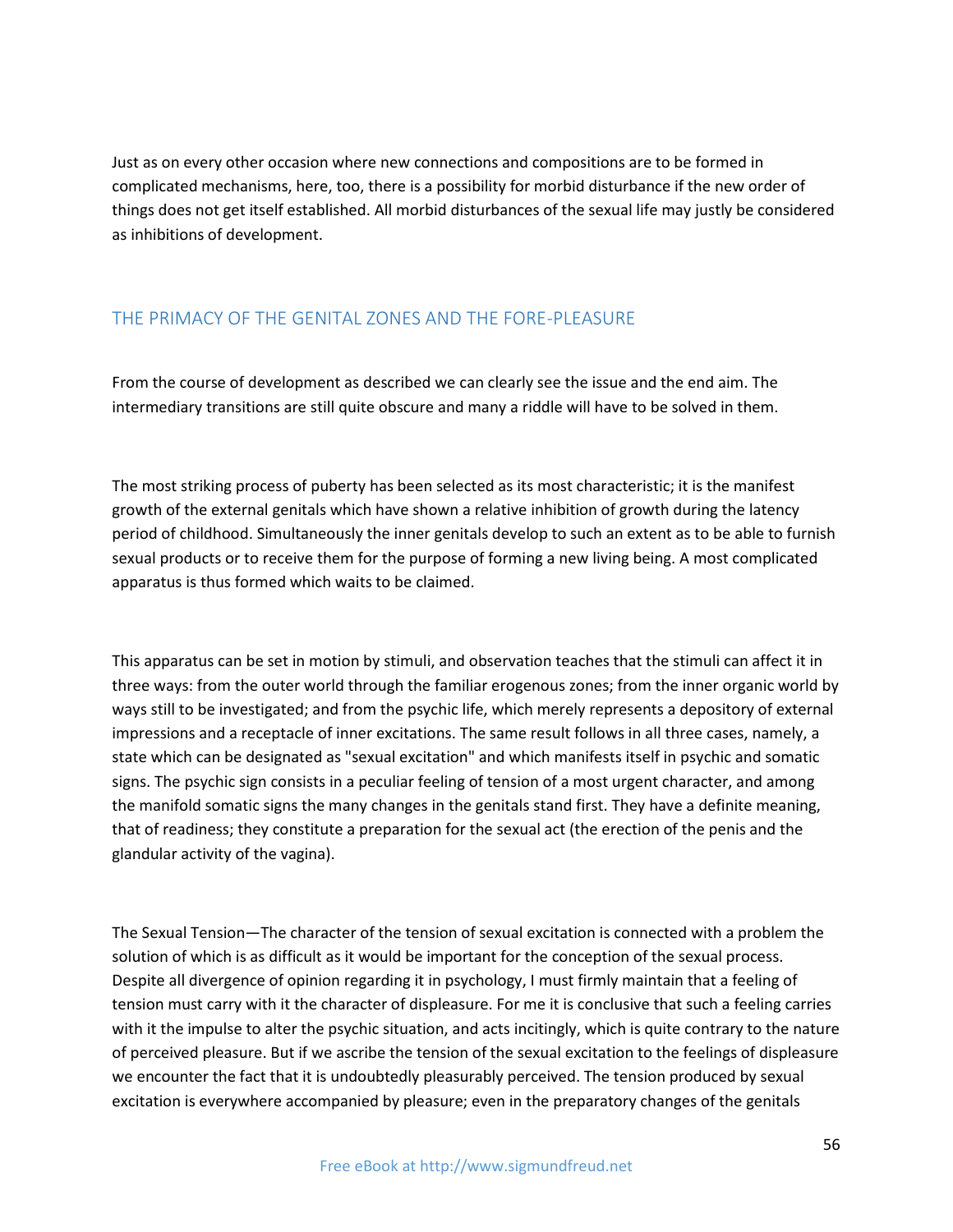Just as on every other occasion where new connections and compositions are to be formed in complicated mechanisms, here, too, there is a possibility for morbid disturbance if the new order of things does not get itself established. All morbid disturbances of the sexual life may justly be considered as inhibitions of development.

## THE PRIMACY OF THE GENITAL ZONES AND THE FORE-PLEASURE

From the course of development as described we can clearly see the issue and the end aim. The intermediary transitions are still quite obscure and many a riddle will have to be solved in them.

The most striking process of puberty has been selected as its most characteristic; it is the manifest growth of the external genitals which have shown a relative inhibition of growth during the latency period of childhood. Simultaneously the inner genitals develop to such an extent as to be able to furnish sexual products or to receive them for the purpose of forming a new living being. A most complicated apparatus is thus formed which waits to be claimed.

This apparatus can be set in motion by stimuli, and observation teaches that the stimuli can affect it in three ways: from the outer world through the familiar erogenous zones; from the inner organic world by ways still to be investigated; and from the psychic life, which merely represents a depository of external impressions and a receptacle of inner excitations. The same result follows in all three cases, namely, a state which can be designated as "sexual excitation" and which manifests itself in psychic and somatic signs. The psychic sign consists in a peculiar feeling of tension of a most urgent character, and among the manifold somatic signs the many changes in the genitals stand first. They have a definite meaning, that of readiness; they constitute a preparation for the sexual act (the erection of the penis and the glandular activity of the vagina).

The Sexual Tension—The character of the tension of sexual excitation is connected with a problem the solution of which is as difficult as it would be important for the conception of the sexual process. Despite all divergence of opinion regarding it in psychology, I must firmly maintain that a feeling of tension must carry with it the character of displeasure. For me it is conclusive that such a feeling carries with it the impulse to alter the psychic situation, and acts incitingly, which is quite contrary to the nature of perceived pleasure. But if we ascribe the tension of the sexual excitation to the feelings of displeasure we encounter the fact that it is undoubtedly pleasurably perceived. The tension produced by sexual excitation is everywhere accompanied by pleasure; even in the preparatory changes of the genitals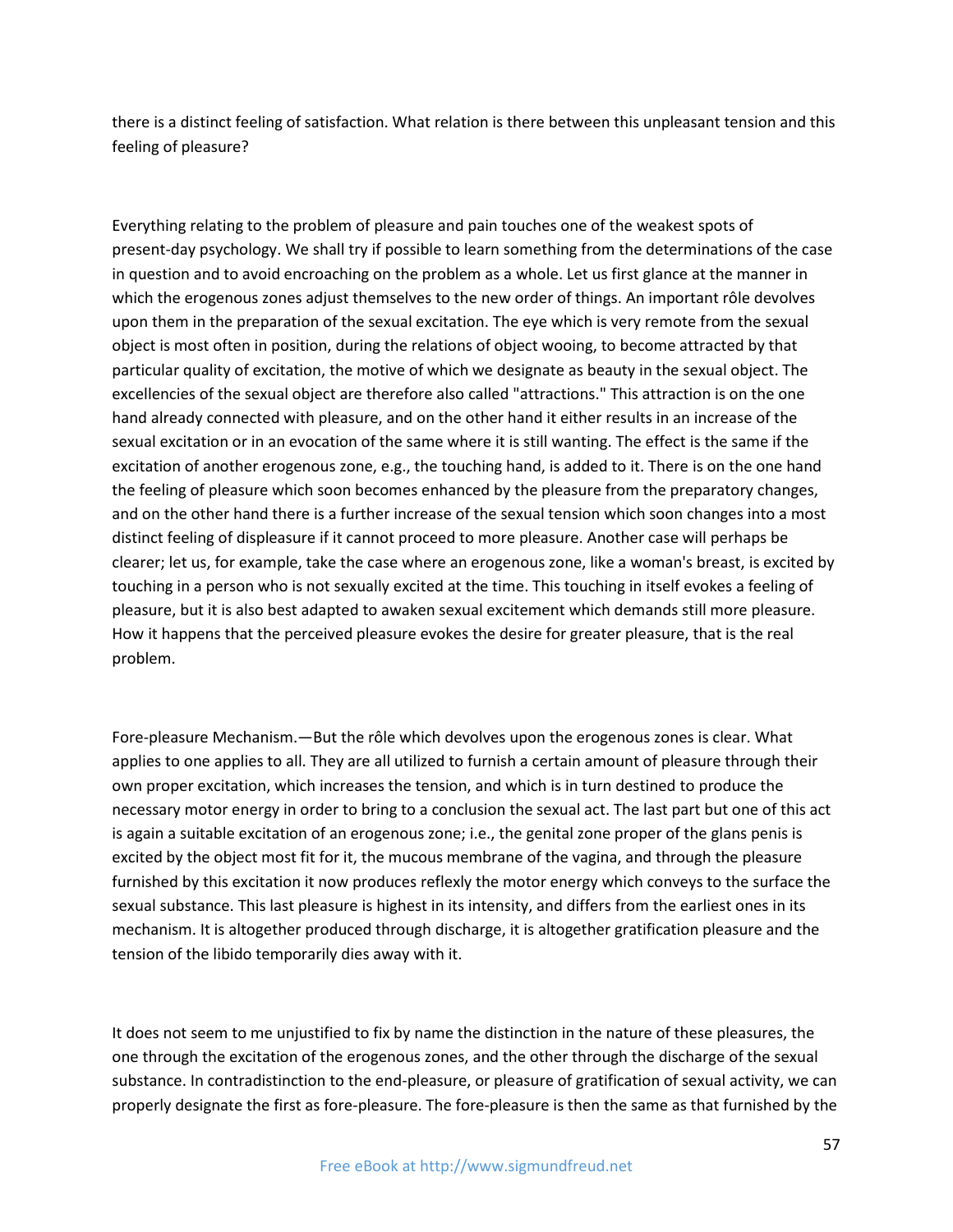there is a distinct feeling of satisfaction. What relation is there between this unpleasant tension and this feeling of pleasure?

Everything relating to the problem of pleasure and pain touches one of the weakest spots of present-day psychology. We shall try if possible to learn something from the determinations of the case in question and to avoid encroaching on the problem as a whole. Let us first glance at the manner in which the erogenous zones adjust themselves to the new order of things. An important rôle devolves upon them in the preparation of the sexual excitation. The eye which is very remote from the sexual object is most often in position, during the relations of object wooing, to become attracted by that particular quality of excitation, the motive of which we designate as beauty in the sexual object. The excellencies of the sexual object are therefore also called "attractions." This attraction is on the one hand already connected with pleasure, and on the other hand it either results in an increase of the sexual excitation or in an evocation of the same where it is still wanting. The effect is the same if the excitation of another erogenous zone, e.g., the touching hand, is added to it. There is on the one hand the feeling of pleasure which soon becomes enhanced by the pleasure from the preparatory changes, and on the other hand there is a further increase of the sexual tension which soon changes into a most distinct feeling of displeasure if it cannot proceed to more pleasure. Another case will perhaps be clearer; let us, for example, take the case where an erogenous zone, like a woman's breast, is excited by touching in a person who is not sexually excited at the time. This touching in itself evokes a feeling of pleasure, but it is also best adapted to awaken sexual excitement which demands still more pleasure. How it happens that the perceived pleasure evokes the desire for greater pleasure, that is the real problem.

Fore-pleasure Mechanism.—But the rôle which devolves upon the erogenous zones is clear. What applies to one applies to all. They are all utilized to furnish a certain amount of pleasure through their own proper excitation, which increases the tension, and which is in turn destined to produce the necessary motor energy in order to bring to a conclusion the sexual act. The last part but one of this act is again a suitable excitation of an erogenous zone; i.e., the genital zone proper of the glans penis is excited by the object most fit for it, the mucous membrane of the vagina, and through the pleasure furnished by this excitation it now produces reflexly the motor energy which conveys to the surface the sexual substance. This last pleasure is highest in its intensity, and differs from the earliest ones in its mechanism. It is altogether produced through discharge, it is altogether gratification pleasure and the tension of the libido temporarily dies away with it.

It does not seem to me unjustified to fix by name the distinction in the nature of these pleasures, the one through the excitation of the erogenous zones, and the other through the discharge of the sexual substance. In contradistinction to the end-pleasure, or pleasure of gratification of sexual activity, we can properly designate the first as fore-pleasure. The fore-pleasure is then the same as that furnished by the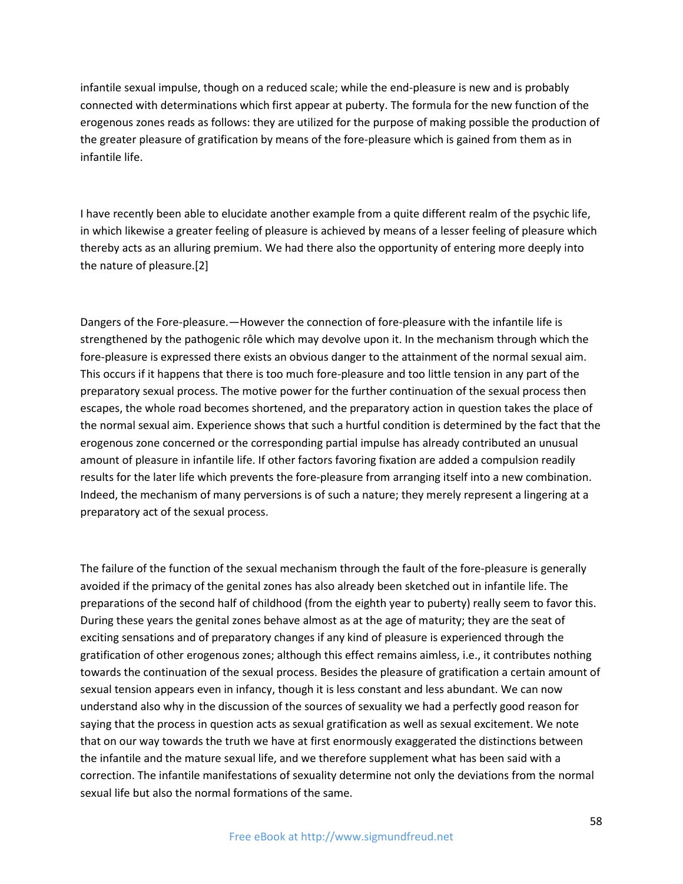infantile sexual impulse, though on a reduced scale; while the end-pleasure is new and is probably connected with determinations which first appear at puberty. The formula for the new function of the erogenous zones reads as follows: they are utilized for the purpose of making possible the production of the greater pleasure of gratification by means of the fore-pleasure which is gained from them as in infantile life.

I have recently been able to elucidate another example from a quite different realm of the psychic life, in which likewise a greater feeling of pleasure is achieved by means of a lesser feeling of pleasure which thereby acts as an alluring premium. We had there also the opportunity of entering more deeply into the nature of pleasure.[2]

Dangers of the Fore-pleasure.—However the connection of fore-pleasure with the infantile life is strengthened by the pathogenic rôle which may devolve upon it. In the mechanism through which the fore-pleasure is expressed there exists an obvious danger to the attainment of the normal sexual aim. This occurs if it happens that there is too much fore-pleasure and too little tension in any part of the preparatory sexual process. The motive power for the further continuation of the sexual process then escapes, the whole road becomes shortened, and the preparatory action in question takes the place of the normal sexual aim. Experience shows that such a hurtful condition is determined by the fact that the erogenous zone concerned or the corresponding partial impulse has already contributed an unusual amount of pleasure in infantile life. If other factors favoring fixation are added a compulsion readily results for the later life which prevents the fore-pleasure from arranging itself into a new combination. Indeed, the mechanism of many perversions is of such a nature; they merely represent a lingering at a preparatory act of the sexual process.

The failure of the function of the sexual mechanism through the fault of the fore-pleasure is generally avoided if the primacy of the genital zones has also already been sketched out in infantile life. The preparations of the second half of childhood (from the eighth year to puberty) really seem to favor this. During these years the genital zones behave almost as at the age of maturity; they are the seat of exciting sensations and of preparatory changes if any kind of pleasure is experienced through the gratification of other erogenous zones; although this effect remains aimless, i.e., it contributes nothing towards the continuation of the sexual process. Besides the pleasure of gratification a certain amount of sexual tension appears even in infancy, though it is less constant and less abundant. We can now understand also why in the discussion of the sources of sexuality we had a perfectly good reason for saying that the process in question acts as sexual gratification as well as sexual excitement. We note that on our way towards the truth we have at first enormously exaggerated the distinctions between the infantile and the mature sexual life, and we therefore supplement what has been said with a correction. The infantile manifestations of sexuality determine not only the deviations from the normal sexual life but also the normal formations of the same.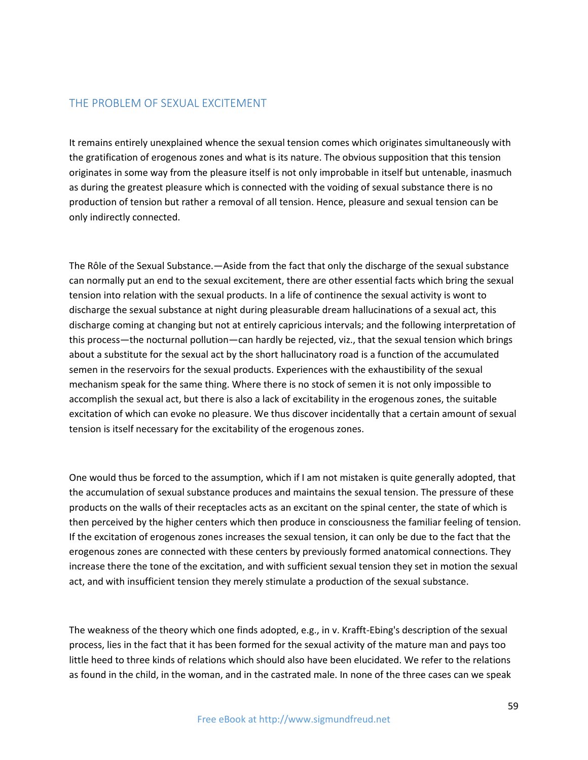## THE PROBLEM OF SEXUAL EXCITEMENT

It remains entirely unexplained whence the sexual tension comes which originates simultaneously with the gratification of erogenous zones and what is its nature. The obvious supposition that this tension originates in some way from the pleasure itself is not only improbable in itself but untenable, inasmuch as during the greatest pleasure which is connected with the voiding of sexual substance there is no production of tension but rather a removal of all tension. Hence, pleasure and sexual tension can be only indirectly connected.

The Rôle of the Sexual Substance.—Aside from the fact that only the discharge of the sexual substance can normally put an end to the sexual excitement, there are other essential facts which bring the sexual tension into relation with the sexual products. In a life of continence the sexual activity is wont to discharge the sexual substance at night during pleasurable dream hallucinations of a sexual act, this discharge coming at changing but not at entirely capricious intervals; and the following interpretation of this process—the nocturnal pollution—can hardly be rejected, viz., that the sexual tension which brings about a substitute for the sexual act by the short hallucinatory road is a function of the accumulated semen in the reservoirs for the sexual products. Experiences with the exhaustibility of the sexual mechanism speak for the same thing. Where there is no stock of semen it is not only impossible to accomplish the sexual act, but there is also a lack of excitability in the erogenous zones, the suitable excitation of which can evoke no pleasure. We thus discover incidentally that a certain amount of sexual tension is itself necessary for the excitability of the erogenous zones.

One would thus be forced to the assumption, which if I am not mistaken is quite generally adopted, that the accumulation of sexual substance produces and maintains the sexual tension. The pressure of these products on the walls of their receptacles acts as an excitant on the spinal center, the state of which is then perceived by the higher centers which then produce in consciousness the familiar feeling of tension. If the excitation of erogenous zones increases the sexual tension, it can only be due to the fact that the erogenous zones are connected with these centers by previously formed anatomical connections. They increase there the tone of the excitation, and with sufficient sexual tension they set in motion the sexual act, and with insufficient tension they merely stimulate a production of the sexual substance.

The weakness of the theory which one finds adopted, e.g., in v. Krafft-Ebing's description of the sexual process, lies in the fact that it has been formed for the sexual activity of the mature man and pays too little heed to three kinds of relations which should also have been elucidated. We refer to the relations as found in the child, in the woman, and in the castrated male. In none of the three cases can we speak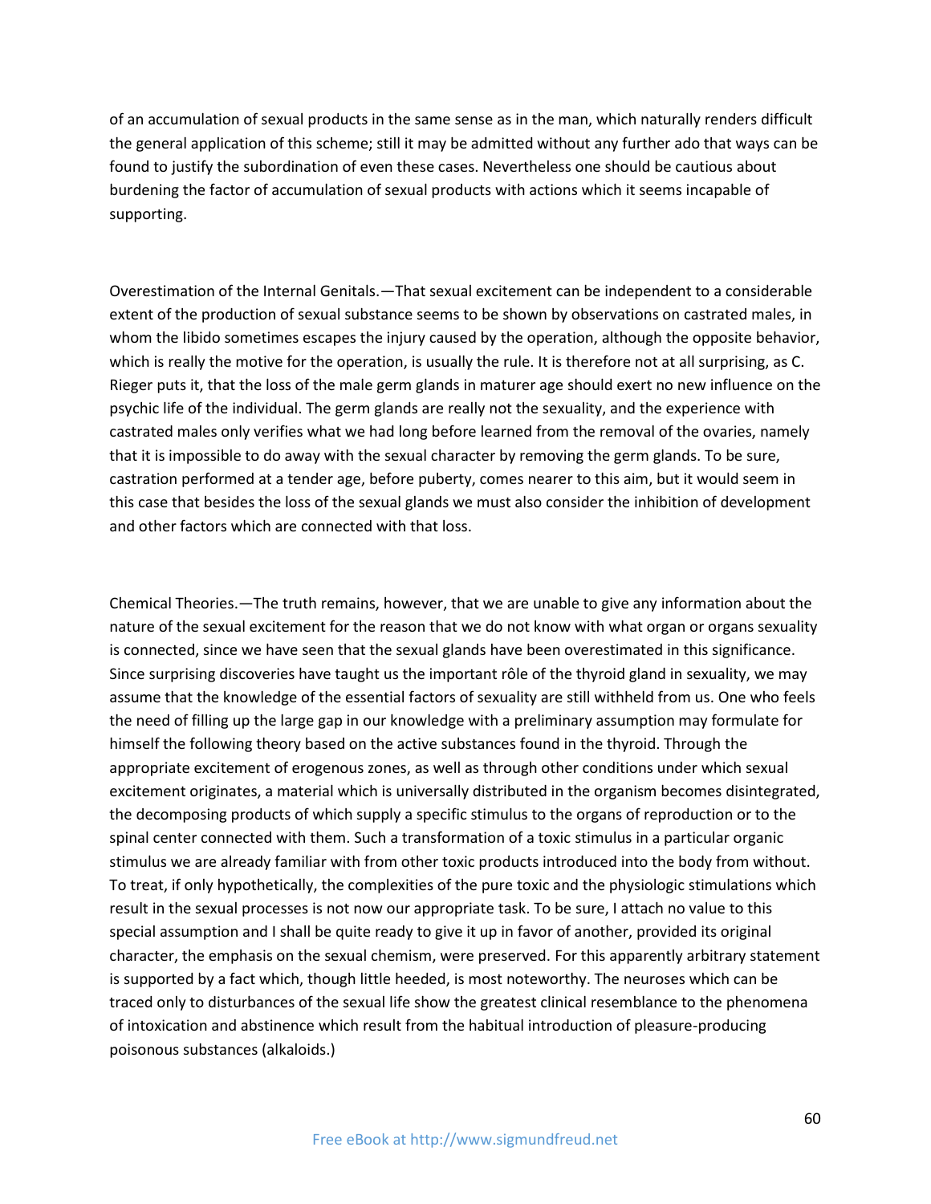of an accumulation of sexual products in the same sense as in the man, which naturally renders difficult the general application of this scheme; still it may be admitted without any further ado that ways can be found to justify the subordination of even these cases. Nevertheless one should be cautious about burdening the factor of accumulation of sexual products with actions which it seems incapable of supporting.

Overestimation of the Internal Genitals.—That sexual excitement can be independent to a considerable extent of the production of sexual substance seems to be shown by observations on castrated males, in whom the libido sometimes escapes the injury caused by the operation, although the opposite behavior, which is really the motive for the operation, is usually the rule. It is therefore not at all surprising, as C. Rieger puts it, that the loss of the male germ glands in maturer age should exert no new influence on the psychic life of the individual. The germ glands are really not the sexuality, and the experience with castrated males only verifies what we had long before learned from the removal of the ovaries, namely that it is impossible to do away with the sexual character by removing the germ glands. To be sure, castration performed at a tender age, before puberty, comes nearer to this aim, but it would seem in this case that besides the loss of the sexual glands we must also consider the inhibition of development and other factors which are connected with that loss.

Chemical Theories.—The truth remains, however, that we are unable to give any information about the nature of the sexual excitement for the reason that we do not know with what organ or organs sexuality is connected, since we have seen that the sexual glands have been overestimated in this significance. Since surprising discoveries have taught us the important rôle of the thyroid gland in sexuality, we may assume that the knowledge of the essential factors of sexuality are still withheld from us. One who feels the need of filling up the large gap in our knowledge with a preliminary assumption may formulate for himself the following theory based on the active substances found in the thyroid. Through the appropriate excitement of erogenous zones, as well as through other conditions under which sexual excitement originates, a material which is universally distributed in the organism becomes disintegrated, the decomposing products of which supply a specific stimulus to the organs of reproduction or to the spinal center connected with them. Such a transformation of a toxic stimulus in a particular organic stimulus we are already familiar with from other toxic products introduced into the body from without. To treat, if only hypothetically, the complexities of the pure toxic and the physiologic stimulations which result in the sexual processes is not now our appropriate task. To be sure, I attach no value to this special assumption and I shall be quite ready to give it up in favor of another, provided its original character, the emphasis on the sexual chemism, were preserved. For this apparently arbitrary statement is supported by a fact which, though little heeded, is most noteworthy. The neuroses which can be traced only to disturbances of the sexual life show the greatest clinical resemblance to the phenomena of intoxication and abstinence which result from the habitual introduction of pleasure-producing poisonous substances (alkaloids.)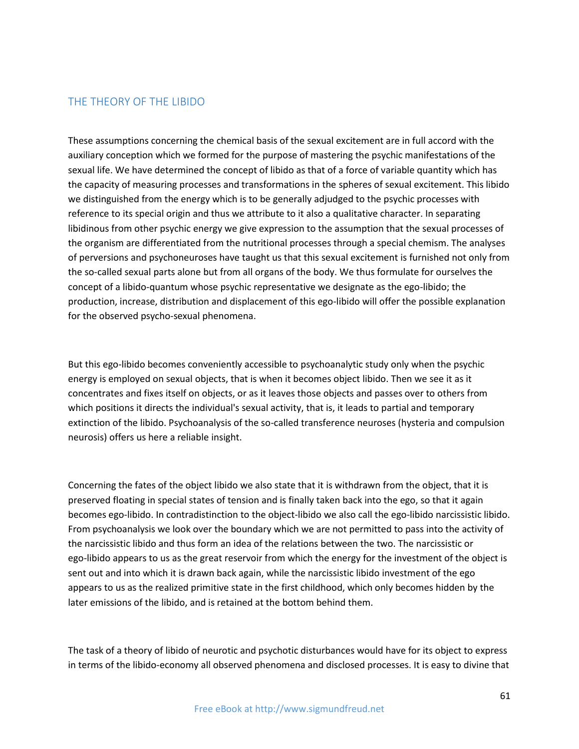## THE THEORY OF THE LIBIDO

These assumptions concerning the chemical basis of the sexual excitement are in full accord with the auxiliary conception which we formed for the purpose of mastering the psychic manifestations of the sexual life. We have determined the concept of libido as that of a force of variable quantity which has the capacity of measuring processes and transformations in the spheres of sexual excitement. This libido we distinguished from the energy which is to be generally adjudged to the psychic processes with reference to its special origin and thus we attribute to it also a qualitative character. In separating libidinous from other psychic energy we give expression to the assumption that the sexual processes of the organism are differentiated from the nutritional processes through a special chemism. The analyses of perversions and psychoneuroses have taught us that this sexual excitement is furnished not only from the so-called sexual parts alone but from all organs of the body. We thus formulate for ourselves the concept of a libido-quantum whose psychic representative we designate as the ego-libido; the production, increase, distribution and displacement of this ego-libido will offer the possible explanation for the observed psycho-sexual phenomena.

But this ego-libido becomes conveniently accessible to psychoanalytic study only when the psychic energy is employed on sexual objects, that is when it becomes object libido. Then we see it as it concentrates and fixes itself on objects, or as it leaves those objects and passes over to others from which positions it directs the individual's sexual activity, that is, it leads to partial and temporary extinction of the libido. Psychoanalysis of the so-called transference neuroses (hysteria and compulsion neurosis) offers us here a reliable insight.

Concerning the fates of the object libido we also state that it is withdrawn from the object, that it is preserved floating in special states of tension and is finally taken back into the ego, so that it again becomes ego-libido. In contradistinction to the object-libido we also call the ego-libido narcissistic libido. From psychoanalysis we look over the boundary which we are not permitted to pass into the activity of the narcissistic libido and thus form an idea of the relations between the two. The narcissistic or ego-libido appears to us as the great reservoir from which the energy for the investment of the object is sent out and into which it is drawn back again, while the narcissistic libido investment of the ego appears to us as the realized primitive state in the first childhood, which only becomes hidden by the later emissions of the libido, and is retained at the bottom behind them.

The task of a theory of libido of neurotic and psychotic disturbances would have for its object to express in terms of the libido-economy all observed phenomena and disclosed processes. It is easy to divine that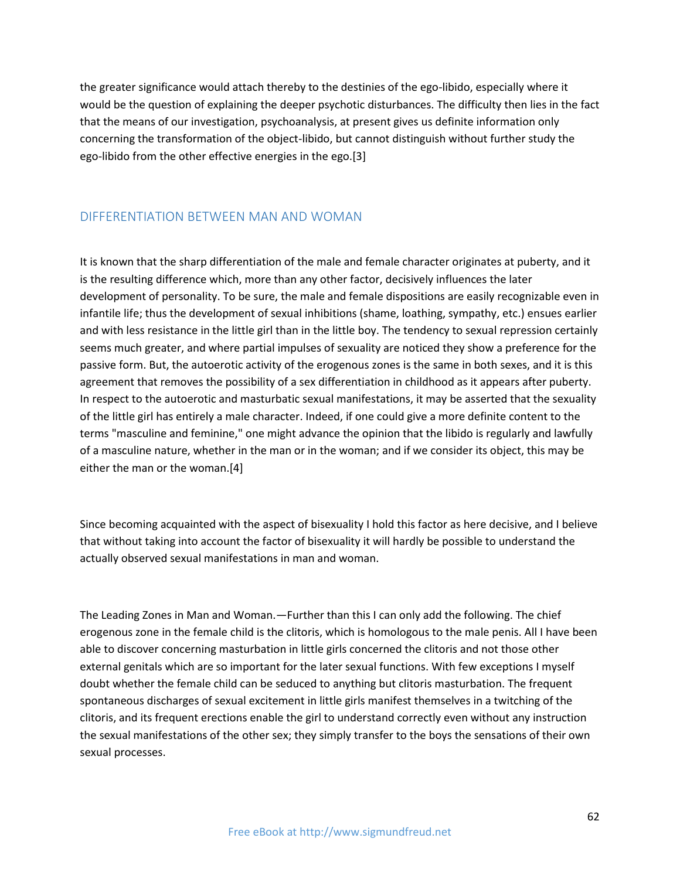the greater significance would attach thereby to the destinies of the ego-libido, especially where it would be the question of explaining the deeper psychotic disturbances. The difficulty then lies in the fact that the means of our investigation, psychoanalysis, at present gives us definite information only concerning the transformation of the object-libido, but cannot distinguish without further study the ego-libido from the other effective energies in the ego.[3]

## DIFFERENTIATION BETWEEN MAN AND WOMAN

It is known that the sharp differentiation of the male and female character originates at puberty, and it is the resulting difference which, more than any other factor, decisively influences the later development of personality. To be sure, the male and female dispositions are easily recognizable even in infantile life; thus the development of sexual inhibitions (shame, loathing, sympathy, etc.) ensues earlier and with less resistance in the little girl than in the little boy. The tendency to sexual repression certainly seems much greater, and where partial impulses of sexuality are noticed they show a preference for the passive form. But, the autoerotic activity of the erogenous zones is the same in both sexes, and it is this agreement that removes the possibility of a sex differentiation in childhood as it appears after puberty. In respect to the autoerotic and masturbatic sexual manifestations, it may be asserted that the sexuality of the little girl has entirely a male character. Indeed, if one could give a more definite content to the terms "masculine and feminine," one might advance the opinion that the libido is regularly and lawfully of a masculine nature, whether in the man or in the woman; and if we consider its object, this may be either the man or the woman.[4]

Since becoming acquainted with the aspect of bisexuality I hold this factor as here decisive, and I believe that without taking into account the factor of bisexuality it will hardly be possible to understand the actually observed sexual manifestations in man and woman.

The Leading Zones in Man and Woman.—Further than this I can only add the following. The chief erogenous zone in the female child is the clitoris, which is homologous to the male penis. All I have been able to discover concerning masturbation in little girls concerned the clitoris and not those other external genitals which are so important for the later sexual functions. With few exceptions I myself doubt whether the female child can be seduced to anything but clitoris masturbation. The frequent spontaneous discharges of sexual excitement in little girls manifest themselves in a twitching of the clitoris, and its frequent erections enable the girl to understand correctly even without any instruction the sexual manifestations of the other sex; they simply transfer to the boys the sensations of their own sexual processes.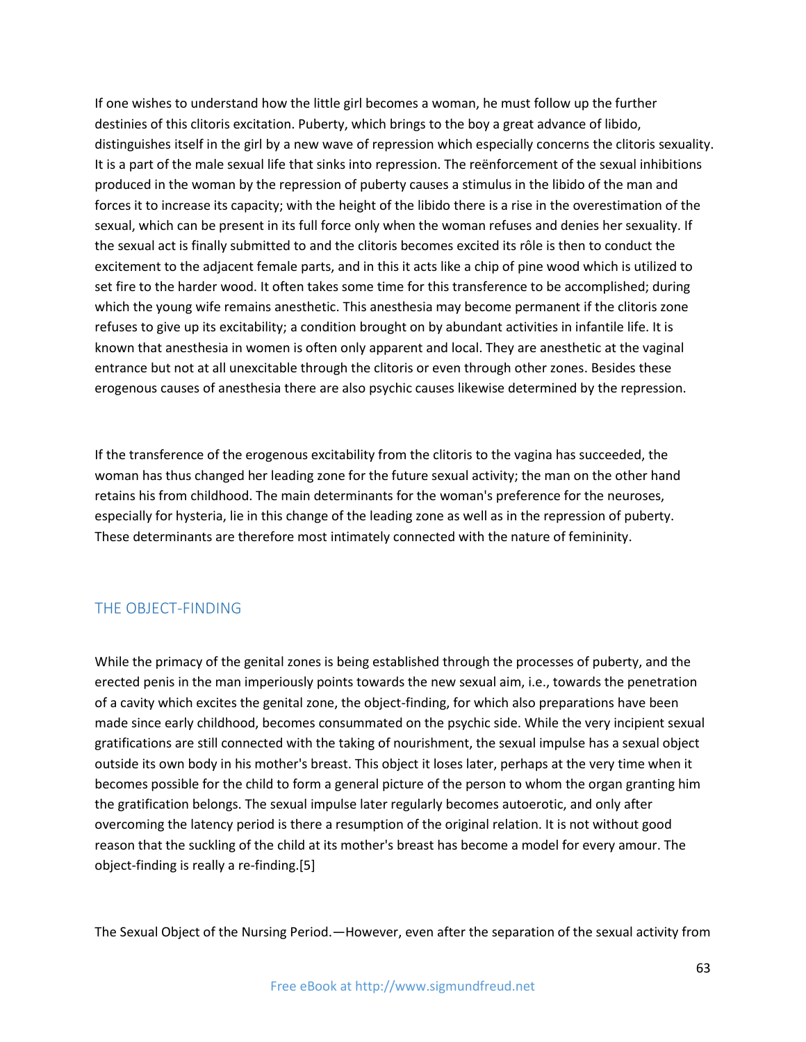If one wishes to understand how the little girl becomes a woman, he must follow up the further destinies of this clitoris excitation. Puberty, which brings to the boy a great advance of libido, distinguishes itself in the girl by a new wave of repression which especially concerns the clitoris sexuality. It is a part of the male sexual life that sinks into repression. The reënforcement of the sexual inhibitions produced in the woman by the repression of puberty causes a stimulus in the libido of the man and forces it to increase its capacity; with the height of the libido there is a rise in the overestimation of the sexual, which can be present in its full force only when the woman refuses and denies her sexuality. If the sexual act is finally submitted to and the clitoris becomes excited its rôle is then to conduct the excitement to the adjacent female parts, and in this it acts like a chip of pine wood which is utilized to set fire to the harder wood. It often takes some time for this transference to be accomplished; during which the young wife remains anesthetic. This anesthesia may become permanent if the clitoris zone refuses to give up its excitability; a condition brought on by abundant activities in infantile life. It is known that anesthesia in women is often only apparent and local. They are anesthetic at the vaginal entrance but not at all unexcitable through the clitoris or even through other zones. Besides these erogenous causes of anesthesia there are also psychic causes likewise determined by the repression.

If the transference of the erogenous excitability from the clitoris to the vagina has succeeded, the woman has thus changed her leading zone for the future sexual activity; the man on the other hand retains his from childhood. The main determinants for the woman's preference for the neuroses, especially for hysteria, lie in this change of the leading zone as well as in the repression of puberty. These determinants are therefore most intimately connected with the nature of femininity.

## THE OBJECT-FINDING

While the primacy of the genital zones is being established through the processes of puberty, and the erected penis in the man imperiously points towards the new sexual aim, i.e., towards the penetration of a cavity which excites the genital zone, the object-finding, for which also preparations have been made since early childhood, becomes consummated on the psychic side. While the very incipient sexual gratifications are still connected with the taking of nourishment, the sexual impulse has a sexual object outside its own body in his mother's breast. This object it loses later, perhaps at the very time when it becomes possible for the child to form a general picture of the person to whom the organ granting him the gratification belongs. The sexual impulse later regularly becomes autoerotic, and only after overcoming the latency period is there a resumption of the original relation. It is not without good reason that the suckling of the child at its mother's breast has become a model for every amour. The object-finding is really a re-finding.[5]

The Sexual Object of the Nursing Period.—However, even after the separation of the sexual activity from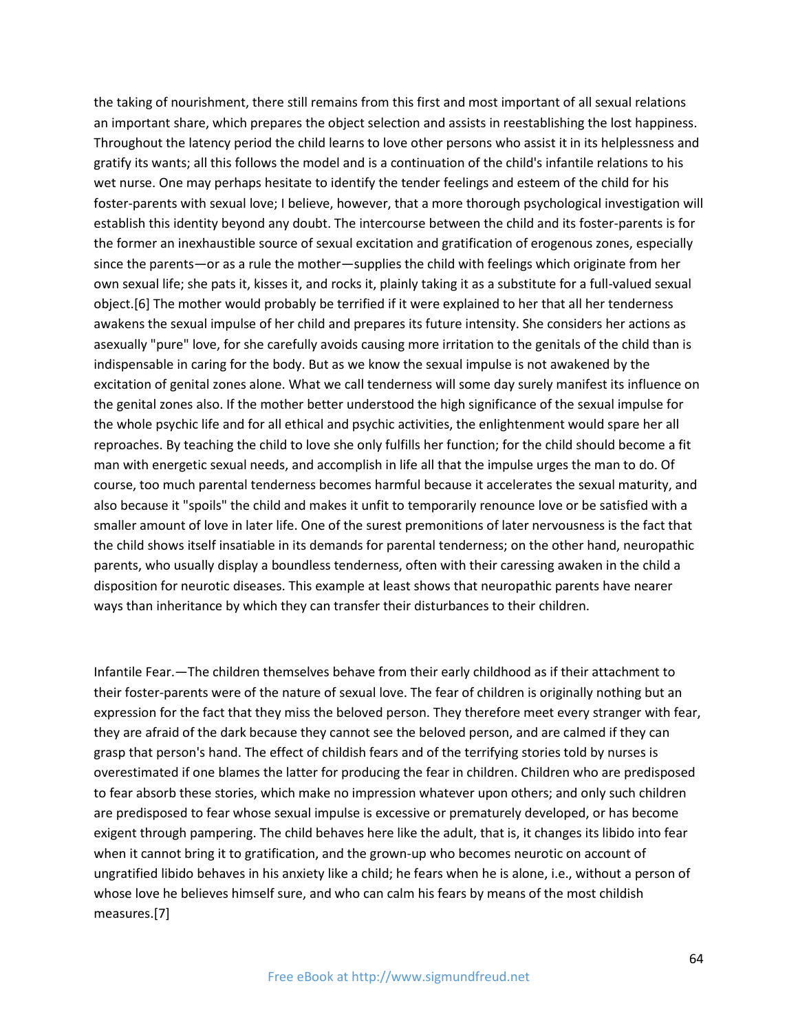the taking of nourishment, there still remains from this first and most important of all sexual relations an important share, which prepares the object selection and assists in reestablishing the lost happiness. Throughout the latency period the child learns to love other persons who assist it in its helplessness and gratify its wants; all this follows the model and is a continuation of the child's infantile relations to his wet nurse. One may perhaps hesitate to identify the tender feelings and esteem of the child for his foster-parents with sexual love; I believe, however, that a more thorough psychological investigation will establish this identity beyond any doubt. The intercourse between the child and its foster-parents is for the former an inexhaustible source of sexual excitation and gratification of erogenous zones, especially since the parents—or as a rule the mother—supplies the child with feelings which originate from her own sexual life; she pats it, kisses it, and rocks it, plainly taking it as a substitute for a full-valued sexual object.[6] The mother would probably be terrified if it were explained to her that all her tenderness awakens the sexual impulse of her child and prepares its future intensity. She considers her actions as asexually "pure" love, for she carefully avoids causing more irritation to the genitals of the child than is indispensable in caring for the body. But as we know the sexual impulse is not awakened by the excitation of genital zones alone. What we call tenderness will some day surely manifest its influence on the genital zones also. If the mother better understood the high significance of the sexual impulse for the whole psychic life and for all ethical and psychic activities, the enlightenment would spare her all reproaches. By teaching the child to love she only fulfills her function; for the child should become a fit man with energetic sexual needs, and accomplish in life all that the impulse urges the man to do. Of course, too much parental tenderness becomes harmful because it accelerates the sexual maturity, and also because it "spoils" the child and makes it unfit to temporarily renounce love or be satisfied with a smaller amount of love in later life. One of the surest premonitions of later nervousness is the fact that the child shows itself insatiable in its demands for parental tenderness; on the other hand, neuropathic parents, who usually display a boundless tenderness, often with their caressing awaken in the child a disposition for neurotic diseases. This example at least shows that neuropathic parents have nearer ways than inheritance by which they can transfer their disturbances to their children.

Infantile Fear.—The children themselves behave from their early childhood as if their attachment to their foster-parents were of the nature of sexual love. The fear of children is originally nothing but an expression for the fact that they miss the beloved person. They therefore meet every stranger with fear, they are afraid of the dark because they cannot see the beloved person, and are calmed if they can grasp that person's hand. The effect of childish fears and of the terrifying stories told by nurses is overestimated if one blames the latter for producing the fear in children. Children who are predisposed to fear absorb these stories, which make no impression whatever upon others; and only such children are predisposed to fear whose sexual impulse is excessive or prematurely developed, or has become exigent through pampering. The child behaves here like the adult, that is, it changes its libido into fear when it cannot bring it to gratification, and the grown-up who becomes neurotic on account of ungratified libido behaves in his anxiety like a child; he fears when he is alone, i.e., without a person of whose love he believes himself sure, and who can calm his fears by means of the most childish measures.[7]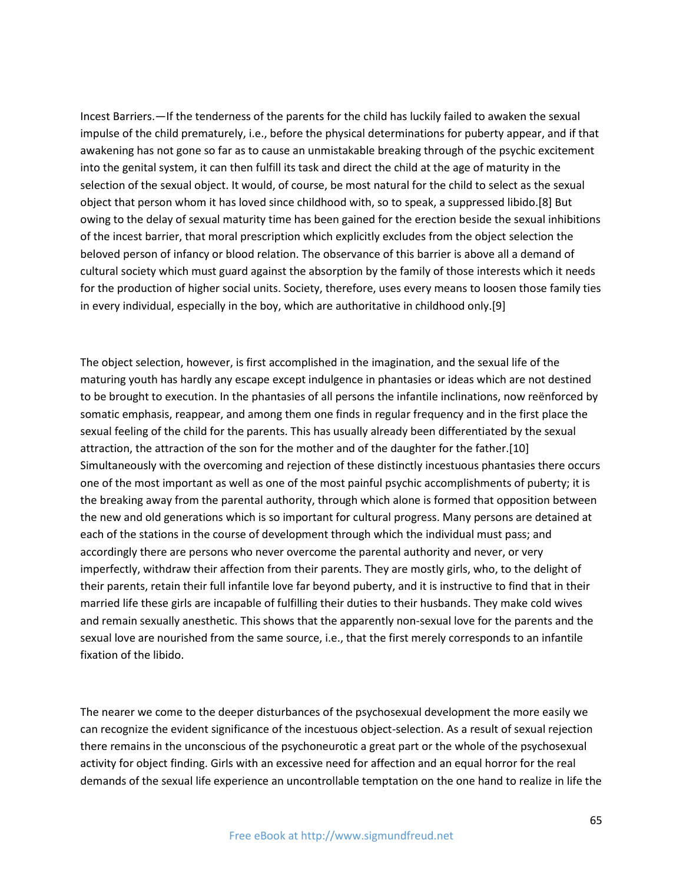Incest Barriers.—If the tenderness of the parents for the child has luckily failed to awaken the sexual impulse of the child prematurely, i.e., before the physical determinations for puberty appear, and if that awakening has not gone so far as to cause an unmistakable breaking through of the psychic excitement into the genital system, it can then fulfill its task and direct the child at the age of maturity in the selection of the sexual object. It would, of course, be most natural for the child to select as the sexual object that person whom it has loved since childhood with, so to speak, a suppressed libido.[8] But owing to the delay of sexual maturity time has been gained for the erection beside the sexual inhibitions of the incest barrier, that moral prescription which explicitly excludes from the object selection the beloved person of infancy or blood relation. The observance of this barrier is above all a demand of cultural society which must guard against the absorption by the family of those interests which it needs for the production of higher social units. Society, therefore, uses every means to loosen those family ties in every individual, especially in the boy, which are authoritative in childhood only.[9]

The object selection, however, is first accomplished in the imagination, and the sexual life of the maturing youth has hardly any escape except indulgence in phantasies or ideas which are not destined to be brought to execution. In the phantasies of all persons the infantile inclinations, now reënforced by somatic emphasis, reappear, and among them one finds in regular frequency and in the first place the sexual feeling of the child for the parents. This has usually already been differentiated by the sexual attraction, the attraction of the son for the mother and of the daughter for the father.[10] Simultaneously with the overcoming and rejection of these distinctly incestuous phantasies there occurs one of the most important as well as one of the most painful psychic accomplishments of puberty; it is the breaking away from the parental authority, through which alone is formed that opposition between the new and old generations which is so important for cultural progress. Many persons are detained at each of the stations in the course of development through which the individual must pass; and accordingly there are persons who never overcome the parental authority and never, or very imperfectly, withdraw their affection from their parents. They are mostly girls, who, to the delight of their parents, retain their full infantile love far beyond puberty, and it is instructive to find that in their married life these girls are incapable of fulfilling their duties to their husbands. They make cold wives and remain sexually anesthetic. This shows that the apparently non-sexual love for the parents and the sexual love are nourished from the same source, i.e., that the first merely corresponds to an infantile fixation of the libido.

The nearer we come to the deeper disturbances of the psychosexual development the more easily we can recognize the evident significance of the incestuous object-selection. As a result of sexual rejection there remains in the unconscious of the psychoneurotic a great part or the whole of the psychosexual activity for object finding. Girls with an excessive need for affection and an equal horror for the real demands of the sexual life experience an uncontrollable temptation on the one hand to realize in life the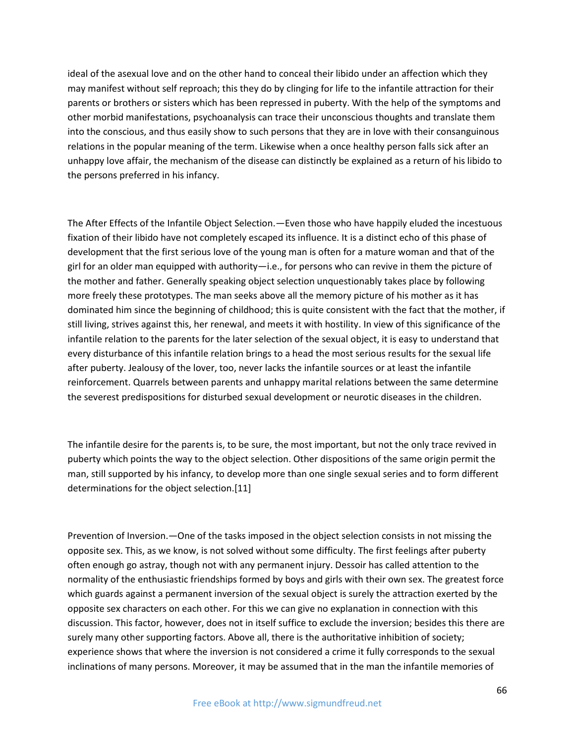ideal of the asexual love and on the other hand to conceal their libido under an affection which they may manifest without self reproach; this they do by clinging for life to the infantile attraction for their parents or brothers or sisters which has been repressed in puberty. With the help of the symptoms and other morbid manifestations, psychoanalysis can trace their unconscious thoughts and translate them into the conscious, and thus easily show to such persons that they are in love with their consanguinous relations in the popular meaning of the term. Likewise when a once healthy person falls sick after an unhappy love affair, the mechanism of the disease can distinctly be explained as a return of his libido to the persons preferred in his infancy.

The After Effects of the Infantile Object Selection.—Even those who have happily eluded the incestuous fixation of their libido have not completely escaped its influence. It is a distinct echo of this phase of development that the first serious love of the young man is often for a mature woman and that of the girl for an older man equipped with authority—i.e., for persons who can revive in them the picture of the mother and father. Generally speaking object selection unquestionably takes place by following more freely these prototypes. The man seeks above all the memory picture of his mother as it has dominated him since the beginning of childhood; this is quite consistent with the fact that the mother, if still living, strives against this, her renewal, and meets it with hostility. In view of this significance of the infantile relation to the parents for the later selection of the sexual object, it is easy to understand that every disturbance of this infantile relation brings to a head the most serious results for the sexual life after puberty. Jealousy of the lover, too, never lacks the infantile sources or at least the infantile reinforcement. Quarrels between parents and unhappy marital relations between the same determine the severest predispositions for disturbed sexual development or neurotic diseases in the children.

The infantile desire for the parents is, to be sure, the most important, but not the only trace revived in puberty which points the way to the object selection. Other dispositions of the same origin permit the man, still supported by his infancy, to develop more than one single sexual series and to form different determinations for the object selection.[11]

Prevention of Inversion.—One of the tasks imposed in the object selection consists in not missing the opposite sex. This, as we know, is not solved without some difficulty. The first feelings after puberty often enough go astray, though not with any permanent injury. Dessoir has called attention to the normality of the enthusiastic friendships formed by boys and girls with their own sex. The greatest force which guards against a permanent inversion of the sexual object is surely the attraction exerted by the opposite sex characters on each other. For this we can give no explanation in connection with this discussion. This factor, however, does not in itself suffice to exclude the inversion; besides this there are surely many other supporting factors. Above all, there is the authoritative inhibition of society; experience shows that where the inversion is not considered a crime it fully corresponds to the sexual inclinations of many persons. Moreover, it may be assumed that in the man the infantile memories of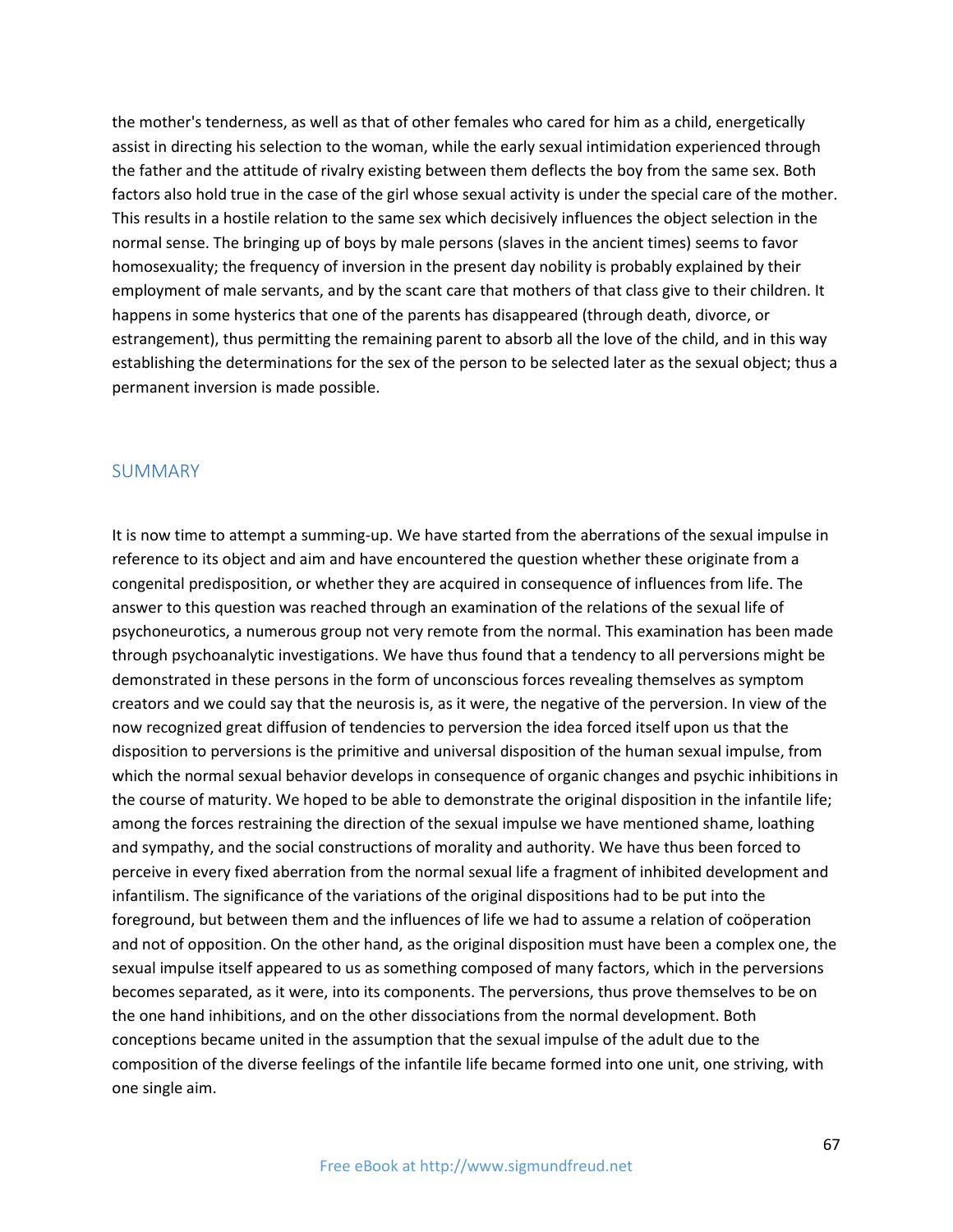the mother's tenderness, as well as that of other females who cared for him as a child, energetically assist in directing his selection to the woman, while the early sexual intimidation experienced through the father and the attitude of rivalry existing between them deflects the boy from the same sex. Both factors also hold true in the case of the girl whose sexual activity is under the special care of the mother. This results in a hostile relation to the same sex which decisively influences the object selection in the normal sense. The bringing up of boys by male persons (slaves in the ancient times) seems to favor homosexuality; the frequency of inversion in the present day nobility is probably explained by their employment of male servants, and by the scant care that mothers of that class give to their children. It happens in some hysterics that one of the parents has disappeared (through death, divorce, or estrangement), thus permitting the remaining parent to absorb all the love of the child, and in this way establishing the determinations for the sex of the person to be selected later as the sexual object; thus a permanent inversion is made possible.

## SUMMARY

It is now time to attempt a summing-up. We have started from the aberrations of the sexual impulse in reference to its object and aim and have encountered the question whether these originate from a congenital predisposition, or whether they are acquired in consequence of influences from life. The answer to this question was reached through an examination of the relations of the sexual life of psychoneurotics, a numerous group not very remote from the normal. This examination has been made through psychoanalytic investigations. We have thus found that a tendency to all perversions might be demonstrated in these persons in the form of unconscious forces revealing themselves as symptom creators and we could say that the neurosis is, as it were, the negative of the perversion. In view of the now recognized great diffusion of tendencies to perversion the idea forced itself upon us that the disposition to perversions is the primitive and universal disposition of the human sexual impulse, from which the normal sexual behavior develops in consequence of organic changes and psychic inhibitions in the course of maturity. We hoped to be able to demonstrate the original disposition in the infantile life; among the forces restraining the direction of the sexual impulse we have mentioned shame, loathing and sympathy, and the social constructions of morality and authority. We have thus been forced to perceive in every fixed aberration from the normal sexual life a fragment of inhibited development and infantilism. The significance of the variations of the original dispositions had to be put into the foreground, but between them and the influences of life we had to assume a relation of coöperation and not of opposition. On the other hand, as the original disposition must have been a complex one, the sexual impulse itself appeared to us as something composed of many factors, which in the perversions becomes separated, as it were, into its components. The perversions, thus prove themselves to be on the one hand inhibitions, and on the other dissociations from the normal development. Both conceptions became united in the assumption that the sexual impulse of the adult due to the composition of the diverse feelings of the infantile life became formed into one unit, one striving, with one single aim.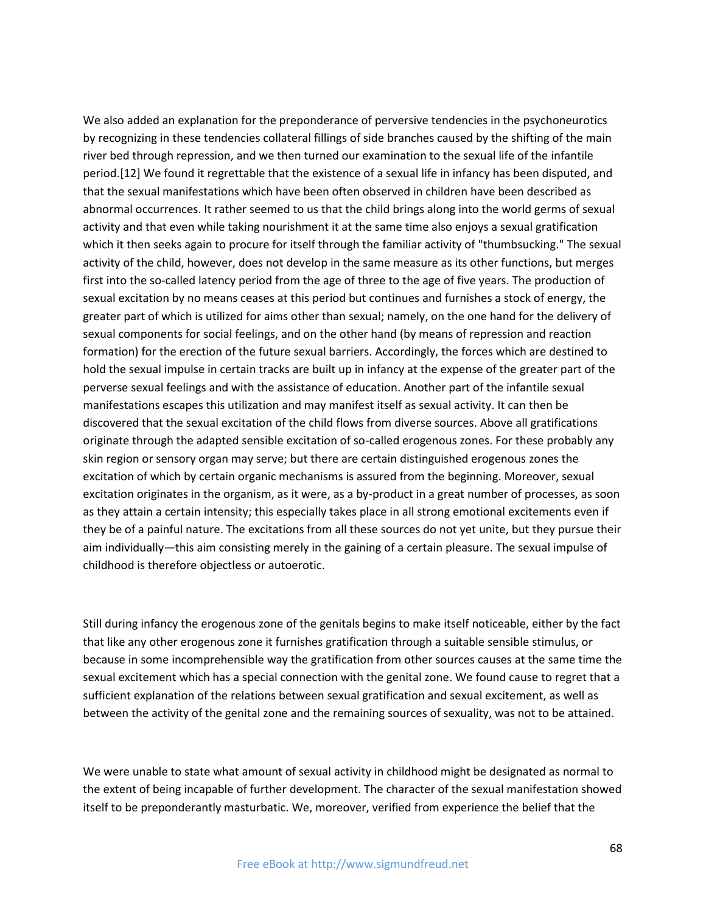We also added an explanation for the preponderance of perversive tendencies in the psychoneurotics by recognizing in these tendencies collateral fillings of side branches caused by the shifting of the main river bed through repression, and we then turned our examination to the sexual life of the infantile period.[12] We found it regrettable that the existence of a sexual life in infancy has been disputed, and that the sexual manifestations which have been often observed in children have been described as abnormal occurrences. It rather seemed to us that the child brings along into the world germs of sexual activity and that even while taking nourishment it at the same time also enjoys a sexual gratification which it then seeks again to procure for itself through the familiar activity of "thumbsucking." The sexual activity of the child, however, does not develop in the same measure as its other functions, but merges first into the so-called latency period from the age of three to the age of five years. The production of sexual excitation by no means ceases at this period but continues and furnishes a stock of energy, the greater part of which is utilized for aims other than sexual; namely, on the one hand for the delivery of sexual components for social feelings, and on the other hand (by means of repression and reaction formation) for the erection of the future sexual barriers. Accordingly, the forces which are destined to hold the sexual impulse in certain tracks are built up in infancy at the expense of the greater part of the perverse sexual feelings and with the assistance of education. Another part of the infantile sexual manifestations escapes this utilization and may manifest itself as sexual activity. It can then be discovered that the sexual excitation of the child flows from diverse sources. Above all gratifications originate through the adapted sensible excitation of so-called erogenous zones. For these probably any skin region or sensory organ may serve; but there are certain distinguished erogenous zones the excitation of which by certain organic mechanisms is assured from the beginning. Moreover, sexual excitation originates in the organism, as it were, as a by-product in a great number of processes, as soon as they attain a certain intensity; this especially takes place in all strong emotional excitements even if they be of a painful nature. The excitations from all these sources do not yet unite, but they pursue their aim individually—this aim consisting merely in the gaining of a certain pleasure. The sexual impulse of childhood is therefore objectless or autoerotic.

Still during infancy the erogenous zone of the genitals begins to make itself noticeable, either by the fact that like any other erogenous zone it furnishes gratification through a suitable sensible stimulus, or because in some incomprehensible way the gratification from other sources causes at the same time the sexual excitement which has a special connection with the genital zone. We found cause to regret that a sufficient explanation of the relations between sexual gratification and sexual excitement, as well as between the activity of the genital zone and the remaining sources of sexuality, was not to be attained.

We were unable to state what amount of sexual activity in childhood might be designated as normal to the extent of being incapable of further development. The character of the sexual manifestation showed itself to be preponderantly masturbatic. We, moreover, verified from experience the belief that the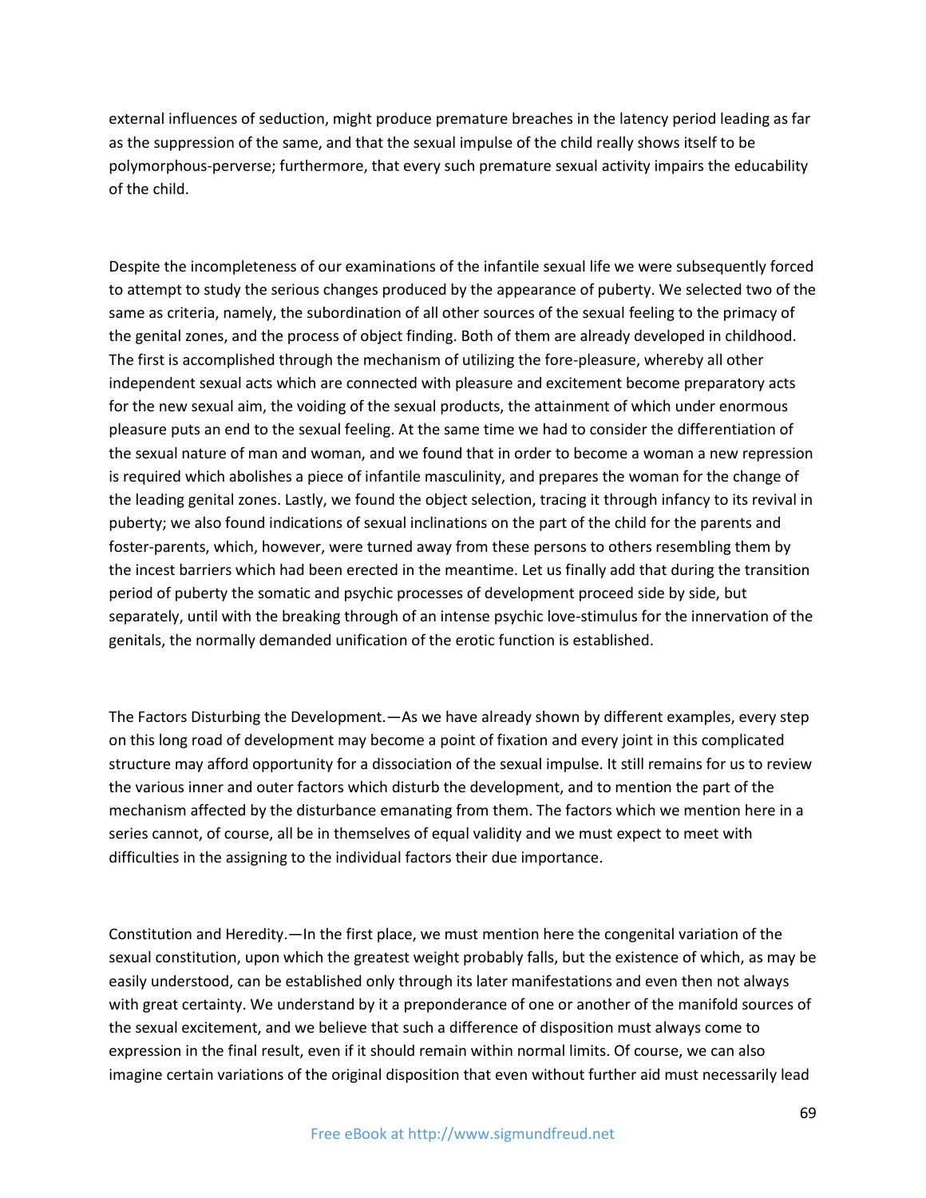external influences of seduction, might produce premature breaches in the latency period leading as far as the suppression of the same, and that the sexual impulse of the child really shows itself to be polymorphous-perverse; furthermore, that every such premature sexual activity impairs the educability of the child.

Despite the incompleteness of our examinations of the infantile sexual life we were subsequently forced to attempt to study the serious changes produced by the appearance of puberty. We selected two of the same as criteria, namely, the subordination of all other sources of the sexual feeling to the primacy of the genital zones, and the process of object finding. Both of them are already developed in childhood. The first is accomplished through the mechanism of utilizing the fore-pleasure, whereby all other independent sexual acts which are connected with pleasure and excitement become preparatory acts for the new sexual aim, the voiding of the sexual products, the attainment of which under enormous pleasure puts an end to the sexual feeling. At the same time we had to consider the differentiation of the sexual nature of man and woman, and we found that in order to become a woman a new repression is required which abolishes a piece of infantile masculinity, and prepares the woman for the change of the leading genital zones. Lastly, we found the object selection, tracing it through infancy to its revival in puberty; we also found indications of sexual inclinations on the part of the child for the parents and foster-parents, which, however, were turned away from these persons to others resembling them by the incest barriers which had been erected in the meantime. Let us finally add that during the transition period of puberty the somatic and psychic processes of development proceed side by side, but separately, until with the breaking through of an intense psychic love-stimulus for the innervation of the genitals, the normally demanded unification of the erotic function is established.

The Factors Disturbing the Development.—As we have already shown by different examples, every step on this long road of development may become a point of fixation and every joint in this complicated structure may afford opportunity for a dissociation of the sexual impulse. It still remains for us to review the various inner and outer factors which disturb the development, and to mention the part of the mechanism affected by the disturbance emanating from them. The factors which we mention here in a series cannot, of course, all be in themselves of equal validity and we must expect to meet with difficulties in the assigning to the individual factors their due importance.

Constitution and Heredity.—In the first place, we must mention here the congenital variation of the sexual constitution, upon which the greatest weight probably falls, but the existence of which, as may be easily understood, can be established only through its later manifestations and even then not always with great certainty. We understand by it a preponderance of one or another of the manifold sources of the sexual excitement, and we believe that such a difference of disposition must always come to expression in the final result, even if it should remain within normal limits. Of course, we can also imagine certain variations of the original disposition that even without further aid must necessarily lead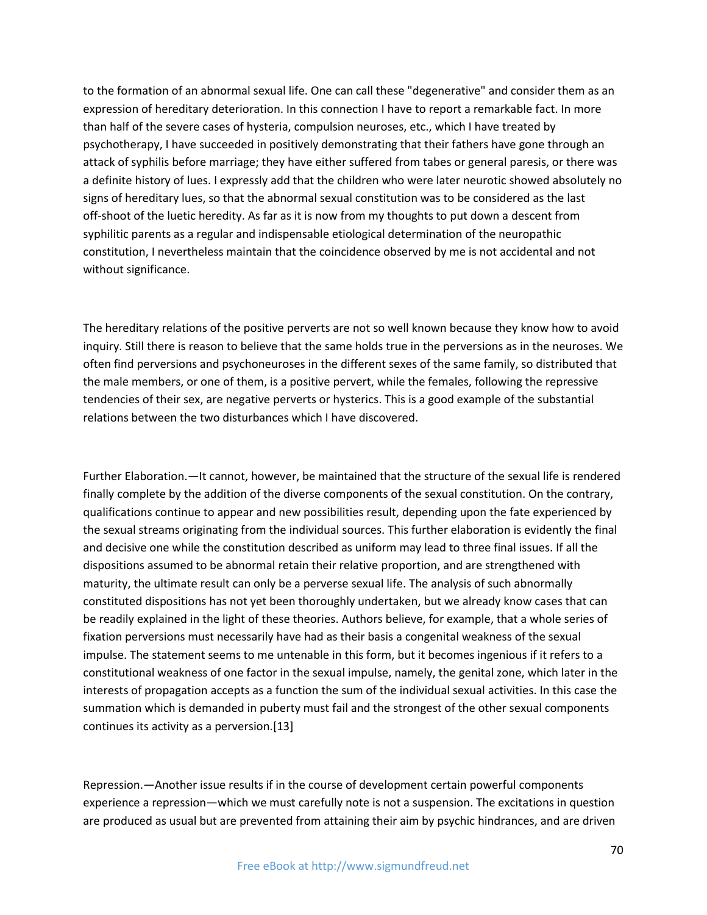to the formation of an abnormal sexual life. One can call these "degenerative" and consider them as an expression of hereditary deterioration. In this connection I have to report a remarkable fact. In more than half of the severe cases of hysteria, compulsion neuroses, etc., which I have treated by psychotherapy, I have succeeded in positively demonstrating that their fathers have gone through an attack of syphilis before marriage; they have either suffered from tabes or general paresis, or there was a definite history of lues. I expressly add that the children who were later neurotic showed absolutely no signs of hereditary lues, so that the abnormal sexual constitution was to be considered as the last off-shoot of the luetic heredity. As far as it is now from my thoughts to put down a descent from syphilitic parents as a regular and indispensable etiological determination of the neuropathic constitution, I nevertheless maintain that the coincidence observed by me is not accidental and not without significance.

The hereditary relations of the positive perverts are not so well known because they know how to avoid inquiry. Still there is reason to believe that the same holds true in the perversions as in the neuroses. We often find perversions and psychoneuroses in the different sexes of the same family, so distributed that the male members, or one of them, is a positive pervert, while the females, following the repressive tendencies of their sex, are negative perverts or hysterics. This is a good example of the substantial relations between the two disturbances which I have discovered.

Further Elaboration.—It cannot, however, be maintained that the structure of the sexual life is rendered finally complete by the addition of the diverse components of the sexual constitution. On the contrary, qualifications continue to appear and new possibilities result, depending upon the fate experienced by the sexual streams originating from the individual sources. This further elaboration is evidently the final and decisive one while the constitution described as uniform may lead to three final issues. If all the dispositions assumed to be abnormal retain their relative proportion, and are strengthened with maturity, the ultimate result can only be a perverse sexual life. The analysis of such abnormally constituted dispositions has not yet been thoroughly undertaken, but we already know cases that can be readily explained in the light of these theories. Authors believe, for example, that a whole series of fixation perversions must necessarily have had as their basis a congenital weakness of the sexual impulse. The statement seems to me untenable in this form, but it becomes ingenious if it refers to a constitutional weakness of one factor in the sexual impulse, namely, the genital zone, which later in the interests of propagation accepts as a function the sum of the individual sexual activities. In this case the summation which is demanded in puberty must fail and the strongest of the other sexual components continues its activity as a perversion.[13]

Repression.—Another issue results if in the course of development certain powerful components experience a repression—which we must carefully note is not a suspension. The excitations in question are produced as usual but are prevented from attaining their aim by psychic hindrances, and are driven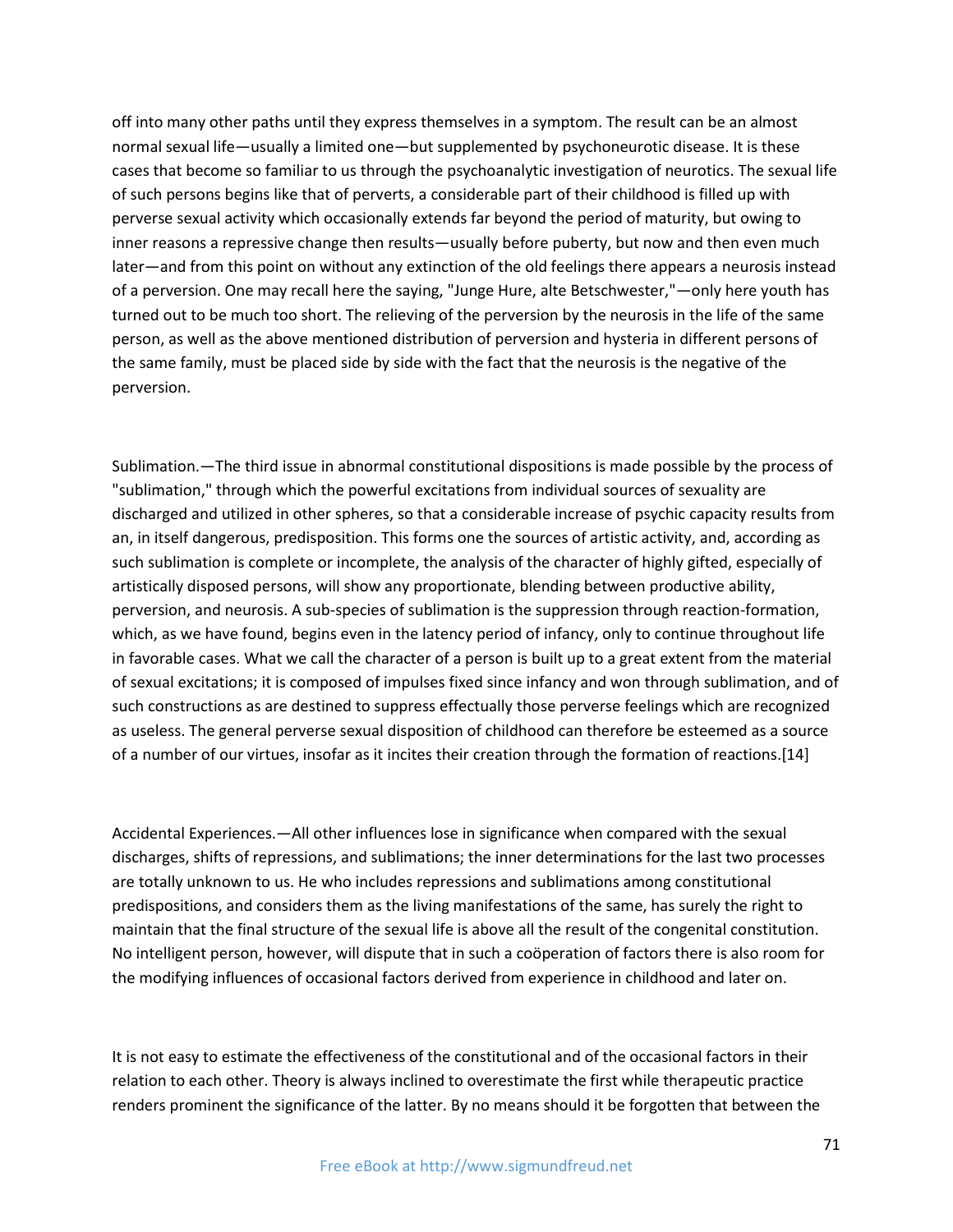off into many other paths until they express themselves in a symptom. The result can be an almost normal sexual life—usually a limited one—but supplemented by psychoneurotic disease. It is these cases that become so familiar to us through the psychoanalytic investigation of neurotics. The sexual life of such persons begins like that of perverts, a considerable part of their childhood is filled up with perverse sexual activity which occasionally extends far beyond the period of maturity, but owing to inner reasons a repressive change then results—usually before puberty, but now and then even much later—and from this point on without any extinction of the old feelings there appears a neurosis instead of a perversion. One may recall here the saying, "Junge Hure, alte Betschwester,"—only here youth has turned out to be much too short. The relieving of the perversion by the neurosis in the life of the same person, as well as the above mentioned distribution of perversion and hysteria in different persons of the same family, must be placed side by side with the fact that the neurosis is the negative of the perversion.

Sublimation.—The third issue in abnormal constitutional dispositions is made possible by the process of "sublimation," through which the powerful excitations from individual sources of sexuality are discharged and utilized in other spheres, so that a considerable increase of psychic capacity results from an, in itself dangerous, predisposition. This forms one the sources of artistic activity, and, according as such sublimation is complete or incomplete, the analysis of the character of highly gifted, especially of artistically disposed persons, will show any proportionate, blending between productive ability, perversion, and neurosis. A sub-species of sublimation is the suppression through reaction-formation, which, as we have found, begins even in the latency period of infancy, only to continue throughout life in favorable cases. What we call the character of a person is built up to a great extent from the material of sexual excitations; it is composed of impulses fixed since infancy and won through sublimation, and of such constructions as are destined to suppress effectually those perverse feelings which are recognized as useless. The general perverse sexual disposition of childhood can therefore be esteemed as a source of a number of our virtues, insofar as it incites their creation through the formation of reactions.[14]

Accidental Experiences.—All other influences lose in significance when compared with the sexual discharges, shifts of repressions, and sublimations; the inner determinations for the last two processes are totally unknown to us. He who includes repressions and sublimations among constitutional predispositions, and considers them as the living manifestations of the same, has surely the right to maintain that the final structure of the sexual life is above all the result of the congenital constitution. No intelligent person, however, will dispute that in such a coöperation of factors there is also room for the modifying influences of occasional factors derived from experience in childhood and later on.

It is not easy to estimate the effectiveness of the constitutional and of the occasional factors in their relation to each other. Theory is always inclined to overestimate the first while therapeutic practice renders prominent the significance of the latter. By no means should it be forgotten that between the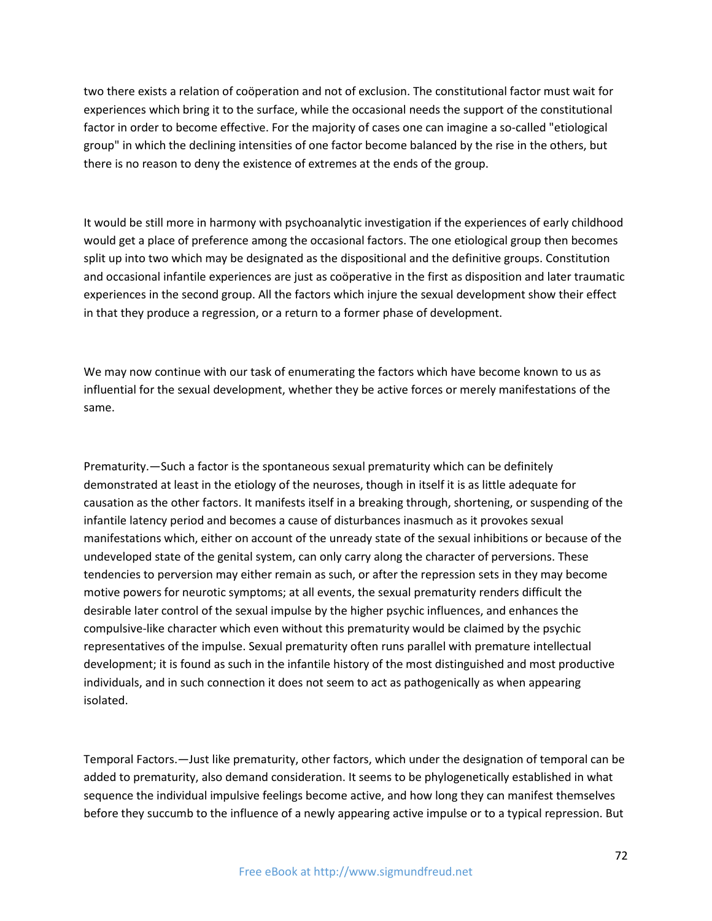two there exists a relation of coöperation and not of exclusion. The constitutional factor must wait for experiences which bring it to the surface, while the occasional needs the support of the constitutional factor in order to become effective. For the majority of cases one can imagine a so-called "etiological group" in which the declining intensities of one factor become balanced by the rise in the others, but there is no reason to deny the existence of extremes at the ends of the group.

It would be still more in harmony with psychoanalytic investigation if the experiences of early childhood would get a place of preference among the occasional factors. The one etiological group then becomes split up into two which may be designated as the dispositional and the definitive groups. Constitution and occasional infantile experiences are just as coöperative in the first as disposition and later traumatic experiences in the second group. All the factors which injure the sexual development show their effect in that they produce a regression, or a return to a former phase of development.

We may now continue with our task of enumerating the factors which have become known to us as influential for the sexual development, whether they be active forces or merely manifestations of the same.

Prematurity.—Such a factor is the spontaneous sexual prematurity which can be definitely demonstrated at least in the etiology of the neuroses, though in itself it is as little adequate for causation as the other factors. It manifests itself in a breaking through, shortening, or suspending of the infantile latency period and becomes a cause of disturbances inasmuch as it provokes sexual manifestations which, either on account of the unready state of the sexual inhibitions or because of the undeveloped state of the genital system, can only carry along the character of perversions. These tendencies to perversion may either remain as such, or after the repression sets in they may become motive powers for neurotic symptoms; at all events, the sexual prematurity renders difficult the desirable later control of the sexual impulse by the higher psychic influences, and enhances the compulsive-like character which even without this prematurity would be claimed by the psychic representatives of the impulse. Sexual prematurity often runs parallel with premature intellectual development; it is found as such in the infantile history of the most distinguished and most productive individuals, and in such connection it does not seem to act as pathogenically as when appearing isolated.

Temporal Factors.—Just like prematurity, other factors, which under the designation of temporal can be added to prematurity, also demand consideration. It seems to be phylogenetically established in what sequence the individual impulsive feelings become active, and how long they can manifest themselves before they succumb to the influence of a newly appearing active impulse or to a typical repression. But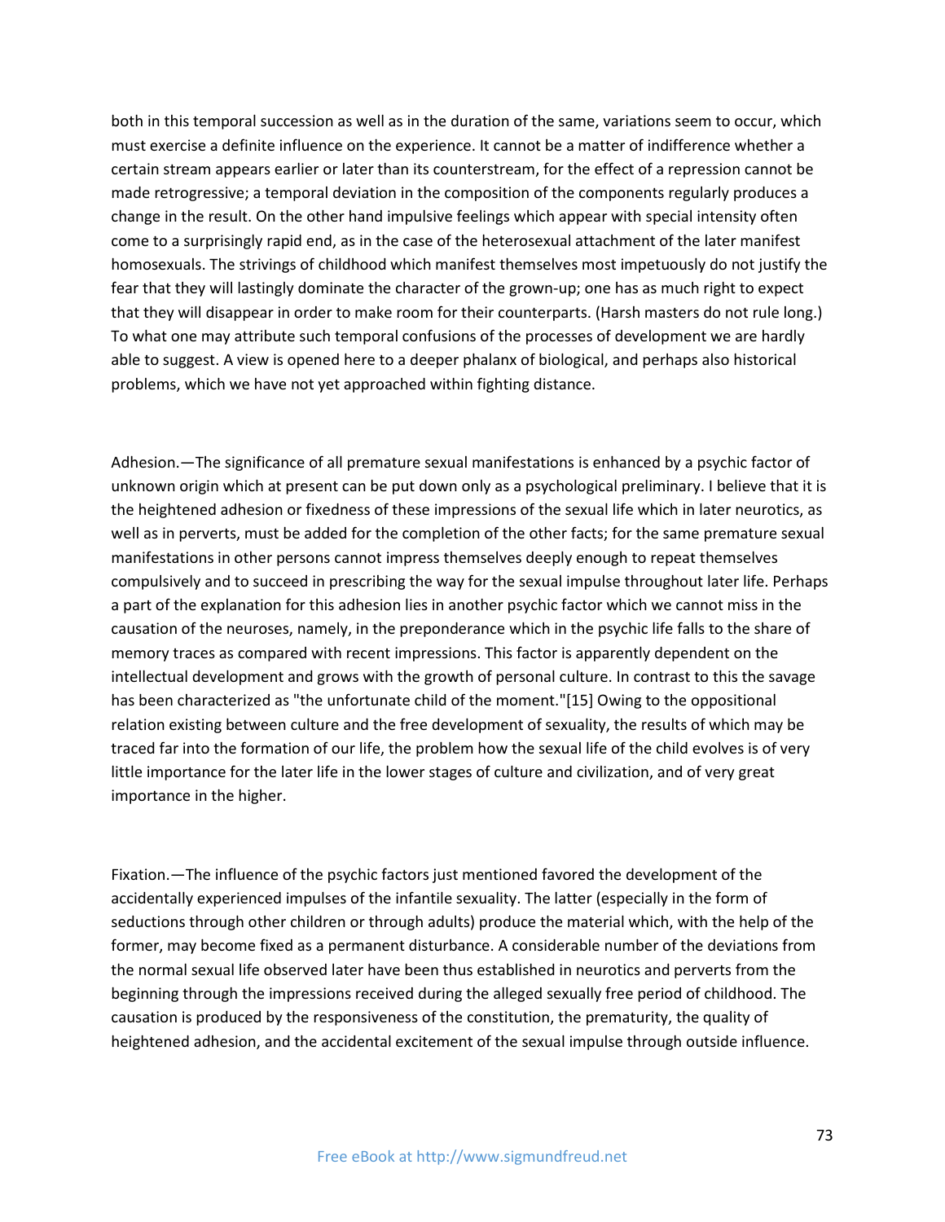both in this temporal succession as well as in the duration of the same, variations seem to occur, which must exercise a definite influence on the experience. It cannot be a matter of indifference whether a certain stream appears earlier or later than its counterstream, for the effect of a repression cannot be made retrogressive; a temporal deviation in the composition of the components regularly produces a change in the result. On the other hand impulsive feelings which appear with special intensity often come to a surprisingly rapid end, as in the case of the heterosexual attachment of the later manifest homosexuals. The strivings of childhood which manifest themselves most impetuously do not justify the fear that they will lastingly dominate the character of the grown-up; one has as much right to expect that they will disappear in order to make room for their counterparts. (Harsh masters do not rule long.) To what one may attribute such temporal confusions of the processes of development we are hardly able to suggest. A view is opened here to a deeper phalanx of biological, and perhaps also historical problems, which we have not yet approached within fighting distance.

Adhesion.—The significance of all premature sexual manifestations is enhanced by a psychic factor of unknown origin which at present can be put down only as a psychological preliminary. I believe that it is the heightened adhesion or fixedness of these impressions of the sexual life which in later neurotics, as well as in perverts, must be added for the completion of the other facts; for the same premature sexual manifestations in other persons cannot impress themselves deeply enough to repeat themselves compulsively and to succeed in prescribing the way for the sexual impulse throughout later life. Perhaps a part of the explanation for this adhesion lies in another psychic factor which we cannot miss in the causation of the neuroses, namely, in the preponderance which in the psychic life falls to the share of memory traces as compared with recent impressions. This factor is apparently dependent on the intellectual development and grows with the growth of personal culture. In contrast to this the savage has been characterized as "the unfortunate child of the moment."[15] Owing to the oppositional relation existing between culture and the free development of sexuality, the results of which may be traced far into the formation of our life, the problem how the sexual life of the child evolves is of very little importance for the later life in the lower stages of culture and civilization, and of very great importance in the higher.

Fixation.—The influence of the psychic factors just mentioned favored the development of the accidentally experienced impulses of the infantile sexuality. The latter (especially in the form of seductions through other children or through adults) produce the material which, with the help of the former, may become fixed as a permanent disturbance. A considerable number of the deviations from the normal sexual life observed later have been thus established in neurotics and perverts from the beginning through the impressions received during the alleged sexually free period of childhood. The causation is produced by the responsiveness of the constitution, the prematurity, the quality of heightened adhesion, and the accidental excitement of the sexual impulse through outside influence.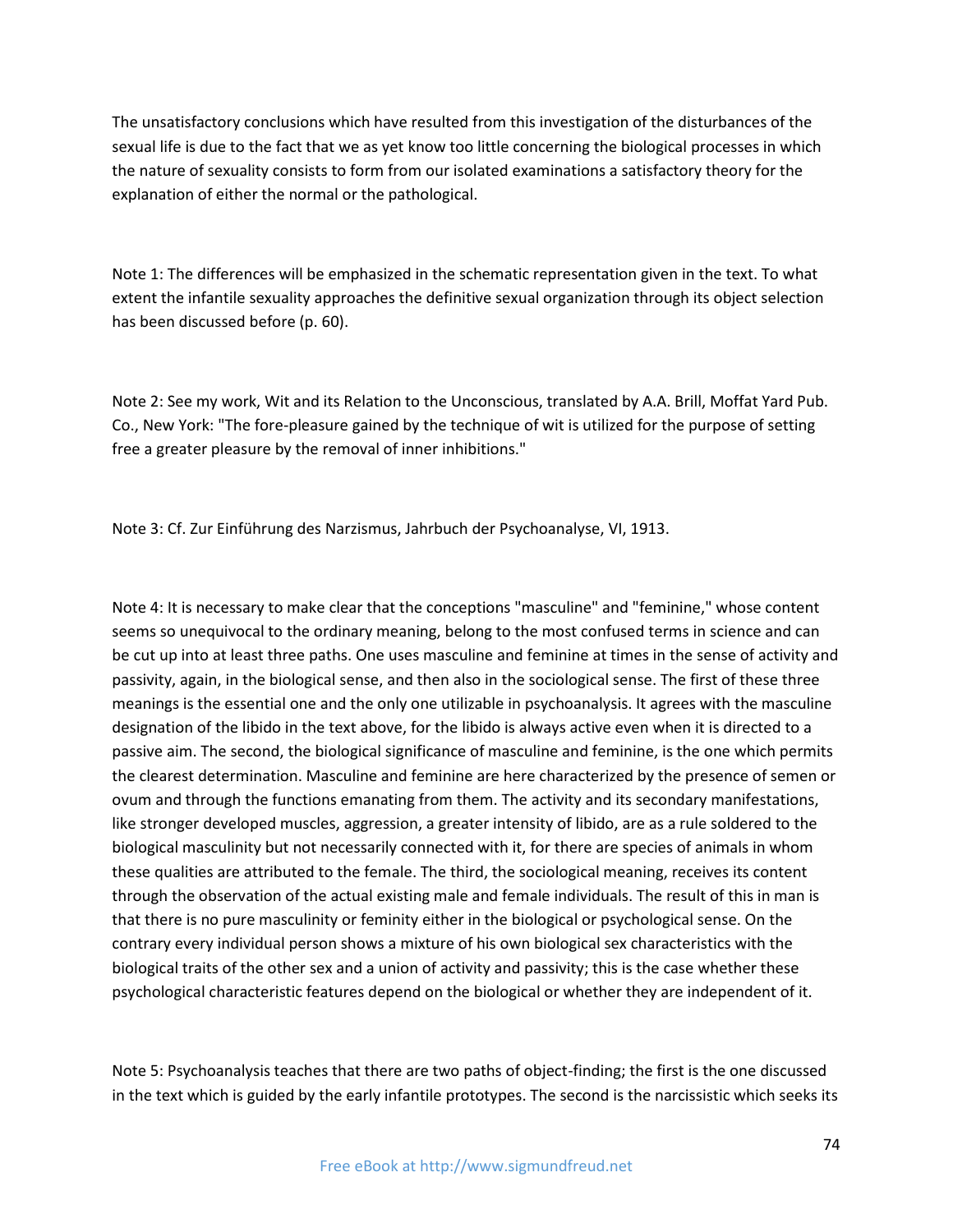The unsatisfactory conclusions which have resulted from this investigation of the disturbances of the sexual life is due to the fact that we as yet know too little concerning the biological processes in which the nature of sexuality consists to form from our isolated examinations a satisfactory theory for the explanation of either the normal or the pathological.

Note 1: The differences will be emphasized in the schematic representation given in the text. To what extent the infantile sexuality approaches the definitive sexual organization through its object selection has been discussed before (p. 60).

Note 2: See my work, Wit and its Relation to the Unconscious, translated by A.A. Brill, Moffat Yard Pub. Co., New York: "The fore-pleasure gained by the technique of wit is utilized for the purpose of setting free a greater pleasure by the removal of inner inhibitions."

Note 3: Cf. Zur Einführung des Narzismus, Jahrbuch der Psychoanalyse, VI, 1913.

Note 4: It is necessary to make clear that the conceptions "masculine" and "feminine," whose content seems so unequivocal to the ordinary meaning, belong to the most confused terms in science and can be cut up into at least three paths. One uses masculine and feminine at times in the sense of activity and passivity, again, in the biological sense, and then also in the sociological sense. The first of these three meanings is the essential one and the only one utilizable in psychoanalysis. It agrees with the masculine designation of the libido in the text above, for the libido is always active even when it is directed to a passive aim. The second, the biological significance of masculine and feminine, is the one which permits the clearest determination. Masculine and feminine are here characterized by the presence of semen or ovum and through the functions emanating from them. The activity and its secondary manifestations, like stronger developed muscles, aggression, a greater intensity of libido, are as a rule soldered to the biological masculinity but not necessarily connected with it, for there are species of animals in whom these qualities are attributed to the female. The third, the sociological meaning, receives its content through the observation of the actual existing male and female individuals. The result of this in man is that there is no pure masculinity or feminity either in the biological or psychological sense. On the contrary every individual person shows a mixture of his own biological sex characteristics with the biological traits of the other sex and a union of activity and passivity; this is the case whether these psychological characteristic features depend on the biological or whether they are independent of it.

Note 5: Psychoanalysis teaches that there are two paths of object-finding; the first is the one discussed in the text which is guided by the early infantile prototypes. The second is the narcissistic which seeks its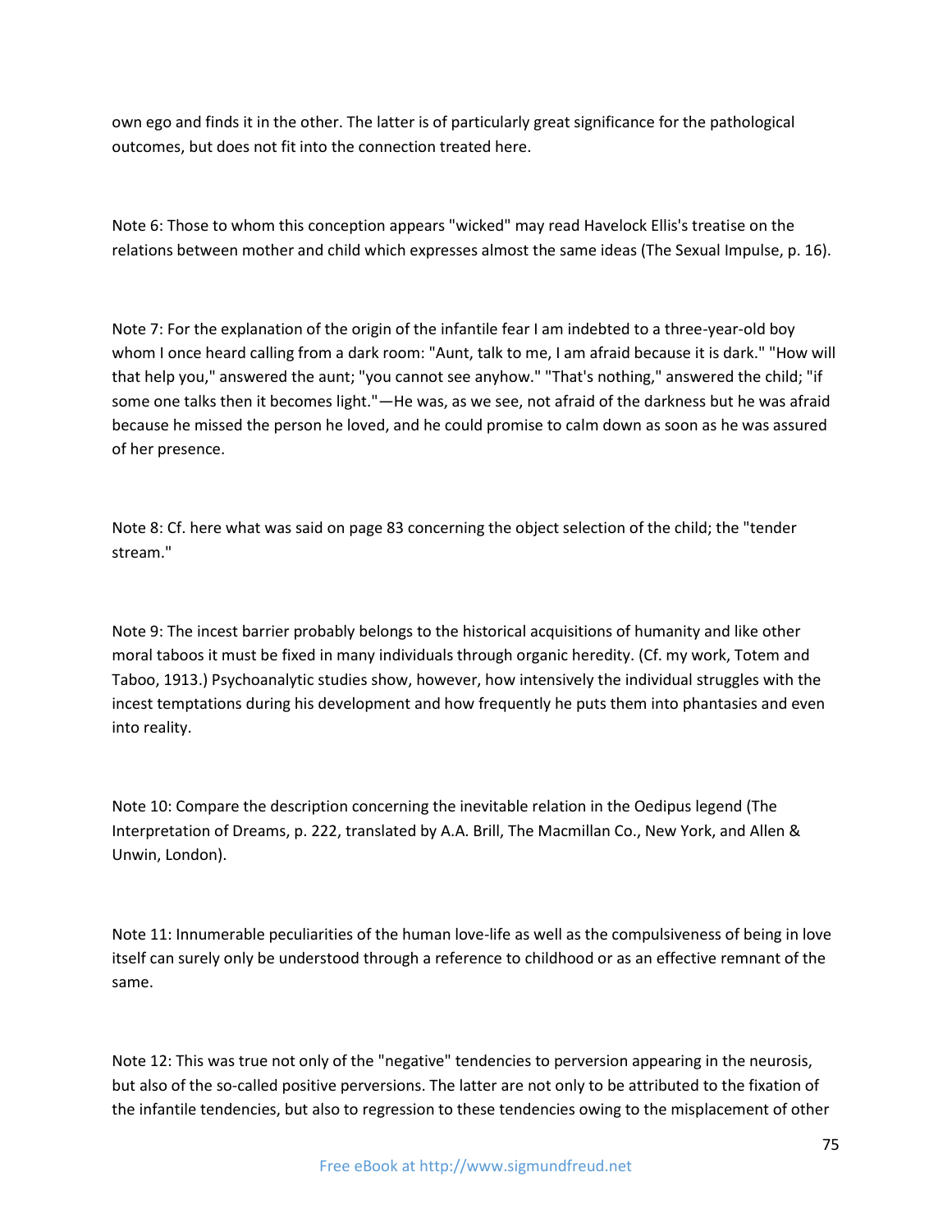own ego and finds it in the other. The latter is of particularly great significance for the pathological outcomes, but does not fit into the connection treated here.

Note 6: Those to whom this conception appears "wicked" may read Havelock Ellis's treatise on the relations between mother and child which expresses almost the same ideas (The Sexual Impulse, p. 16).

Note 7: For the explanation of the origin of the infantile fear I am indebted to a three-year-old boy whom I once heard calling from a dark room: "Aunt, talk to me, I am afraid because it is dark." "How will that help you," answered the aunt; "you cannot see anyhow." "That's nothing," answered the child; "if some one talks then it becomes light."—He was, as we see, not afraid of the darkness but he was afraid because he missed the person he loved, and he could promise to calm down as soon as he was assured of her presence.

Note 8: Cf. here what was said on page 83 concerning the object selection of the child; the "tender stream."

Note 9: The incest barrier probably belongs to the historical acquisitions of humanity and like other moral taboos it must be fixed in many individuals through organic heredity. (Cf. my work, Totem and Taboo, 1913.) Psychoanalytic studies show, however, how intensively the individual struggles with the incest temptations during his development and how frequently he puts them into phantasies and even into reality.

Note 10: Compare the description concerning the inevitable relation in the Oedipus legend (The Interpretation of Dreams, p. 222, translated by A.A. Brill, The Macmillan Co., New York, and Allen & Unwin, London).

Note 11: Innumerable peculiarities of the human love-life as well as the compulsiveness of being in love itself can surely only be understood through a reference to childhood or as an effective remnant of the same.

Note 12: This was true not only of the "negative" tendencies to perversion appearing in the neurosis, but also of the so-called positive perversions. The latter are not only to be attributed to the fixation of the infantile tendencies, but also to regression to these tendencies owing to the misplacement of other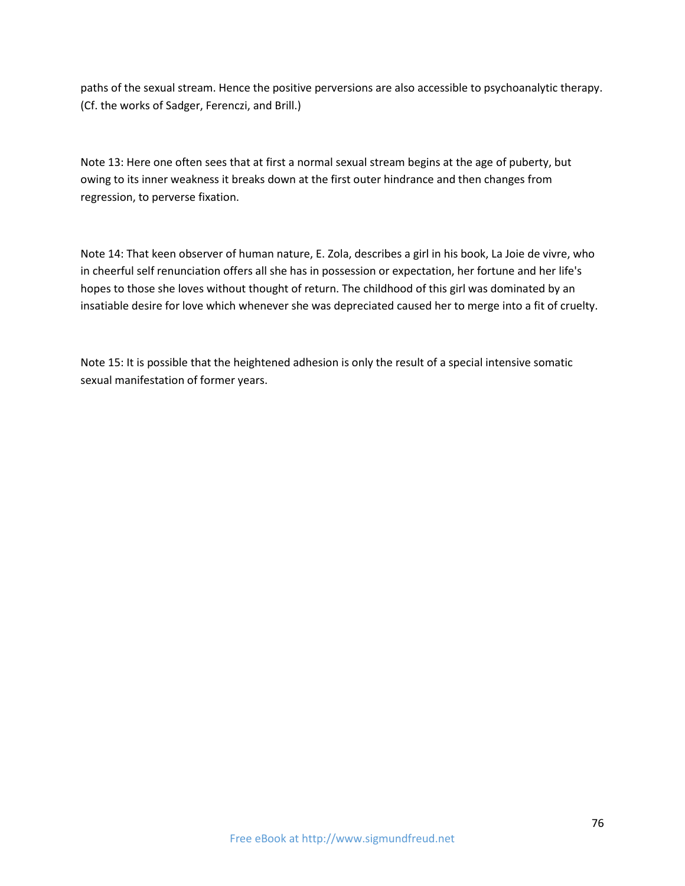paths of the sexual stream. Hence the positive perversions are also accessible to psychoanalytic therapy. (Cf. the works of Sadger, Ferenczi, and Brill.)

Note 13: Here one often sees that at first a normal sexual stream begins at the age of puberty, but owing to its inner weakness it breaks down at the first outer hindrance and then changes from regression, to perverse fixation.

Note 14: That keen observer of human nature, E. Zola, describes a girl in his book, La Joie de vivre, who in cheerful self renunciation offers all she has in possession or expectation, her fortune and her life's hopes to those she loves without thought of return. The childhood of this girl was dominated by an insatiable desire for love which whenever she was depreciated caused her to merge into a fit of cruelty.

Note 15: It is possible that the heightened adhesion is only the result of a special intensive somatic sexual manifestation of former years.